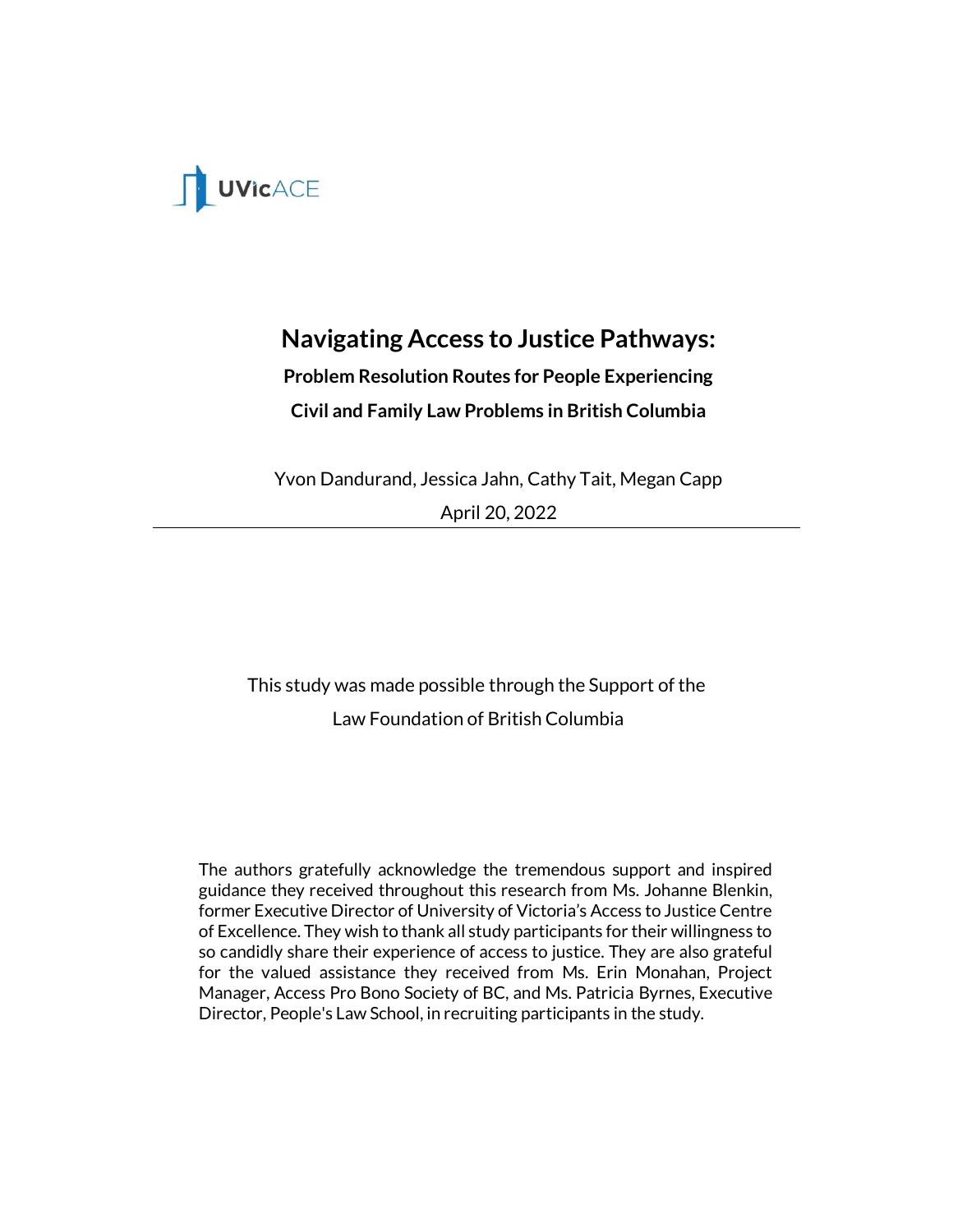UVicACE

# Navigating Access to Justice Pathways:

## Problem Resolution Routes for People Experiencing Civil and Family Law Problems in British Columbia

Yvon Dandurand, Jessica Jahn, Cathy Tait, Megan Capp

April 20, 2022

---

This study was made possible through the Support of the Law Foundation of British Columbia

The authors gratefully acknowledge the tremendous support and inspired guidance they received throughout this research from Ms. Johanne Blenkin, former Executive Director of University of Victoria's Access to Justice Centre of Excellence. They wish to thank all study participants for their willingness to so candidly share their experience of access to justice. They are also grateful for the valued assistance they received from Ms. Erin Monahan, Project Manager, Access Pro Bono Society of BC, and Ms. Patricia Byrnes, Executive Director, People's Law School, in recruiting participants in the study.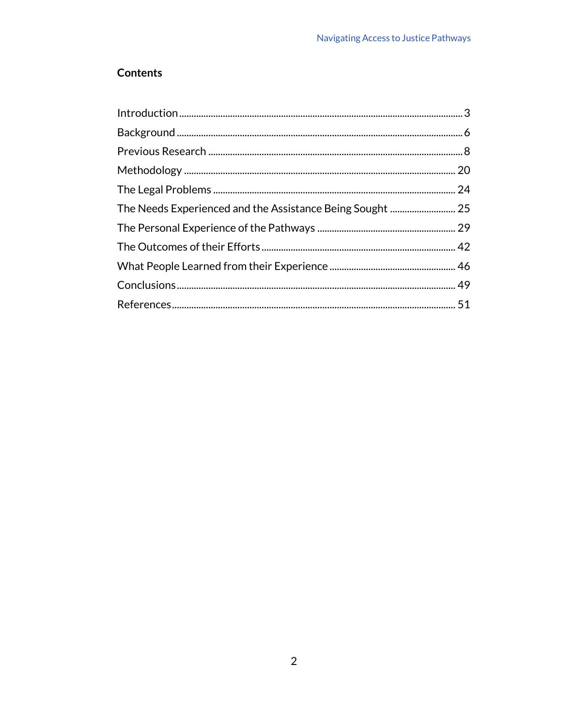## Contents

Introduction ........................................................................................................ 3

Background ......................................................................................................... 6

Previous Research ............................................................................................. 8

Methodology ..................................................................................................... 20

The Legal Problems .......................................................................................... 24

The Needs Experienced and the Assistance Being Sought ........................... 25

The Personal Experience of the Pathways ....................................................... 29

The Outcomes of their Efforts ........................................................................... 42

What People Learned from their Experience .................................................... 46

Conclusions ....................................................................................................... 49

References ......................................................................................................... 51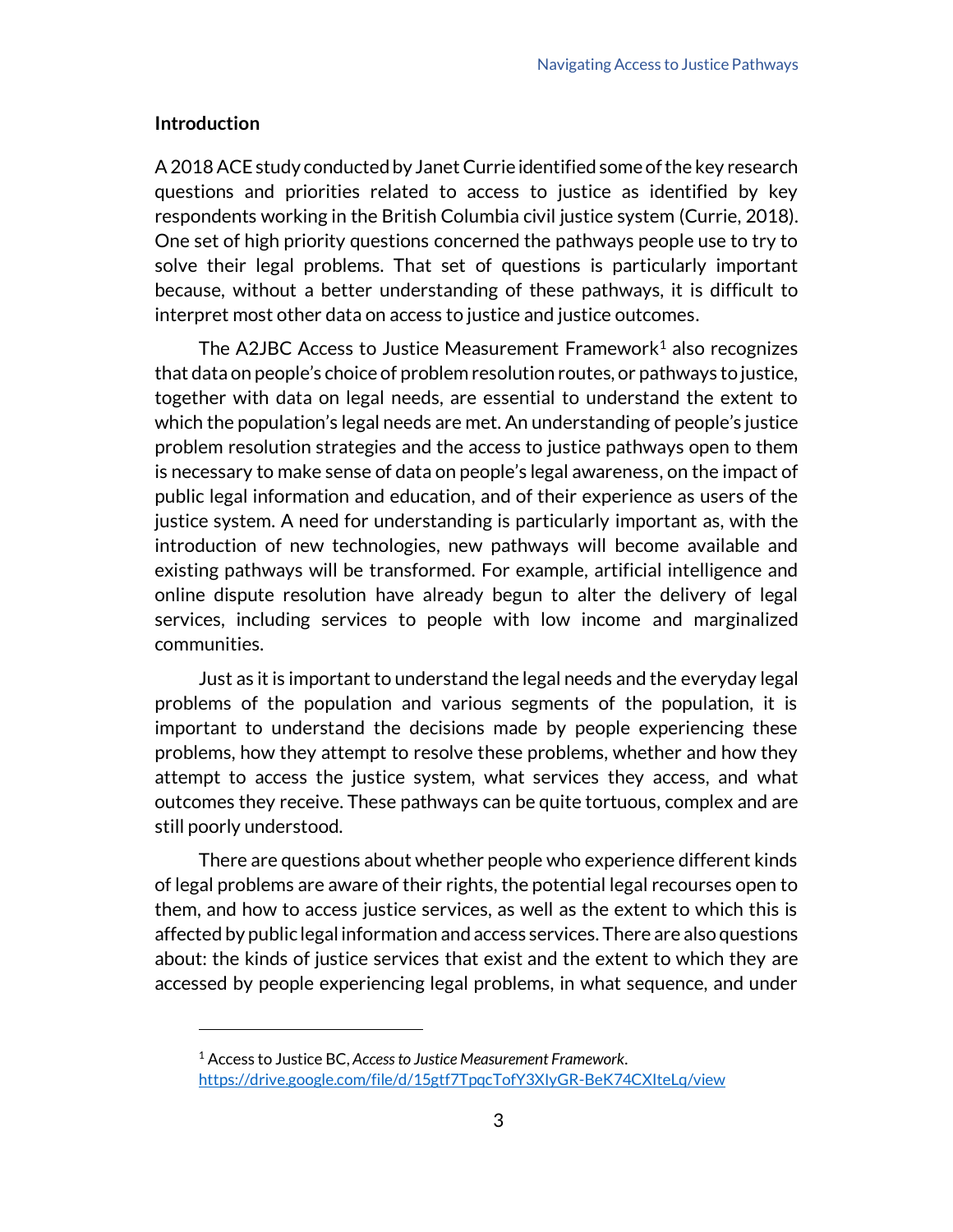## Introduction

A 2018 ACE study conducted by Janet Currie identified some of the key research questions and priorities related to access to justice as identified by key respondents working in the British Columbia civil justice system (Currie, 2018). One set of high priority questions concerned the pathways people use to try to solve their legal problems. That set of questions is particularly important because, without a better understanding of these pathways, it is difficult to interpret most other data on access to justice and justice outcomes.

The A2JBC Access to Justice Measurement Framework[1] also recognizes that data on people's choice of problem resolution routes, or pathways to justice, together with data on legal needs, are essential to understand the extent to which the population's legal needs are met. An understanding of people's justice problem resolution strategies and the access to justice pathways open to them is necessary to make sense of data on people's legal awareness, on the impact of public legal information and education, and of their experience as users of the justice system. A need for understanding is particularly important as, with the introduction of new technologies, new pathways will become available and existing pathways will be transformed. For example, artificial intelligence and online dispute resolution have already begun to alter the delivery of legal services, including services to people with low income and marginalized communities.

Just as it is important to understand the legal needs and the everyday legal problems of the population and various segments of the population, it is important to understand the decisions made by people experiencing these problems, how they attempt to resolve these problems, whether and how they attempt to access the justice system, what services they access, and what outcomes they receive. These pathways can be quite tortuous, complex and are still poorly understood.

There are questions about whether people who experience different kinds of legal problems are aware of their rights, the potential legal recourses open to them, and how to access justice services, as well as the extent to which this is affected by public legal information and access services. There are also questions about: the kinds of justice services that exist and the extent to which they are accessed by people experiencing legal problems, in what sequence, and under

---

[1] Access to Justice BC, *Access to Justice Measurement Framework*. https://drive.google.com/file/d/15gtf7TpqcTofY3XIyGR-BeK74CXIteLq/view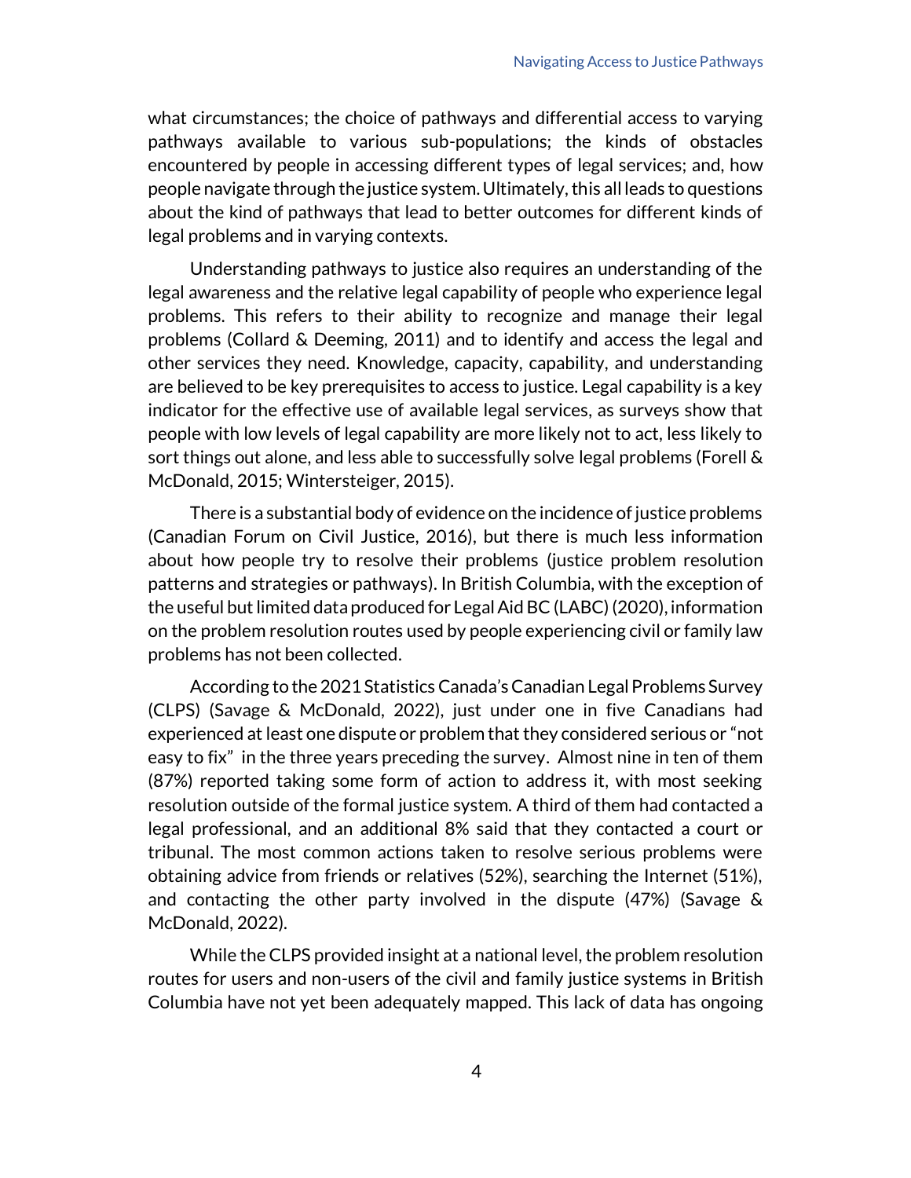what circumstances; the choice of pathways and differential access to varying pathways available to various sub-populations; the kinds of obstacles encountered by people in accessing different types of legal services; and, how people navigate through the justice system. Ultimately, this all leads to questions about the kind of pathways that lead to better outcomes for different kinds of legal problems and in varying contexts.

Understanding pathways to justice also requires an understanding of the legal awareness and the relative legal capability of people who experience legal problems. This refers to their ability to recognize and manage their legal problems (Collard & Deeming, 2011) and to identify and access the legal and other services they need. Knowledge, capacity, capability, and understanding are believed to be key prerequisites to access to justice. Legal capability is a key indicator for the effective use of available legal services, as surveys show that people with low levels of legal capability are more likely not to act, less likely to sort things out alone, and less able to successfully solve legal problems (Forell & McDonald, 2015; Wintersteiger, 2015).

There is a substantial body of evidence on the incidence of justice problems (Canadian Forum on Civil Justice, 2016), but there is much less information about how people try to resolve their problems (justice problem resolution patterns and strategies or pathways). In British Columbia, with the exception of the useful but limited data produced for Legal Aid BC (LABC) (2020), information on the problem resolution routes used by people experiencing civil or family law problems has not been collected.

According to the 2021 Statistics Canada's Canadian Legal Problems Survey (CLPS) (Savage & McDonald, 2022), just under one in five Canadians had experienced at least one dispute or problem that they considered serious or "not easy to fix" in the three years preceding the survey. Almost nine in ten of them (87%) reported taking some form of action to address it, with most seeking resolution outside of the formal justice system. A third of them had contacted a legal professional, and an additional 8% said that they contacted a court or tribunal. The most common actions taken to resolve serious problems were obtaining advice from friends or relatives (52%), searching the Internet (51%), and contacting the other party involved in the dispute (47%) (Savage & McDonald, 2022).

While the CLPS provided insight at a national level, the problem resolution routes for users and non-users of the civil and family justice systems in British Columbia have not yet been adequately mapped. This lack of data has ongoing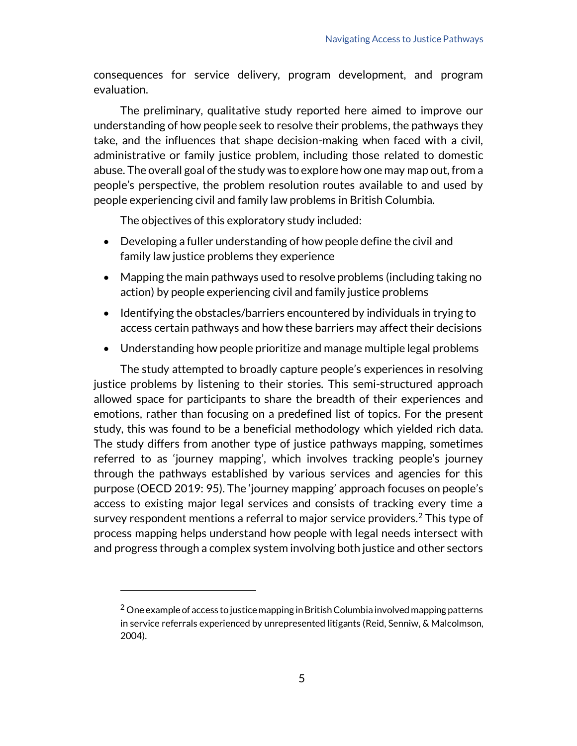consequences for service delivery, program development, and program evaluation.

The preliminary, qualitative study reported here aimed to improve our understanding of how people seek to resolve their problems, the pathways they take, and the influences that shape decision-making when faced with a civil, administrative or family justice problem, including those related to domestic abuse. The overall goal of the study was to explore how one may map out, from a people's perspective, the problem resolution routes available to and used by people experiencing civil and family law problems in British Columbia.

The objectives of this exploratory study included:

- Developing a fuller understanding of how people define the civil and family law justice problems they experience
- Mapping the main pathways used to resolve problems (including taking no action) by people experiencing civil and family justice problems
- Identifying the obstacles/barriers encountered by individuals in trying to access certain pathways and how these barriers may affect their decisions
- Understanding how people prioritize and manage multiple legal problems

The study attempted to broadly capture people's experiences in resolving justice problems by listening to their stories. This semi-structured approach allowed space for participants to share the breadth of their experiences and emotions, rather than focusing on a predefined list of topics. For the present study, this was found to be a beneficial methodology which yielded rich data. The study differs from another type of justice pathways mapping, sometimes referred to as 'journey mapping', which involves tracking people's journey through the pathways established by various services and agencies for this purpose (OECD 2019: 95). The 'journey mapping' approach focuses on people's access to existing major legal services and consists of tracking every time a survey respondent mentions a referral to major service providers.[2] This type of process mapping helps understand how people with legal needs intersect with and progress through a complex system involving both justice and other sectors

[2] One example of access to justice mapping in British Columbia involved mapping patterns in service referrals experienced by unrepresented litigants (Reid, Senniw, & Malcolmson, 2004).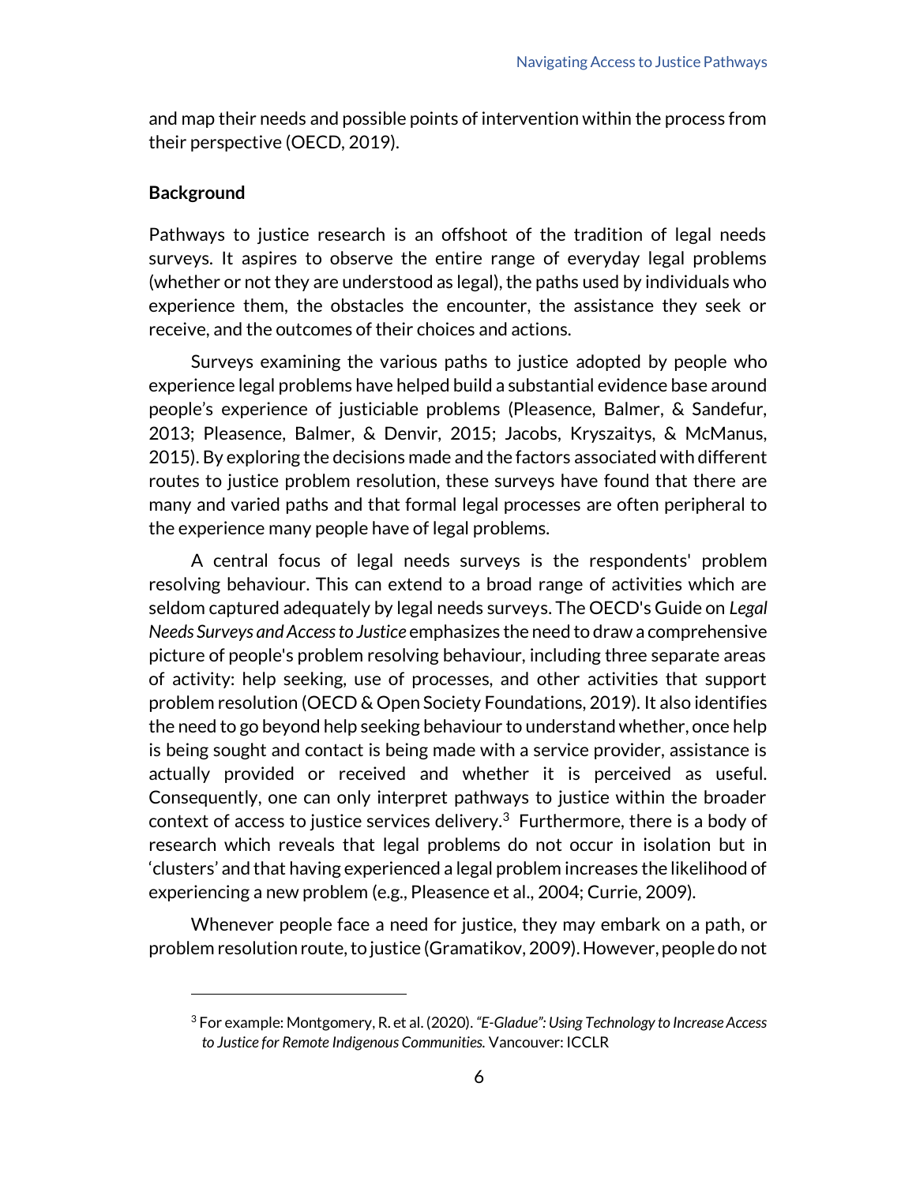and map their needs and possible points of intervention within the process from their perspective (OECD, 2019).

## Background

Pathways to justice research is an offshoot of the tradition of legal needs surveys. It aspires to observe the entire range of everyday legal problems (whether or not they are understood as legal), the paths used by individuals who experience them, the obstacles the encounter, the assistance they seek or receive, and the outcomes of their choices and actions.

Surveys examining the various paths to justice adopted by people who experience legal problems have helped build a substantial evidence base around people's experience of justiciable problems (Pleasence, Balmer, & Sandefur, 2013; Pleasence, Balmer, & Denvir, 2015; Jacobs, Kryszaitys, & McManus, 2015). By exploring the decisions made and the factors associated with different routes to justice problem resolution, these surveys have found that there are many and varied paths and that formal legal processes are often peripheral to the experience many people have of legal problems.

A central focus of legal needs surveys is the respondents' problem resolving behaviour. This can extend to a broad range of activities which are seldom captured adequately by legal needs surveys. The OECD's Guide on *Legal Needs Surveys and Access to Justice* emphasizes the need to draw a comprehensive picture of people's problem resolving behaviour, including three separate areas of activity: help seeking, use of processes, and other activities that support problem resolution (OECD & Open Society Foundations, 2019). It also identifies the need to go beyond help seeking behaviour to understand whether, once help is being sought and contact is being made with a service provider, assistance is actually provided or received and whether it is perceived as useful. Consequently, one can only interpret pathways to justice within the broader context of access to justice services delivery.[3] Furthermore, there is a body of research which reveals that legal problems do not occur in isolation but in 'clusters' and that having experienced a legal problem increases the likelihood of experiencing a new problem (e.g., Pleasence et al., 2004; Currie, 2009).

Whenever people face a need for justice, they may embark on a path, or problem resolution route, to justice (Gramatikov, 2009). However, people do not

[3] For example: Montgomery, R. et al. (2020). *"E-Gladue": Using Technology to Increase Access to Justice for Remote Indigenous Communities.* Vancouver: ICCLR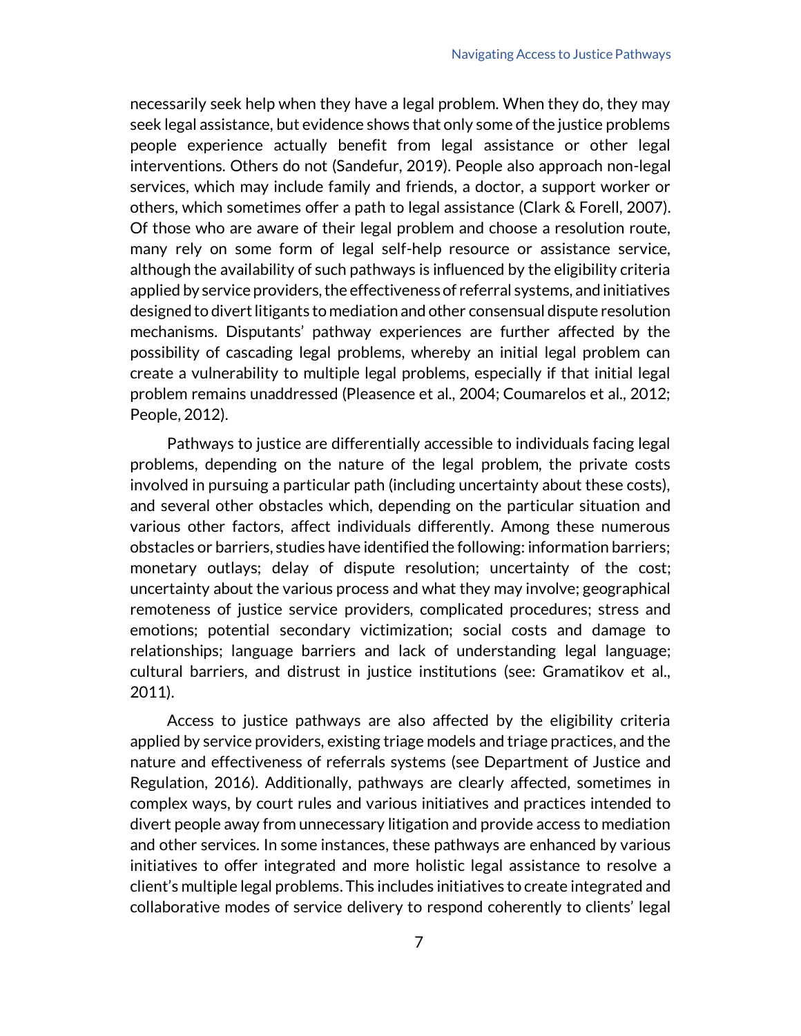necessarily seek help when they have a legal problem. When they do, they may seek legal assistance, but evidence shows that only some of the justice problems people experience actually benefit from legal assistance or other legal interventions. Others do not (Sandefur, 2019). People also approach non-legal services, which may include family and friends, a doctor, a support worker or others, which sometimes offer a path to legal assistance (Clark & Forell, 2007). Of those who are aware of their legal problem and choose a resolution route, many rely on some form of legal self-help resource or assistance service, although the availability of such pathways is influenced by the eligibility criteria applied by service providers, the effectiveness of referral systems, and initiatives designed to divert litigants to mediation and other consensual dispute resolution mechanisms. Disputants' pathway experiences are further affected by the possibility of cascading legal problems, whereby an initial legal problem can create a vulnerability to multiple legal problems, especially if that initial legal problem remains unaddressed (Pleasence et al., 2004; Coumarelos et al., 2012; People, 2012).

Pathways to justice are differentially accessible to individuals facing legal problems, depending on the nature of the legal problem, the private costs involved in pursuing a particular path (including uncertainty about these costs), and several other obstacles which, depending on the particular situation and various other factors, affect individuals differently. Among these numerous obstacles or barriers, studies have identified the following: information barriers; monetary outlays; delay of dispute resolution; uncertainty of the cost; uncertainty about the various process and what they may involve; geographical remoteness of justice service providers, complicated procedures; stress and emotions; potential secondary victimization; social costs and damage to relationships; language barriers and lack of understanding legal language; cultural barriers, and distrust in justice institutions (see: Gramatikov et al., 2011).

Access to justice pathways are also affected by the eligibility criteria applied by service providers, existing triage models and triage practices, and the nature and effectiveness of referrals systems (see Department of Justice and Regulation, 2016). Additionally, pathways are clearly affected, sometimes in complex ways, by court rules and various initiatives and practices intended to divert people away from unnecessary litigation and provide access to mediation and other services. In some instances, these pathways are enhanced by various initiatives to offer integrated and more holistic legal assistance to resolve a client's multiple legal problems. This includes initiatives to create integrated and collaborative modes of service delivery to respond coherently to clients' legal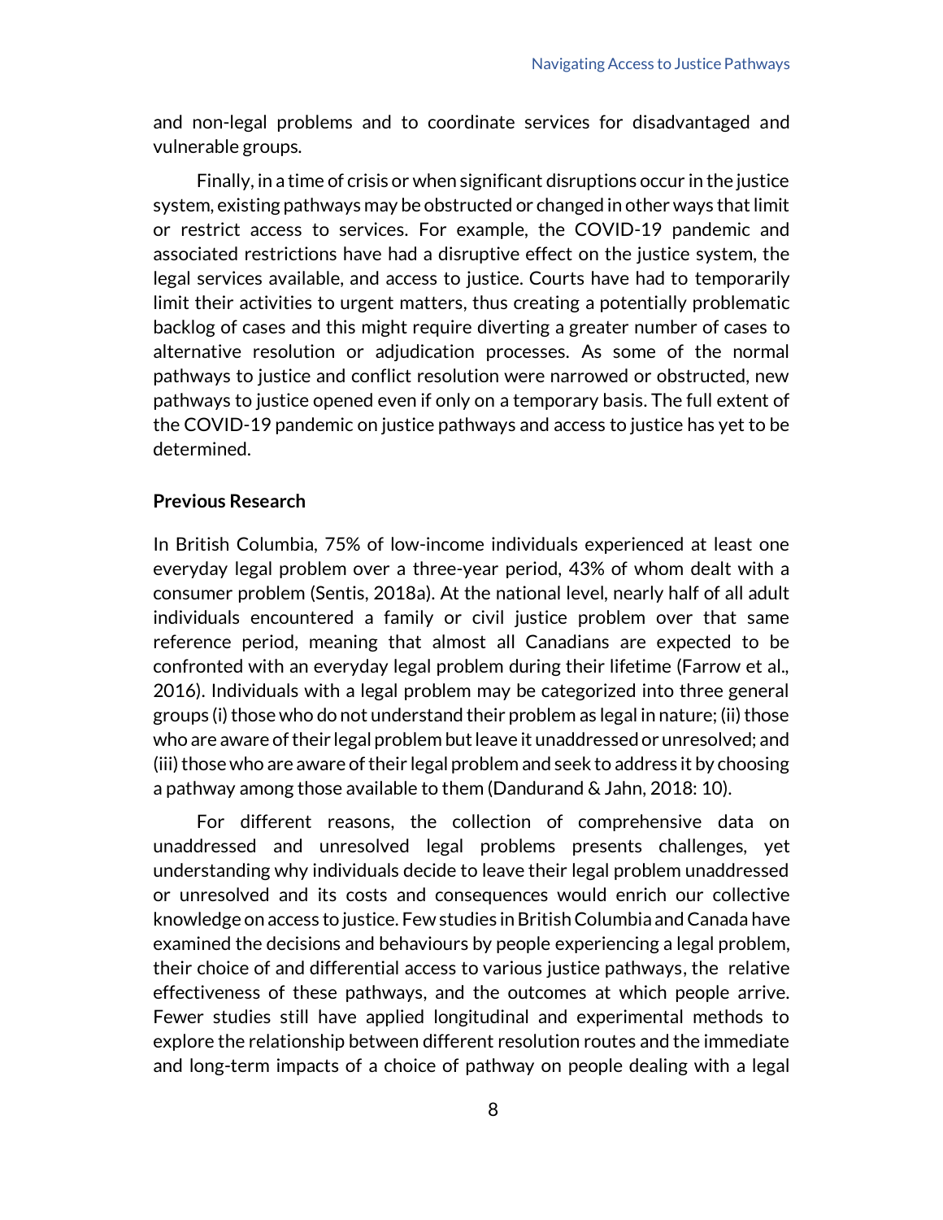and non-legal problems and to coordinate services for disadvantaged and vulnerable groups.

Finally, in a time of crisis or when significant disruptions occur in the justice system, existing pathways may be obstructed or changed in other ways that limit or restrict access to services. For example, the COVID-19 pandemic and associated restrictions have had a disruptive effect on the justice system, the legal services available, and access to justice. Courts have had to temporarily limit their activities to urgent matters, thus creating a potentially problematic backlog of cases and this might require diverting a greater number of cases to alternative resolution or adjudication processes. As some of the normal pathways to justice and conflict resolution were narrowed or obstructed, new pathways to justice opened even if only on a temporary basis. The full extent of the COVID-19 pandemic on justice pathways and access to justice has yet to be determined.

**Previous Research**

In British Columbia, 75% of low-income individuals experienced at least one everyday legal problem over a three-year period, 43% of whom dealt with a consumer problem (Sentis, 2018a). At the national level, nearly half of all adult individuals encountered a family or civil justice problem over that same reference period, meaning that almost all Canadians are expected to be confronted with an everyday legal problem during their lifetime (Farrow et al., 2016). Individuals with a legal problem may be categorized into three general groups (i) those who do not understand their problem as legal in nature; (ii) those who are aware of their legal problem but leave it unaddressed or unresolved; and (iii) those who are aware of their legal problem and seek to address it by choosing a pathway among those available to them (Dandurand & Jahn, 2018: 10).

For different reasons, the collection of comprehensive data on unaddressed and unresolved legal problems presents challenges, yet understanding why individuals decide to leave their legal problem unaddressed or unresolved and its costs and consequences would enrich our collective knowledge on access to justice. Few studies in British Columbia and Canada have examined the decisions and behaviours by people experiencing a legal problem, their choice of and differential access to various justice pathways, the relative effectiveness of these pathways, and the outcomes at which people arrive. Fewer studies still have applied longitudinal and experimental methods to explore the relationship between different resolution routes and the immediate and long-term impacts of a choice of pathway on people dealing with a legal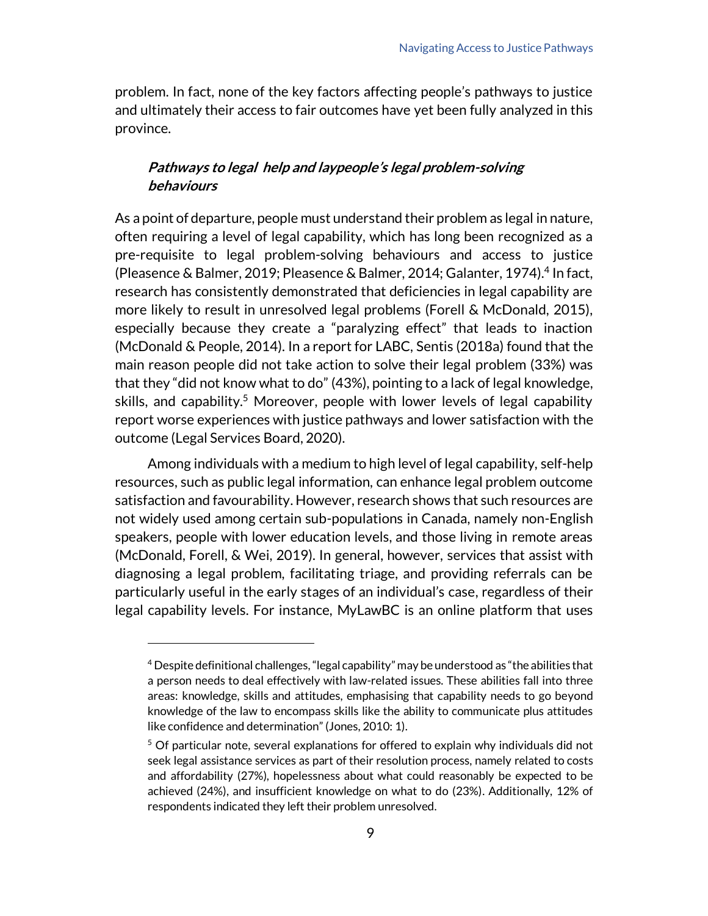problem. In fact, none of the key factors affecting people's pathways to justice and ultimately their access to fair outcomes have yet been fully analyzed in this province.

### ***Pathways to legal help and laypeople's legal problem-solving behaviours***

As a point of departure, people must understand their problem as legal in nature, often requiring a level of legal capability, which has long been recognized as a pre-requisite to legal problem-solving behaviours and access to justice (Pleasence & Balmer, 2019; Pleasence & Balmer, 2014; Galanter, 1974).[4] In fact, research has consistently demonstrated that deficiencies in legal capability are more likely to result in unresolved legal problems (Forell & McDonald, 2015), especially because they create a "paralyzing effect" that leads to inaction (McDonald & People, 2014). In a report for LABC, Sentis (2018a) found that the main reason people did not take action to solve their legal problem (33%) was that they "did not know what to do" (43%), pointing to a lack of legal knowledge, skills, and capability.[5] Moreover, people with lower levels of legal capability report worse experiences with justice pathways and lower satisfaction with the outcome (Legal Services Board, 2020).

Among individuals with a medium to high level of legal capability, self-help resources, such as public legal information, can enhance legal problem outcome satisfaction and favourability. However, research shows that such resources are not widely used among certain sub-populations in Canada, namely non-English speakers, people with lower education levels, and those living in remote areas (McDonald, Forell, & Wei, 2019). In general, however, services that assist with diagnosing a legal problem, facilitating triage, and providing referrals can be particularly useful in the early stages of an individual's case, regardless of their legal capability levels. For instance, MyLawBC is an online platform that uses

---

[4] Despite definitional challenges, "legal capability" may be understood as "the abilities that a person needs to deal effectively with law-related issues. These abilities fall into three areas: knowledge, skills and attitudes, emphasising that capability needs to go beyond knowledge of the law to encompass skills like the ability to communicate plus attitudes like confidence and determination" (Jones, 2010: 1).

[5] Of particular note, several explanations for offered to explain why individuals did not seek legal assistance services as part of their resolution process, namely related to costs and affordability (27%), hopelessness about what could reasonably be expected to be achieved (24%), and insufficient knowledge on what to do (23%). Additionally, 12% of respondents indicated they left their problem unresolved.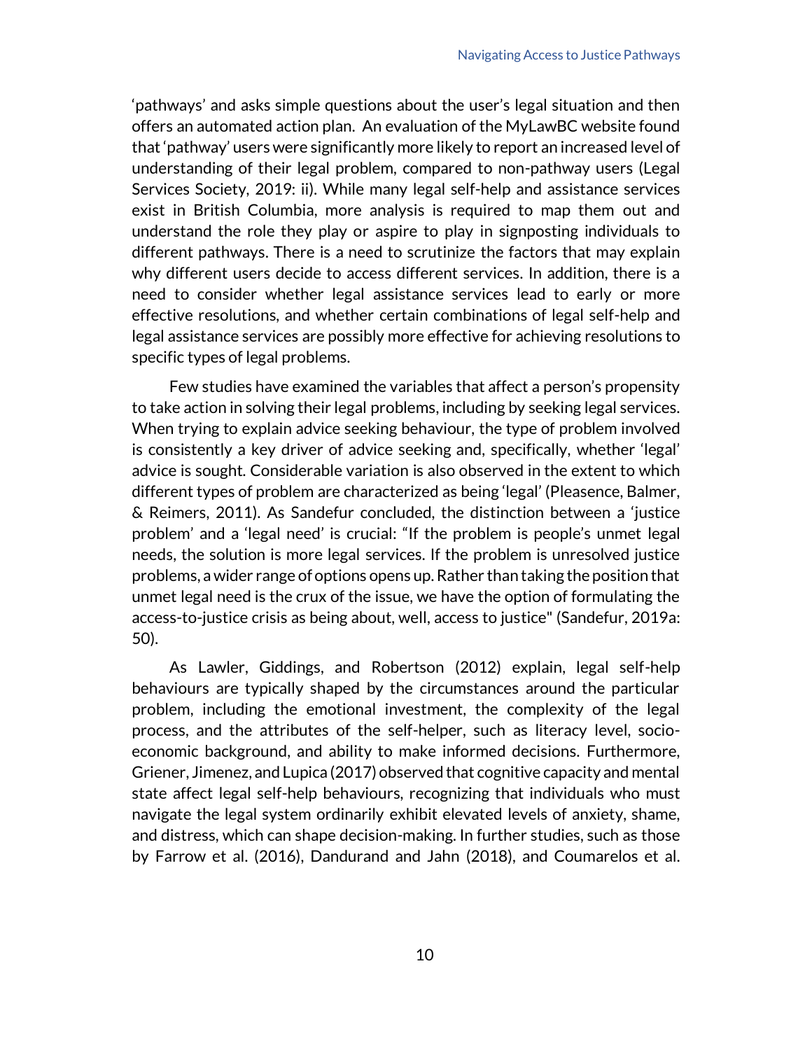'pathways' and asks simple questions about the user's legal situation and then offers an automated action plan. An evaluation of the MyLawBC website found that 'pathway' users were significantly more likely to report an increased level of understanding of their legal problem, compared to non-pathway users (Legal Services Society, 2019: ii). While many legal self-help and assistance services exist in British Columbia, more analysis is required to map them out and understand the role they play or aspire to play in signposting individuals to different pathways. There is a need to scrutinize the factors that may explain why different users decide to access different services. In addition, there is a need to consider whether legal assistance services lead to early or more effective resolutions, and whether certain combinations of legal self-help and legal assistance services are possibly more effective for achieving resolutions to specific types of legal problems.

Few studies have examined the variables that affect a person's propensity to take action in solving their legal problems, including by seeking legal services. When trying to explain advice seeking behaviour, the type of problem involved is consistently a key driver of advice seeking and, specifically, whether 'legal' advice is sought. Considerable variation is also observed in the extent to which different types of problem are characterized as being 'legal' (Pleasence, Balmer, & Reimers, 2011). As Sandefur concluded, the distinction between a 'justice problem' and a 'legal need' is crucial: "If the problem is people's unmet legal needs, the solution is more legal services. If the problem is unresolved justice problems, a wider range of options opens up. Rather than taking the position that unmet legal need is the crux of the issue, we have the option of formulating the access-to-justice crisis as being about, well, access to justice" (Sandefur, 2019a: 50).

As Lawler, Giddings, and Robertson (2012) explain, legal self-help behaviours are typically shaped by the circumstances around the particular problem, including the emotional investment, the complexity of the legal process, and the attributes of the self-helper, such as literacy level, socio-economic background, and ability to make informed decisions. Furthermore, Griener, Jimenez, and Lupica (2017) observed that cognitive capacity and mental state affect legal self-help behaviours, recognizing that individuals who must navigate the legal system ordinarily exhibit elevated levels of anxiety, shame, and distress, which can shape decision-making. In further studies, such as those by Farrow et al. (2016), Dandurand and Jahn (2018), and Coumarelos et al.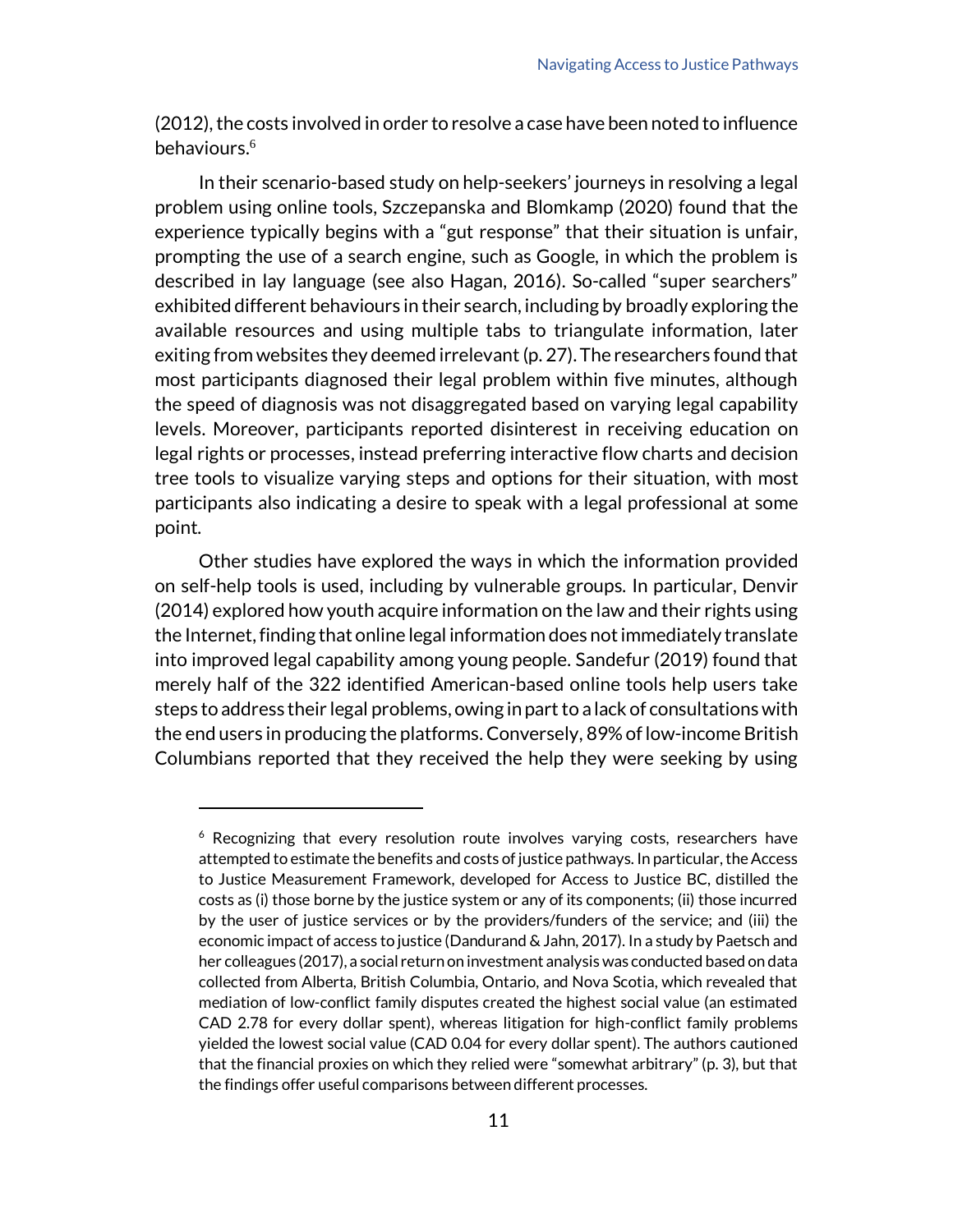(2012), the costs involved in order to resolve a case have been noted to influence behaviours.[6]

In their scenario-based study on help-seekers' journeys in resolving a legal problem using online tools, Szczepanska and Blomkamp (2020) found that the experience typically begins with a "gut response" that their situation is unfair, prompting the use of a search engine, such as Google, in which the problem is described in lay language (see also Hagan, 2016). So-called "super searchers" exhibited different behaviours in their search, including by broadly exploring the available resources and using multiple tabs to triangulate information, later exiting from websites they deemed irrelevant (p. 27). The researchers found that most participants diagnosed their legal problem within five minutes, although the speed of diagnosis was not disaggregated based on varying legal capability levels. Moreover, participants reported disinterest in receiving education on legal rights or processes, instead preferring interactive flow charts and decision tree tools to visualize varying steps and options for their situation, with most participants also indicating a desire to speak with a legal professional at some point.

Other studies have explored the ways in which the information provided on self-help tools is used, including by vulnerable groups. In particular, Denvir (2014) explored how youth acquire information on the law and their rights using the Internet, finding that online legal information does not immediately translate into improved legal capability among young people. Sandefur (2019) found that merely half of the 322 identified American-based online tools help users take steps to address their legal problems, owing in part to a lack of consultations with the end users in producing the platforms. Conversely, 89% of low-income British Columbians reported that they received the help they were seeking by using

---

[6] Recognizing that every resolution route involves varying costs, researchers have attempted to estimate the benefits and costs of justice pathways. In particular, the Access to Justice Measurement Framework, developed for Access to Justice BC, distilled the costs as (i) those borne by the justice system or any of its components; (ii) those incurred by the user of justice services or by the providers/funders of the service; and (iii) the economic impact of access to justice (Dandurand & Jahn, 2017). In a study by Paetsch and her colleagues (2017), a social return on investment analysis was conducted based on data collected from Alberta, British Columbia, Ontario, and Nova Scotia, which revealed that mediation of low-conflict family disputes created the highest social value (an estimated CAD 2.78 for every dollar spent), whereas litigation for high-conflict family problems yielded the lowest social value (CAD 0.04 for every dollar spent). The authors cautioned that the financial proxies on which they relied were "somewhat arbitrary" (p. 3), but that the findings offer useful comparisons between different processes.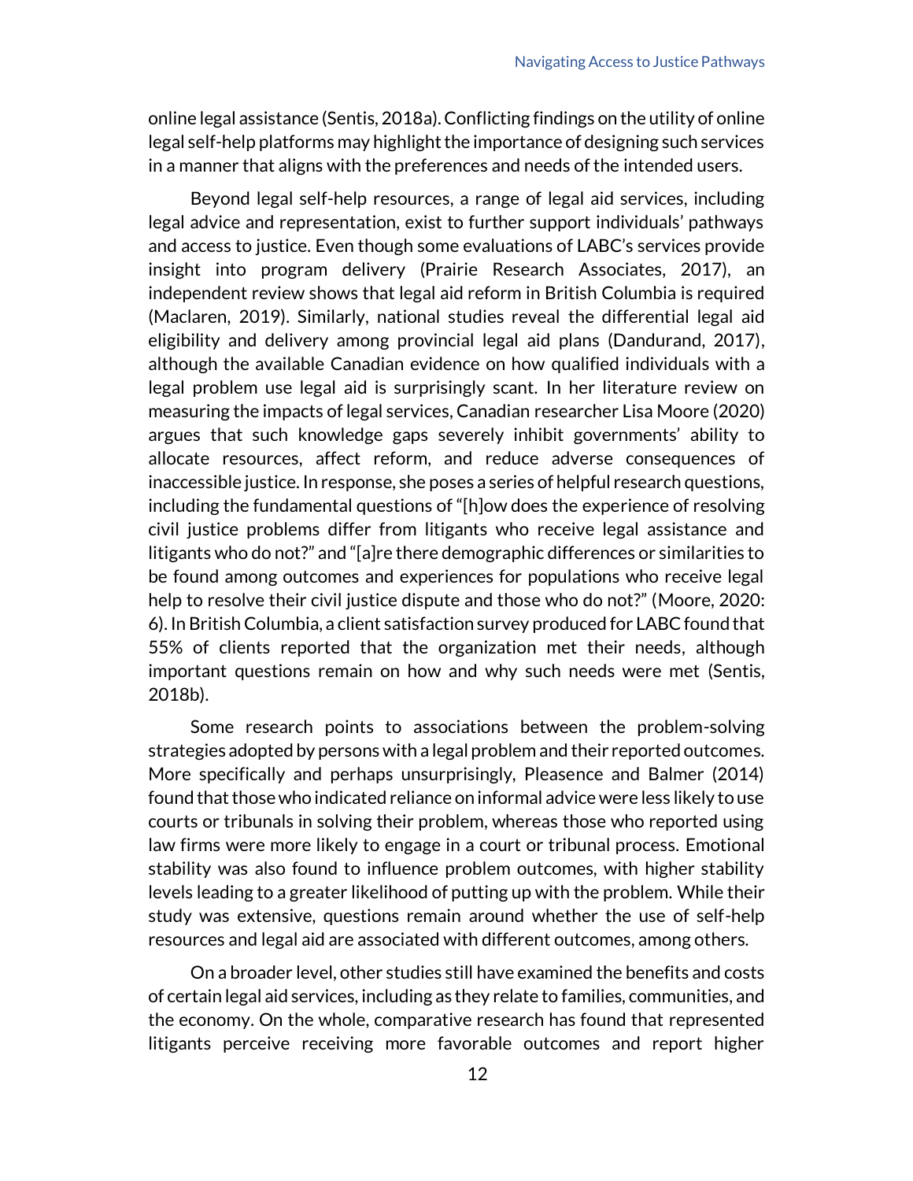online legal assistance (Sentis, 2018a). Conflicting findings on the utility of online legal self-help platforms may highlight the importance of designing such services in a manner that aligns with the preferences and needs of the intended users.

Beyond legal self-help resources, a range of legal aid services, including legal advice and representation, exist to further support individuals' pathways and access to justice. Even though some evaluations of LABC's services provide insight into program delivery (Prairie Research Associates, 2017), an independent review shows that legal aid reform in British Columbia is required (Maclaren, 2019). Similarly, national studies reveal the differential legal aid eligibility and delivery among provincial legal aid plans (Dandurand, 2017), although the available Canadian evidence on how qualified individuals with a legal problem use legal aid is surprisingly scant. In her literature review on measuring the impacts of legal services, Canadian researcher Lisa Moore (2020) argues that such knowledge gaps severely inhibit governments' ability to allocate resources, affect reform, and reduce adverse consequences of inaccessible justice. In response, she poses a series of helpful research questions, including the fundamental questions of "[h]ow does the experience of resolving civil justice problems differ from litigants who receive legal assistance and litigants who do not?" and "[a]re there demographic differences or similarities to be found among outcomes and experiences for populations who receive legal help to resolve their civil justice dispute and those who do not?" (Moore, 2020: 6). In British Columbia, a client satisfaction survey produced for LABC found that 55% of clients reported that the organization met their needs, although important questions remain on how and why such needs were met (Sentis, 2018b).

Some research points to associations between the problem-solving strategies adopted by persons with a legal problem and their reported outcomes. More specifically and perhaps unsurprisingly, Pleasence and Balmer (2014) found that those who indicated reliance on informal advice were less likely to use courts or tribunals in solving their problem, whereas those who reported using law firms were more likely to engage in a court or tribunal process. Emotional stability was also found to influence problem outcomes, with higher stability levels leading to a greater likelihood of putting up with the problem. While their study was extensive, questions remain around whether the use of self-help resources and legal aid are associated with different outcomes, among others.

On a broader level, other studies still have examined the benefits and costs of certain legal aid services, including as they relate to families, communities, and the economy. On the whole, comparative research has found that represented litigants perceive receiving more favorable outcomes and report higher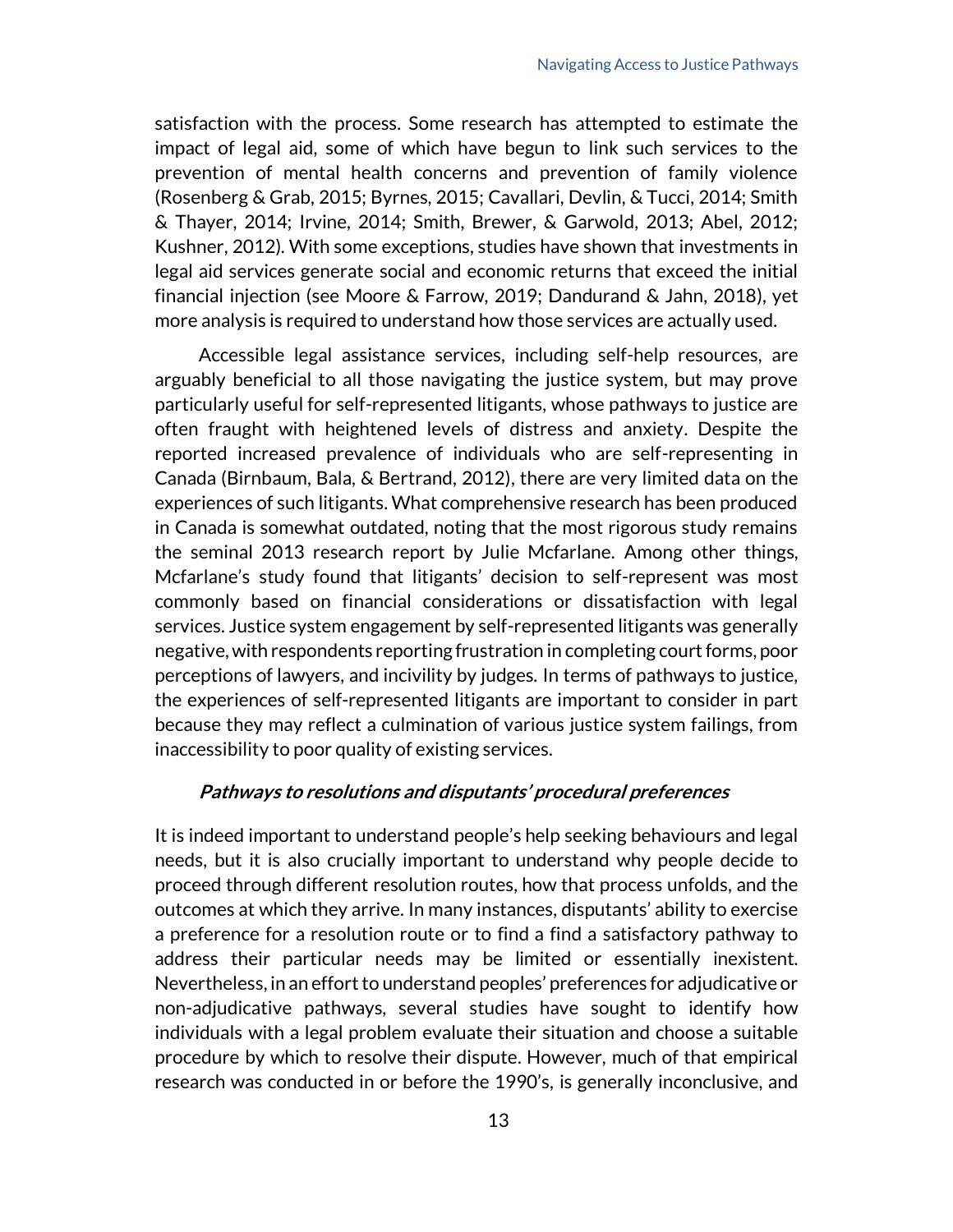satisfaction with the process. Some research has attempted to estimate the impact of legal aid, some of which have begun to link such services to the prevention of mental health concerns and prevention of family violence (Rosenberg & Grab, 2015; Byrnes, 2015; Cavallari, Devlin, & Tucci, 2014; Smith & Thayer, 2014; Irvine, 2014; Smith, Brewer, & Garwold, 2013; Abel, 2012; Kushner, 2012). With some exceptions, studies have shown that investments in legal aid services generate social and economic returns that exceed the initial financial injection (see Moore & Farrow, 2019; Dandurand & Jahn, 2018), yet more analysis is required to understand how those services are actually used.

Accessible legal assistance services, including self-help resources, are arguably beneficial to all those navigating the justice system, but may prove particularly useful for self-represented litigants, whose pathways to justice are often fraught with heightened levels of distress and anxiety. Despite the reported increased prevalence of individuals who are self-representing in Canada (Birnbaum, Bala, & Bertrand, 2012), there are very limited data on the experiences of such litigants. What comprehensive research has been produced in Canada is somewhat outdated, noting that the most rigorous study remains the seminal 2013 research report by Julie Mcfarlane. Among other things, Mcfarlane's study found that litigants' decision to self-represent was most commonly based on financial considerations or dissatisfaction with legal services. Justice system engagement by self-represented litigants was generally negative, with respondents reporting frustration in completing court forms, poor perceptions of lawyers, and incivility by judges. In terms of pathways to justice, the experiences of self-represented litigants are important to consider in part because they may reflect a culmination of various justice system failings, from inaccessibility to poor quality of existing services.

#### ***Pathways to resolutions and disputants' procedural preferences***

It is indeed important to understand people's help seeking behaviours and legal needs, but it is also crucially important to understand why people decide to proceed through different resolution routes, how that process unfolds, and the outcomes at which they arrive. In many instances, disputants' ability to exercise a preference for a resolution route or to find a find a satisfactory pathway to address their particular needs may be limited or essentially inexistent. Nevertheless, in an effort to understand peoples' preferences for adjudicative or non-adjudicative pathways, several studies have sought to identify how individuals with a legal problem evaluate their situation and choose a suitable procedure by which to resolve their dispute. However, much of that empirical research was conducted in or before the 1990's, is generally inconclusive, and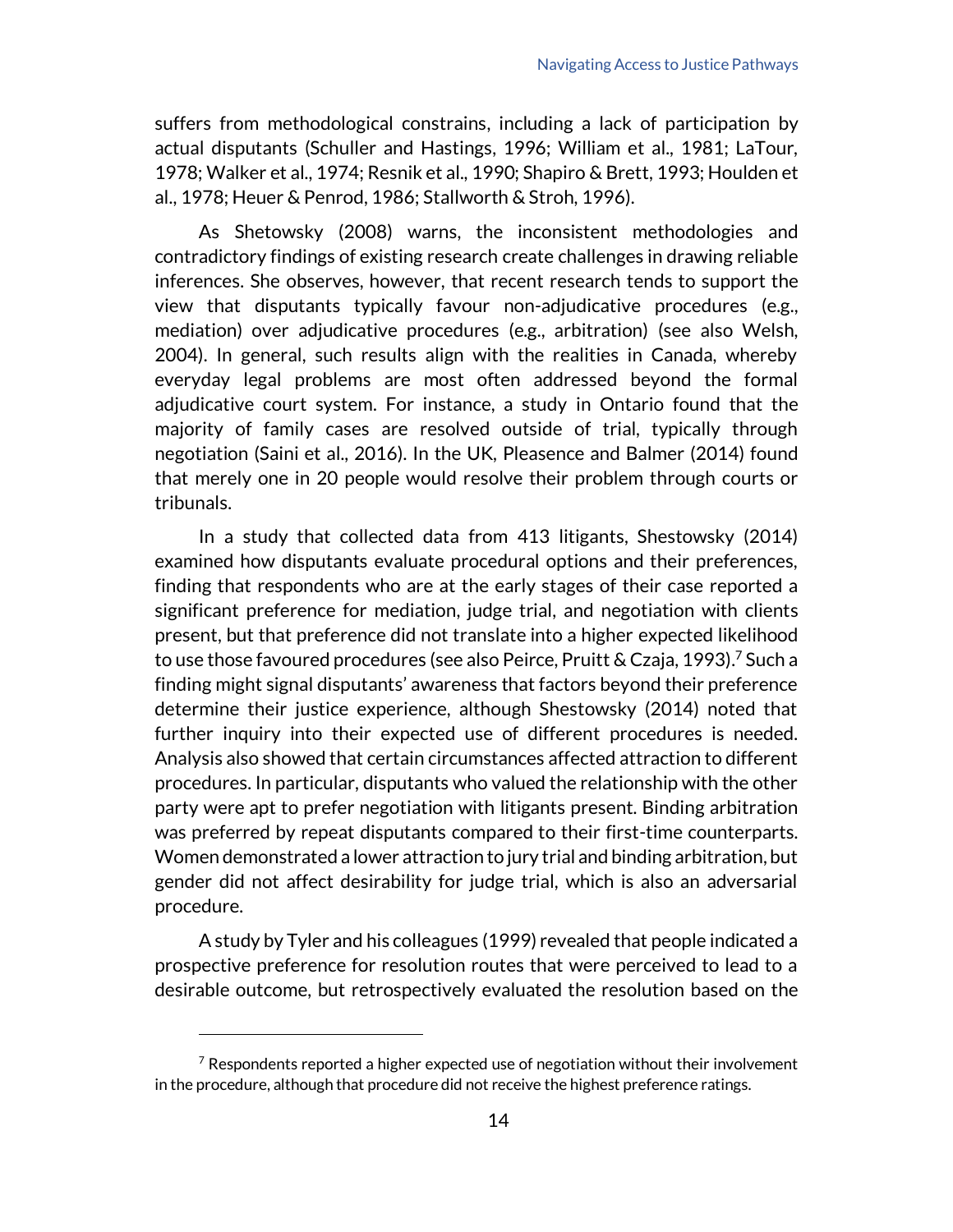suffers from methodological constrains, including a lack of participation by actual disputants (Schuller and Hastings, 1996; William et al., 1981; LaTour, 1978; Walker et al., 1974; Resnik et al., 1990; Shapiro & Brett, 1993; Houlden et al., 1978; Heuer & Penrod, 1986; Stallworth & Stroh, 1996).

As Shetowsky (2008) warns, the inconsistent methodologies and contradictory findings of existing research create challenges in drawing reliable inferences. She observes, however, that recent research tends to support the view that disputants typically favour non-adjudicative procedures (e.g., mediation) over adjudicative procedures (e.g., arbitration) (see also Welsh, 2004). In general, such results align with the realities in Canada, whereby everyday legal problems are most often addressed beyond the formal adjudicative court system. For instance, a study in Ontario found that the majority of family cases are resolved outside of trial, typically through negotiation (Saini et al., 2016). In the UK, Pleasence and Balmer (2014) found that merely one in 20 people would resolve their problem through courts or tribunals.

In a study that collected data from 413 litigants, Shestowsky (2014) examined how disputants evaluate procedural options and their preferences, finding that respondents who are at the early stages of their case reported a significant preference for mediation, judge trial, and negotiation with clients present, but that preference did not translate into a higher expected likelihood to use those favoured procedures (see also Peirce, Pruitt & Czaja, 1993).[7] Such a finding might signal disputants' awareness that factors beyond their preference determine their justice experience, although Shestowsky (2014) noted that further inquiry into their expected use of different procedures is needed. Analysis also showed that certain circumstances affected attraction to different procedures. In particular, disputants who valued the relationship with the other party were apt to prefer negotiation with litigants present. Binding arbitration was preferred by repeat disputants compared to their first-time counterparts. Women demonstrated a lower attraction to jury trial and binding arbitration, but gender did not affect desirability for judge trial, which is also an adversarial procedure.

A study by Tyler and his colleagues (1999) revealed that people indicated a prospective preference for resolution routes that were perceived to lead to a desirable outcome, but retrospectively evaluated the resolution based on the

[7] Respondents reported a higher expected use of negotiation without their involvement in the procedure, although that procedure did not receive the highest preference ratings.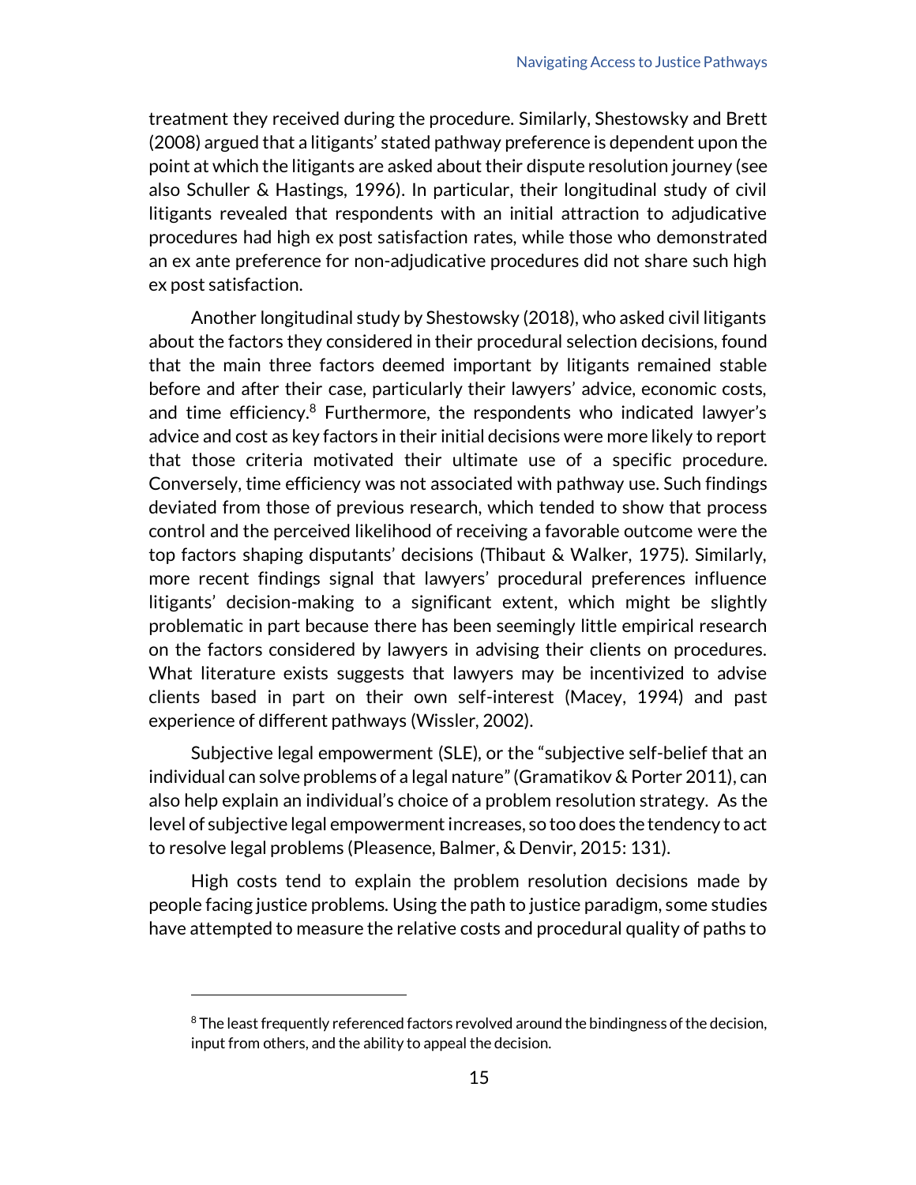treatment they received during the procedure. Similarly, Shestowsky and Brett (2008) argued that a litigants' stated pathway preference is dependent upon the point at which the litigants are asked about their dispute resolution journey (see also Schuller & Hastings, 1996). In particular, their longitudinal study of civil litigants revealed that respondents with an initial attraction to adjudicative procedures had high ex post satisfaction rates, while those who demonstrated an ex ante preference for non-adjudicative procedures did not share such high ex post satisfaction.

Another longitudinal study by Shestowsky (2018), who asked civil litigants about the factors they considered in their procedural selection decisions, found that the main three factors deemed important by litigants remained stable before and after their case, particularly their lawyers' advice, economic costs, and time efficiency.[8] Furthermore, the respondents who indicated lawyer's advice and cost as key factors in their initial decisions were more likely to report that those criteria motivated their ultimate use of a specific procedure. Conversely, time efficiency was not associated with pathway use. Such findings deviated from those of previous research, which tended to show that process control and the perceived likelihood of receiving a favorable outcome were the top factors shaping disputants' decisions (Thibaut & Walker, 1975). Similarly, more recent findings signal that lawyers' procedural preferences influence litigants' decision-making to a significant extent, which might be slightly problematic in part because there has been seemingly little empirical research on the factors considered by lawyers in advising their clients on procedures. What literature exists suggests that lawyers may be incentivized to advise clients based in part on their own self-interest (Macey, 1994) and past experience of different pathways (Wissler, 2002).

Subjective legal empowerment (SLE), or the "subjective self-belief that an individual can solve problems of a legal nature" (Gramatikov & Porter 2011), can also help explain an individual's choice of a problem resolution strategy. As the level of subjective legal empowerment increases, so too does the tendency to act to resolve legal problems (Pleasence, Balmer, & Denvir, 2015: 131).

High costs tend to explain the problem resolution decisions made by people facing justice problems. Using the path to justice paradigm, some studies have attempted to measure the relative costs and procedural quality of paths to

---

[8] The least frequently referenced factors revolved around the bindingness of the decision, input from others, and the ability to appeal the decision.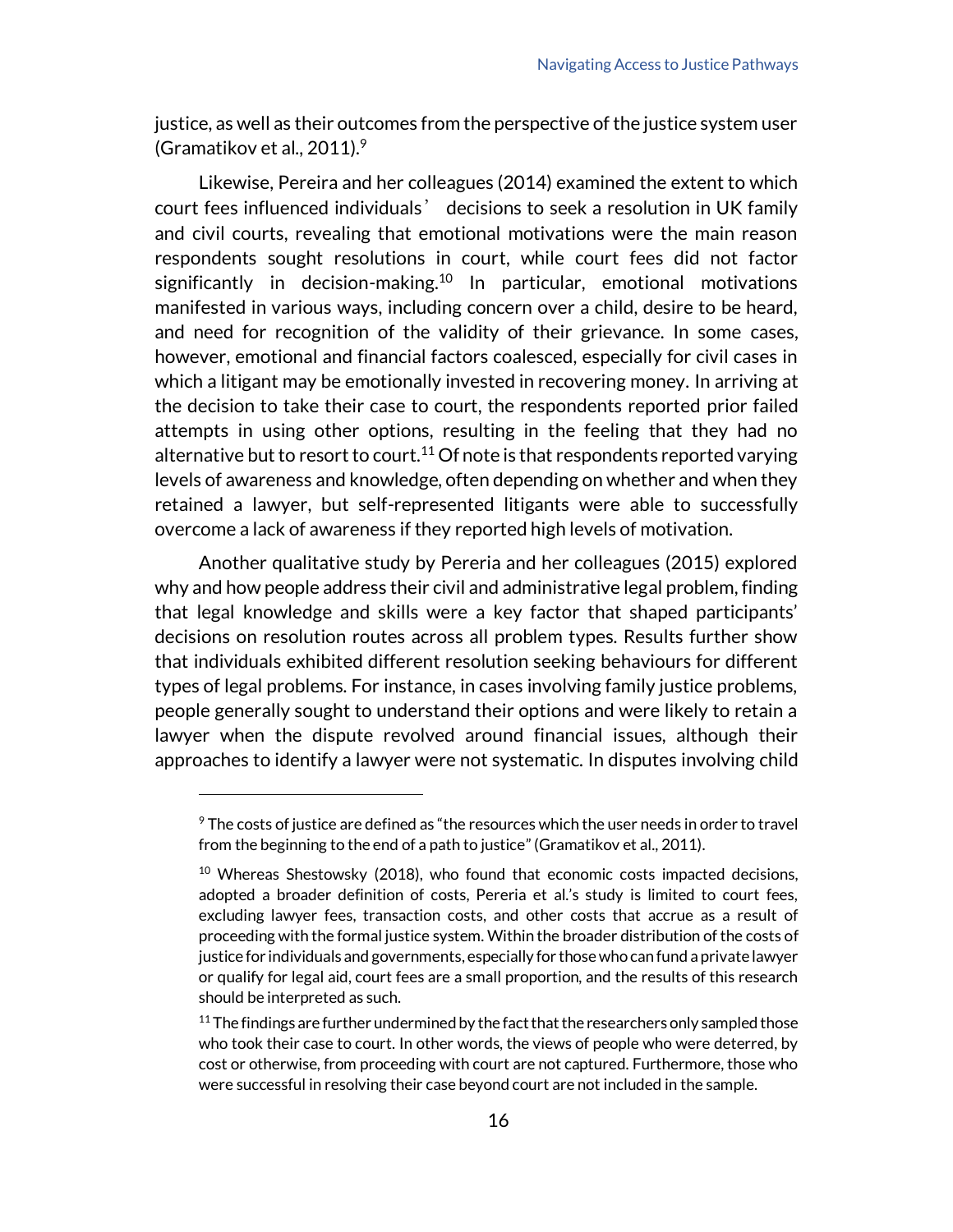justice, as well as their outcomes from the perspective of the justice system user (Gramatikov et al., 2011).[9]

Likewise, Pereira and her colleagues (2014) examined the extent to which court fees influenced individuals' decisions to seek a resolution in UK family and civil courts, revealing that emotional motivations were the main reason respondents sought resolutions in court, while court fees did not factor significantly in decision-making.[10] In particular, emotional motivations manifested in various ways, including concern over a child, desire to be heard, and need for recognition of the validity of their grievance. In some cases, however, emotional and financial factors coalesced, especially for civil cases in which a litigant may be emotionally invested in recovering money. In arriving at the decision to take their case to court, the respondents reported prior failed attempts in using other options, resulting in the feeling that they had no alternative but to resort to court.[11] Of note is that respondents reported varying levels of awareness and knowledge, often depending on whether and when they retained a lawyer, but self-represented litigants were able to successfully overcome a lack of awareness if they reported high levels of motivation.

Another qualitative study by Pereria and her colleagues (2015) explored why and how people address their civil and administrative legal problem, finding that legal knowledge and skills were a key factor that shaped participants' decisions on resolution routes across all problem types. Results further show that individuals exhibited different resolution seeking behaviours for different types of legal problems. For instance, in cases involving family justice problems, people generally sought to understand their options and were likely to retain a lawyer when the dispute revolved around financial issues, although their approaches to identify a lawyer were not systematic. In disputes involving child

---

[9] The costs of justice are defined as "the resources which the user needs in order to travel from the beginning to the end of a path to justice" (Gramatikov et al., 2011).

[10] Whereas Shestowsky (2018), who found that economic costs impacted decisions, adopted a broader definition of costs, Pereria et al.'s study is limited to court fees, excluding lawyer fees, transaction costs, and other costs that accrue as a result of proceeding with the formal justice system. Within the broader distribution of the costs of justice for individuals and governments, especially for those who can fund a private lawyer or qualify for legal aid, court fees are a small proportion, and the results of this research should be interpreted as such.

[11] The findings are further undermined by the fact that the researchers only sampled those who took their case to court. In other words, the views of people who were deterred, by cost or otherwise, from proceeding with court are not captured. Furthermore, those who were successful in resolving their case beyond court are not included in the sample.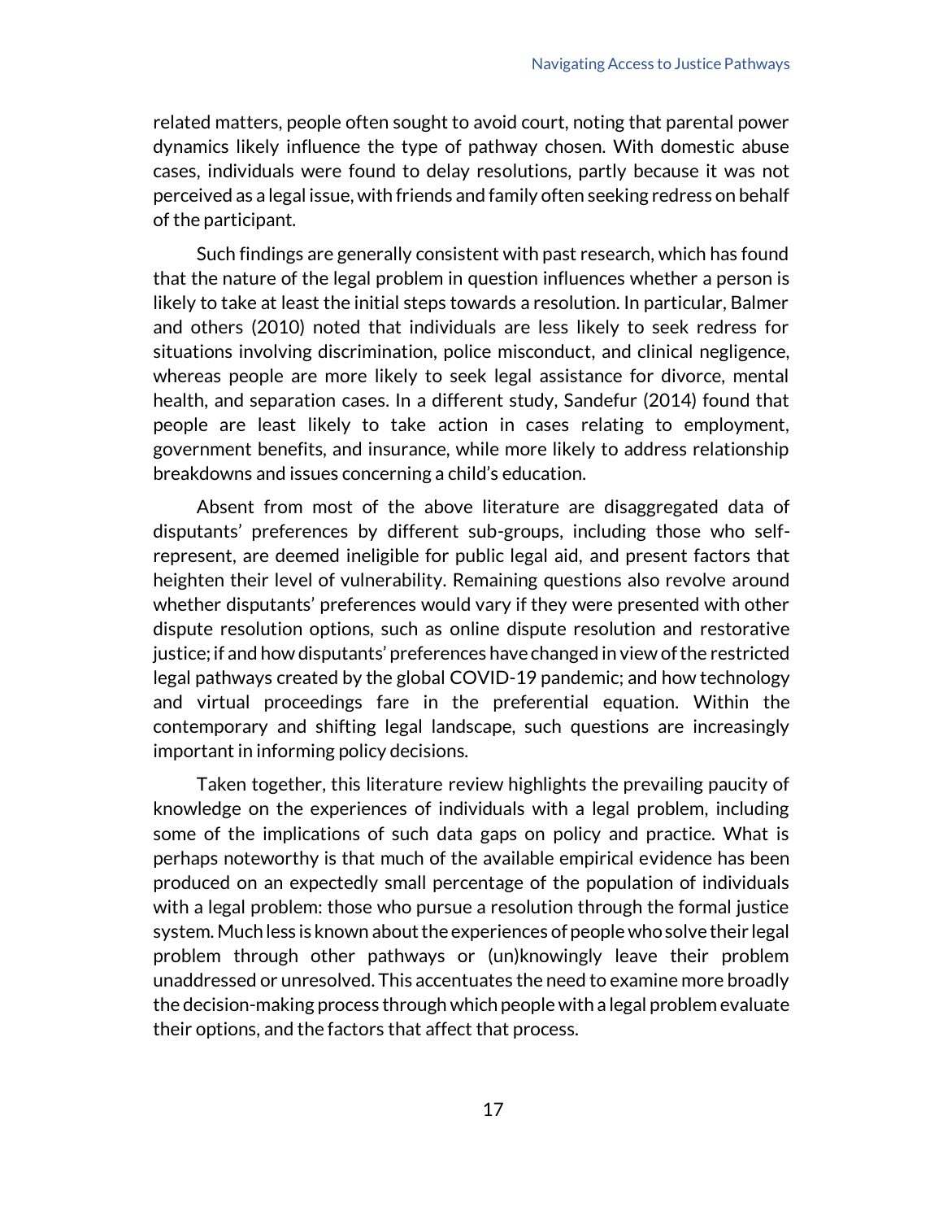related matters, people often sought to avoid court, noting that parental power dynamics likely influence the type of pathway chosen. With domestic abuse cases, individuals were found to delay resolutions, partly because it was not perceived as a legal issue, with friends and family often seeking redress on behalf of the participant.

Such findings are generally consistent with past research, which has found that the nature of the legal problem in question influences whether a person is likely to take at least the initial steps towards a resolution. In particular, Balmer and others (2010) noted that individuals are less likely to seek redress for situations involving discrimination, police misconduct, and clinical negligence, whereas people are more likely to seek legal assistance for divorce, mental health, and separation cases. In a different study, Sandefur (2014) found that people are least likely to take action in cases relating to employment, government benefits, and insurance, while more likely to address relationship breakdowns and issues concerning a child's education.

Absent from most of the above literature are disaggregated data of disputants' preferences by different sub-groups, including those who self-represent, are deemed ineligible for public legal aid, and present factors that heighten their level of vulnerability. Remaining questions also revolve around whether disputants' preferences would vary if they were presented with other dispute resolution options, such as online dispute resolution and restorative justice; if and how disputants' preferences have changed in view of the restricted legal pathways created by the global COVID-19 pandemic; and how technology and virtual proceedings fare in the preferential equation. Within the contemporary and shifting legal landscape, such questions are increasingly important in informing policy decisions.

Taken together, this literature review highlights the prevailing paucity of knowledge on the experiences of individuals with a legal problem, including some of the implications of such data gaps on policy and practice. What is perhaps noteworthy is that much of the available empirical evidence has been produced on an expectedly small percentage of the population of individuals with a legal problem: those who pursue a resolution through the formal justice system. Much less is known about the experiences of people who solve their legal problem through other pathways or (un)knowingly leave their problem unaddressed or unresolved. This accentuates the need to examine more broadly the decision-making process through which people with a legal problem evaluate their options, and the factors that affect that process.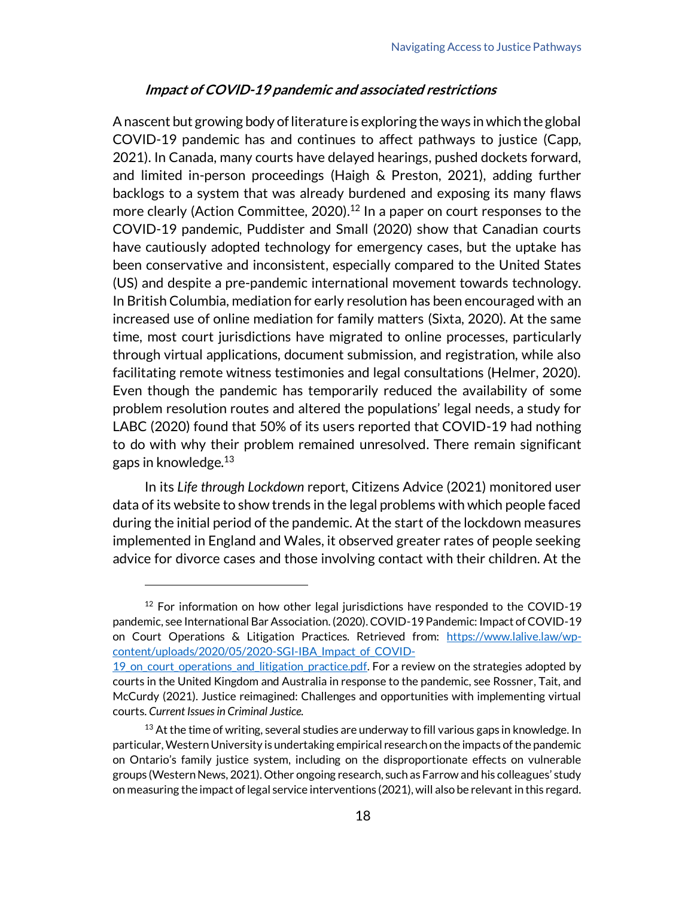### *Impact of COVID-19 pandemic and associated restrictions*

A nascent but growing body of literature is exploring the ways in which the global COVID-19 pandemic has and continues to affect pathways to justice (Capp, 2021). In Canada, many courts have delayed hearings, pushed dockets forward, and limited in-person proceedings (Haigh & Preston, 2021), adding further backlogs to a system that was already burdened and exposing its many flaws more clearly (Action Committee, 2020).[12] In a paper on court responses to the COVID-19 pandemic, Puddister and Small (2020) show that Canadian courts have cautiously adopted technology for emergency cases, but the uptake has been conservative and inconsistent, especially compared to the United States (US) and despite a pre-pandemic international movement towards technology. In British Columbia, mediation for early resolution has been encouraged with an increased use of online mediation for family matters (Sixta, 2020). At the same time, most court jurisdictions have migrated to online processes, particularly through virtual applications, document submission, and registration, while also facilitating remote witness testimonies and legal consultations (Helmer, 2020). Even though the pandemic has temporarily reduced the availability of some problem resolution routes and altered the populations' legal needs, a study for LABC (2020) found that 50% of its users reported that COVID-19 had nothing to do with why their problem remained unresolved. There remain significant gaps in knowledge.[13]

In its *Life through Lockdown* report, Citizens Advice (2021) monitored user data of its website to show trends in the legal problems with which people faced during the initial period of the pandemic. At the start of the lockdown measures implemented in England and Wales, it observed greater rates of people seeking advice for divorce cases and those involving contact with their children. At the

---

[12] For information on how other legal jurisdictions have responded to the COVID-19 pandemic, see International Bar Association. (2020). COVID-19 Pandemic: Impact of COVID-19 on Court Operations & Litigation Practices. Retrieved from: https://www.lalive.law/wp-content/uploads/2020/05/2020-SGI-IBA_Impact_of_COVID-19_on_court_operations_and_litigation_practice.pdf. For a review on the strategies adopted by courts in the United Kingdom and Australia in response to the pandemic, see Rossner, Tait, and McCurdy (2021). Justice reimagined: Challenges and opportunities with implementing virtual courts. *Current Issues in Criminal Justice.*

[13] At the time of writing, several studies are underway to fill various gaps in knowledge. In particular, Western University is undertaking empirical research on the impacts of the pandemic on Ontario's family justice system, including on the disproportionate effects on vulnerable groups (Western News, 2021). Other ongoing research, such as Farrow and his colleagues' study on measuring the impact of legal service interventions (2021), will also be relevant in this regard.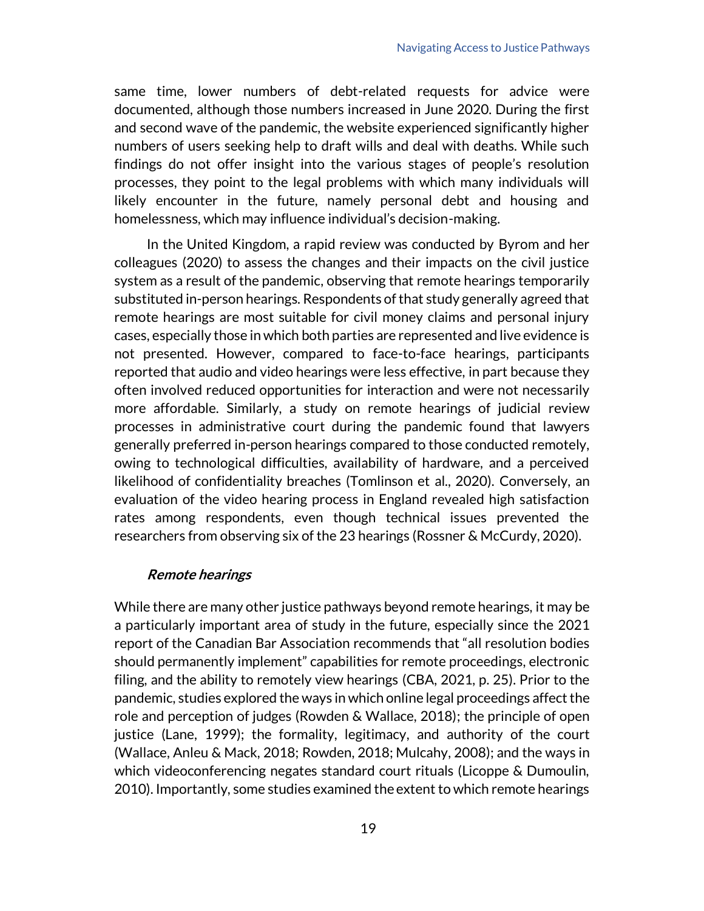same time, lower numbers of debt-related requests for advice were documented, although those numbers increased in June 2020. During the first and second wave of the pandemic, the website experienced significantly higher numbers of users seeking help to draft wills and deal with deaths. While such findings do not offer insight into the various stages of people's resolution processes, they point to the legal problems with which many individuals will likely encounter in the future, namely personal debt and housing and homelessness, which may influence individual's decision-making.

In the United Kingdom, a rapid review was conducted by Byrom and her colleagues (2020) to assess the changes and their impacts on the civil justice system as a result of the pandemic, observing that remote hearings temporarily substituted in-person hearings. Respondents of that study generally agreed that remote hearings are most suitable for civil money claims and personal injury cases, especially those in which both parties are represented and live evidence is not presented. However, compared to face-to-face hearings, participants reported that audio and video hearings were less effective, in part because they often involved reduced opportunities for interaction and were not necessarily more affordable. Similarly, a study on remote hearings of judicial review processes in administrative court during the pandemic found that lawyers generally preferred in-person hearings compared to those conducted remotely, owing to technological difficulties, availability of hardware, and a perceived likelihood of confidentiality breaches (Tomlinson et al., 2020). Conversely, an evaluation of the video hearing process in England revealed high satisfaction rates among respondents, even though technical issues prevented the researchers from observing six of the 23 hearings (Rossner & McCurdy, 2020).

### *Remote hearings*

While there are many other justice pathways beyond remote hearings, it may be a particularly important area of study in the future, especially since the 2021 report of the Canadian Bar Association recommends that "all resolution bodies should permanently implement" capabilities for remote proceedings, electronic filing, and the ability to remotely view hearings (CBA, 2021, p. 25). Prior to the pandemic, studies explored the ways in which online legal proceedings affect the role and perception of judges (Rowden & Wallace, 2018); the principle of open justice (Lane, 1999); the formality, legitimacy, and authority of the court (Wallace, Anleu & Mack, 2018; Rowden, 2018; Mulcahy, 2008); and the ways in which videoconferencing negates standard court rituals (Licoppe & Dumoulin, 2010). Importantly, some studies examined the extent to which remote hearings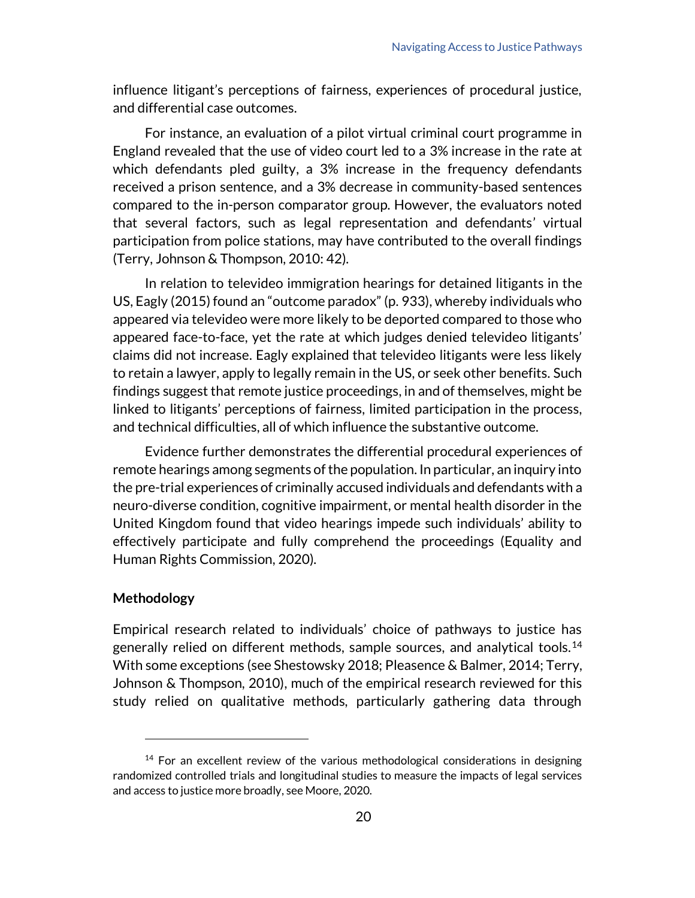influence litigant's perceptions of fairness, experiences of procedural justice, and differential case outcomes.

For instance, an evaluation of a pilot virtual criminal court programme in England revealed that the use of video court led to a 3% increase in the rate at which defendants pled guilty, a 3% increase in the frequency defendants received a prison sentence, and a 3% decrease in community-based sentences compared to the in-person comparator group. However, the evaluators noted that several factors, such as legal representation and defendants' virtual participation from police stations, may have contributed to the overall findings (Terry, Johnson & Thompson, 2010: 42).

In relation to televideo immigration hearings for detained litigants in the US, Eagly (2015) found an "outcome paradox" (p. 933), whereby individuals who appeared via televideo were more likely to be deported compared to those who appeared face-to-face, yet the rate at which judges denied televideo litigants' claims did not increase. Eagly explained that televideo litigants were less likely to retain a lawyer, apply to legally remain in the US, or seek other benefits. Such findings suggest that remote justice proceedings, in and of themselves, might be linked to litigants' perceptions of fairness, limited participation in the process, and technical difficulties, all of which influence the substantive outcome.

Evidence further demonstrates the differential procedural experiences of remote hearings among segments of the population. In particular, an inquiry into the pre-trial experiences of criminally accused individuals and defendants with a neuro-diverse condition, cognitive impairment, or mental health disorder in the United Kingdom found that video hearings impede such individuals' ability to effectively participate and fully comprehend the proceedings (Equality and Human Rights Commission, 2020).

## Methodology

Empirical research related to individuals' choice of pathways to justice has generally relied on different methods, sample sources, and analytical tools.[14] With some exceptions (see Shestowsky 2018; Pleasence & Balmer, 2014; Terry, Johnson & Thompson, 2010), much of the empirical research reviewed for this study relied on qualitative methods, particularly gathering data through

[14] For an excellent review of the various methodological considerations in designing randomized controlled trials and longitudinal studies to measure the impacts of legal services and access to justice more broadly, see Moore, 2020.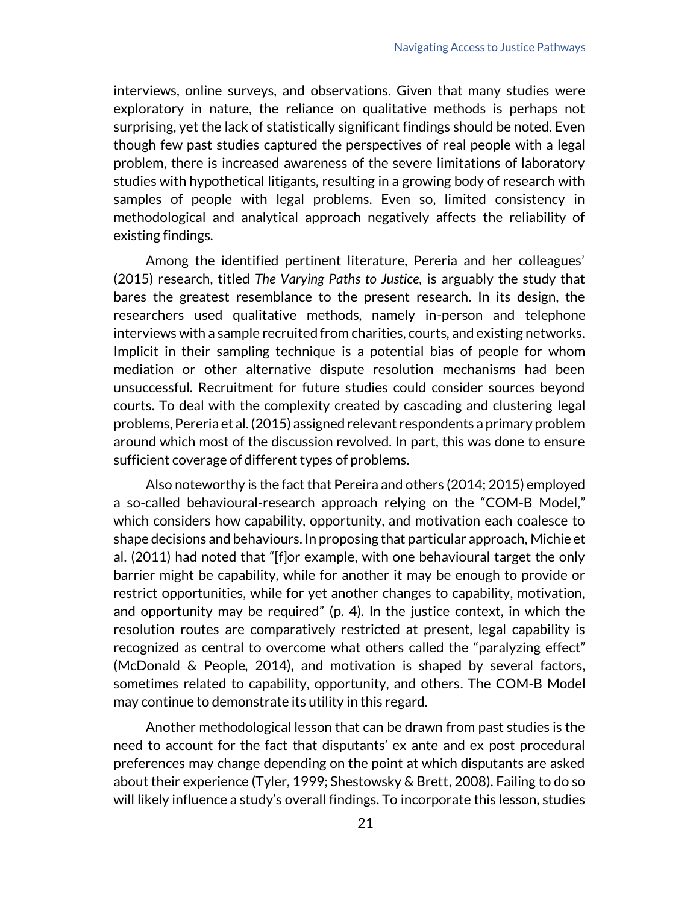interviews, online surveys, and observations. Given that many studies were exploratory in nature, the reliance on qualitative methods is perhaps not surprising, yet the lack of statistically significant findings should be noted. Even though few past studies captured the perspectives of real people with a legal problem, there is increased awareness of the severe limitations of laboratory studies with hypothetical litigants, resulting in a growing body of research with samples of people with legal problems. Even so, limited consistency in methodological and analytical approach negatively affects the reliability of existing findings.

Among the identified pertinent literature, Pereria and her colleagues' (2015) research, titled *The Varying Paths to Justice*, is arguably the study that bares the greatest resemblance to the present research. In its design, the researchers used qualitative methods, namely in-person and telephone interviews with a sample recruited from charities, courts, and existing networks. Implicit in their sampling technique is a potential bias of people for whom mediation or other alternative dispute resolution mechanisms had been unsuccessful. Recruitment for future studies could consider sources beyond courts. To deal with the complexity created by cascading and clustering legal problems, Pereria et al. (2015) assigned relevant respondents a primary problem around which most of the discussion revolved. In part, this was done to ensure sufficient coverage of different types of problems.

Also noteworthy is the fact that Pereira and others (2014; 2015) employed a so-called behavioural-research approach relying on the "COM-B Model," which considers how capability, opportunity, and motivation each coalesce to shape decisions and behaviours. In proposing that particular approach, Michie et al. (2011) had noted that "[f]or example, with one behavioural target the only barrier might be capability, while for another it may be enough to provide or restrict opportunities, while for yet another changes to capability, motivation, and opportunity may be required" (p. 4). In the justice context, in which the resolution routes are comparatively restricted at present, legal capability is recognized as central to overcome what others called the "paralyzing effect" (McDonald & People, 2014), and motivation is shaped by several factors, sometimes related to capability, opportunity, and others. The COM-B Model may continue to demonstrate its utility in this regard.

Another methodological lesson that can be drawn from past studies is the need to account for the fact that disputants' ex ante and ex post procedural preferences may change depending on the point at which disputants are asked about their experience (Tyler, 1999; Shestowsky & Brett, 2008). Failing to do so will likely influence a study's overall findings. To incorporate this lesson, studies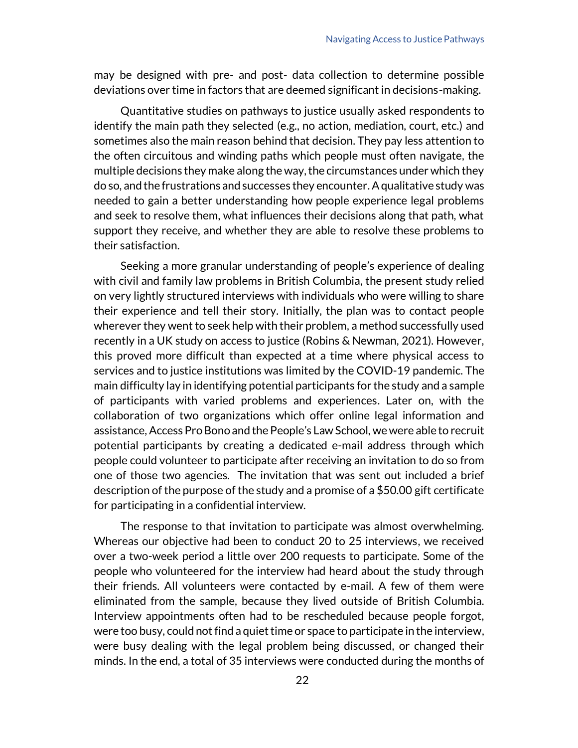may be designed with pre- and post- data collection to determine possible deviations over time in factors that are deemed significant in decisions-making.

Quantitative studies on pathways to justice usually asked respondents to identify the main path they selected (e.g., no action, mediation, court, etc.) and sometimes also the main reason behind that decision. They pay less attention to the often circuitous and winding paths which people must often navigate, the multiple decisions they make along the way, the circumstances under which they do so, and the frustrations and successes they encounter. A qualitative study was needed to gain a better understanding how people experience legal problems and seek to resolve them, what influences their decisions along that path, what support they receive, and whether they are able to resolve these problems to their satisfaction.

Seeking a more granular understanding of people's experience of dealing with civil and family law problems in British Columbia, the present study relied on very lightly structured interviews with individuals who were willing to share their experience and tell their story. Initially, the plan was to contact people wherever they went to seek help with their problem, a method successfully used recently in a UK study on access to justice (Robins & Newman, 2021). However, this proved more difficult than expected at a time where physical access to services and to justice institutions was limited by the COVID-19 pandemic. The main difficulty lay in identifying potential participants for the study and a sample of participants with varied problems and experiences. Later on, with the collaboration of two organizations which offer online legal information and assistance, Access Pro Bono and the People's Law School, we were able to recruit potential participants by creating a dedicated e-mail address through which people could volunteer to participate after receiving an invitation to do so from one of those two agencies. The invitation that was sent out included a brief description of the purpose of the study and a promise of a $50.00 gift certificate for participating in a confidential interview.

The response to that invitation to participate was almost overwhelming. Whereas our objective had been to conduct 20 to 25 interviews, we received over a two-week period a little over 200 requests to participate. Some of the people who volunteered for the interview had heard about the study through their friends. All volunteers were contacted by e-mail. A few of them were eliminated from the sample, because they lived outside of British Columbia. Interview appointments often had to be rescheduled because people forgot, were too busy, could not find a quiet time or space to participate in the interview, were busy dealing with the legal problem being discussed, or changed their minds. In the end, a total of 35 interviews were conducted during the months of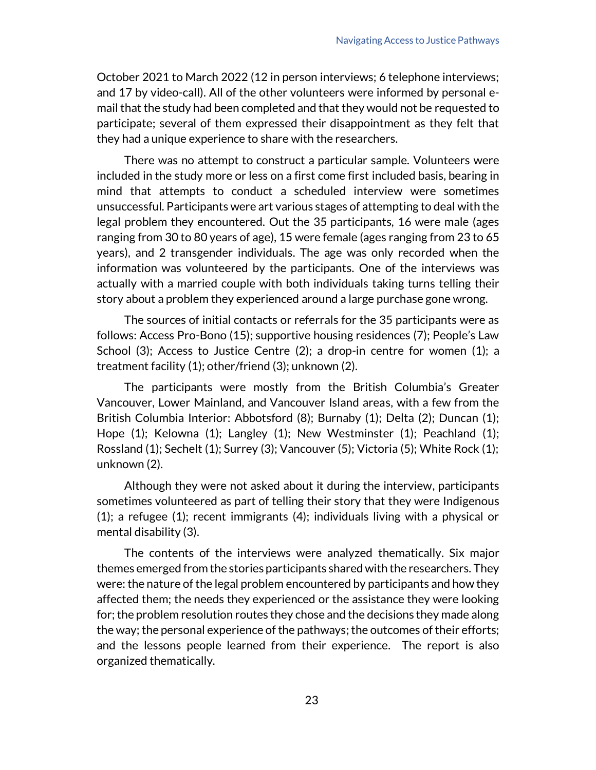October 2021 to March 2022 (12 in person interviews; 6 telephone interviews; and 17 by video-call). All of the other volunteers were informed by personal e-mail that the study had been completed and that they would not be requested to participate; several of them expressed their disappointment as they felt that they had a unique experience to share with the researchers.

There was no attempt to construct a particular sample. Volunteers were included in the study more or less on a first come first included basis, bearing in mind that attempts to conduct a scheduled interview were sometimes unsuccessful. Participants were art various stages of attempting to deal with the legal problem they encountered. Out the 35 participants, 16 were male (ages ranging from 30 to 80 years of age), 15 were female (ages ranging from 23 to 65 years), and 2 transgender individuals. The age was only recorded when the information was volunteered by the participants. One of the interviews was actually with a married couple with both individuals taking turns telling their story about a problem they experienced around a large purchase gone wrong.

The sources of initial contacts or referrals for the 35 participants were as follows: Access Pro-Bono (15); supportive housing residences (7); People's Law School (3); Access to Justice Centre (2); a drop-in centre for women (1); a treatment facility (1); other/friend (3); unknown (2).

The participants were mostly from the British Columbia's Greater Vancouver, Lower Mainland, and Vancouver Island areas, with a few from the British Columbia Interior: Abbotsford (8); Burnaby (1); Delta (2); Duncan (1); Hope (1); Kelowna (1); Langley (1); New Westminster (1); Peachland (1); Rossland (1); Sechelt (1); Surrey (3); Vancouver (5); Victoria (5); White Rock (1); unknown (2).

Although they were not asked about it during the interview, participants sometimes volunteered as part of telling their story that they were Indigenous (1); a refugee (1); recent immigrants (4); individuals living with a physical or mental disability (3).

The contents of the interviews were analyzed thematically. Six major themes emerged from the stories participants shared with the researchers. They were: the nature of the legal problem encountered by participants and how they affected them; the needs they experienced or the assistance they were looking for; the problem resolution routes they chose and the decisions they made along the way; the personal experience of the pathways; the outcomes of their efforts; and the lessons people learned from their experience. The report is also organized thematically.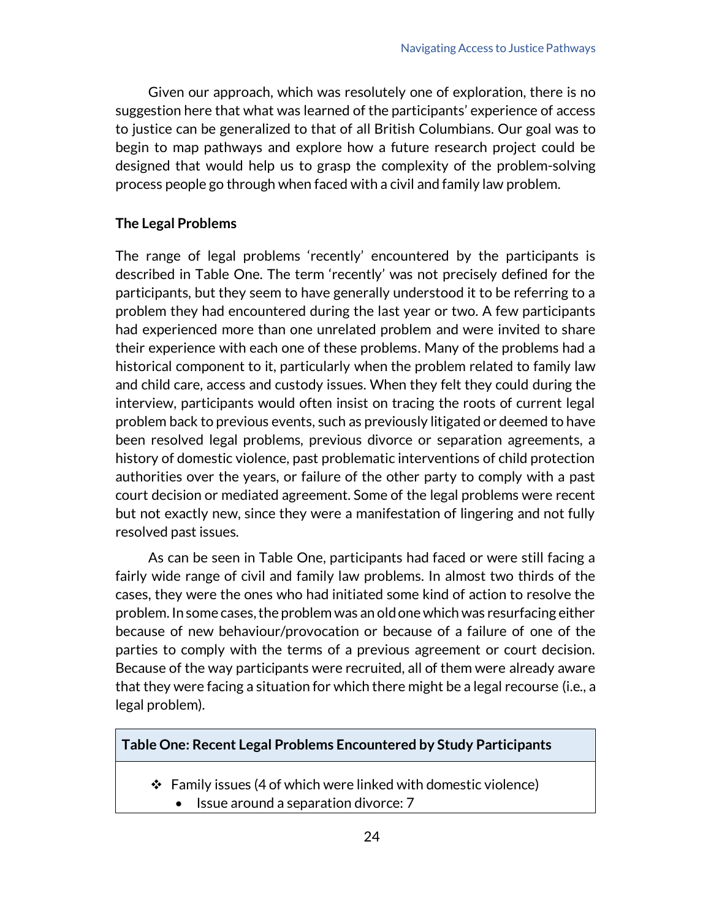Given our approach, which was resolutely one of exploration, there is no suggestion here that what was learned of the participants' experience of access to justice can be generalized to that of all British Columbians. Our goal was to begin to map pathways and explore how a future research project could be designed that would help us to grasp the complexity of the problem-solving process people go through when faced with a civil and family law problem.

### The Legal Problems

The range of legal problems 'recently' encountered by the participants is described in Table One. The term 'recently' was not precisely defined for the participants, but they seem to have generally understood it to be referring to a problem they had encountered during the last year or two. A few participants had experienced more than one unrelated problem and were invited to share their experience with each one of these problems. Many of the problems had a historical component to it, particularly when the problem related to family law and child care, access and custody issues. When they felt they could during the interview, participants would often insist on tracing the roots of current legal problem back to previous events, such as previously litigated or deemed to have been resolved legal problems, previous divorce or separation agreements, a history of domestic violence, past problematic interventions of child protection authorities over the years, or failure of the other party to comply with a past court decision or mediated agreement. Some of the legal problems were recent but not exactly new, since they were a manifestation of lingering and not fully resolved past issues.

As can be seen in Table One, participants had faced or were still facing a fairly wide range of civil and family law problems. In almost two thirds of the cases, they were the ones who had initiated some kind of action to resolve the problem. In some cases, the problem was an old one which was resurfacing either because of new behaviour/provocation or because of a failure of one of the parties to comply with the terms of a previous agreement or court decision. Because of the way participants were recruited, all of them were already aware that they were facing a situation for which there might be a legal recourse (i.e., a legal problem).

**Table One: Recent Legal Problems Encountered by Study Participants**

- Family issues (4 of which were linked with domestic violence)
  - Issue around a separation divorce: 7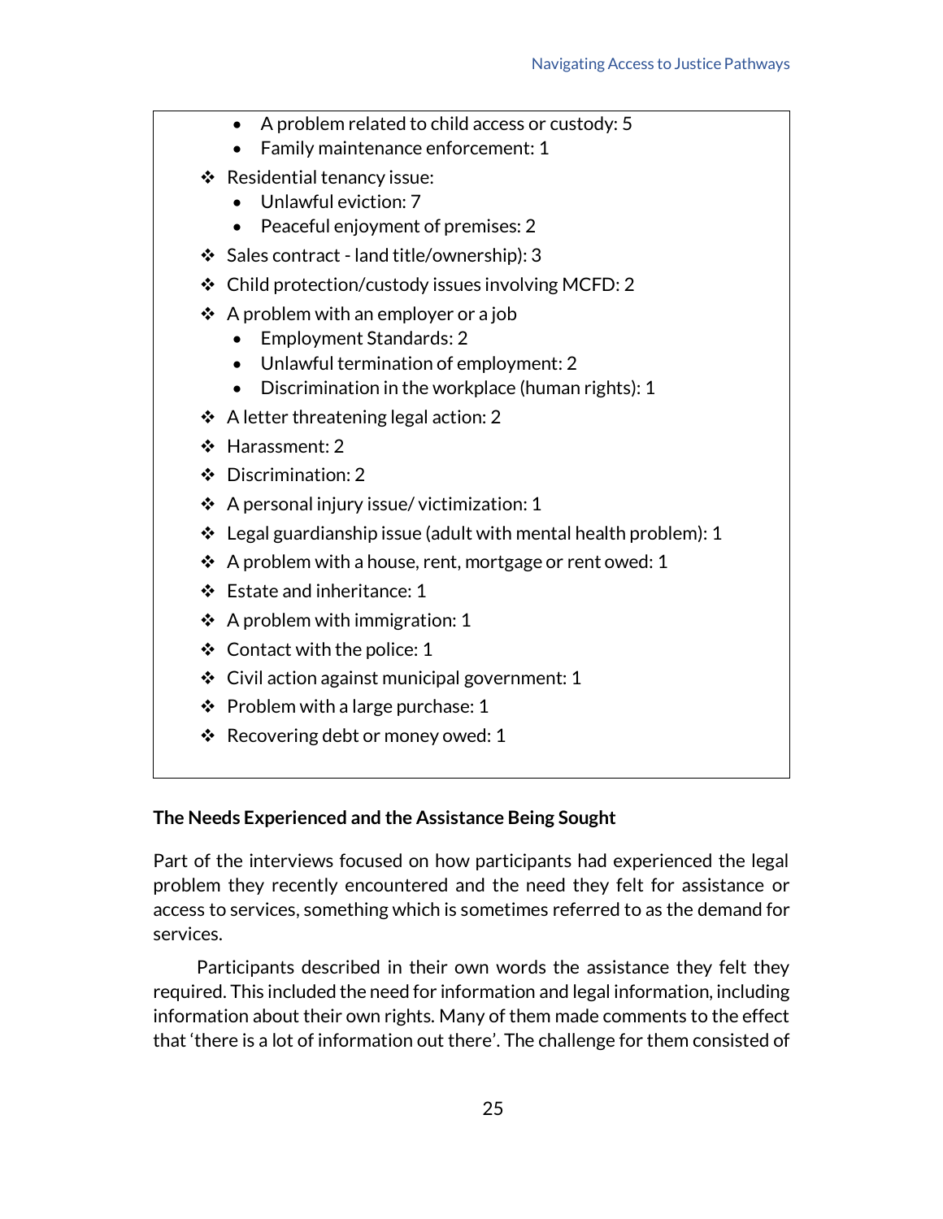- A problem related to child access or custody: 5
  - Family maintenance enforcement: 1
- Residential tenancy issue:
  - Unlawful eviction: 7
  - Peaceful enjoyment of premises: 2
- Sales contract - land title/ownership): 3
- Child protection/custody issues involving MCFD: 2
- A problem with an employer or a job
  - Employment Standards: 2
  - Unlawful termination of employment: 2
  - Discrimination in the workplace (human rights): 1
- A letter threatening legal action: 2
- Harassment: 2
- Discrimination: 2
- A personal injury issue/ victimization: 1
- Legal guardianship issue (adult with mental health problem): 1
- A problem with a house, rent, mortgage or rent owed: 1
- Estate and inheritance: 1
- A problem with immigration: 1
- Contact with the police: 1
- Civil action against municipal government: 1
- Problem with a large purchase: 1
- Recovering debt or money owed: 1

**The Needs Experienced and the Assistance Being Sought**

Part of the interviews focused on how participants had experienced the legal problem they recently encountered and the need they felt for assistance or access to services, something which is sometimes referred to as the demand for services.

Participants described in their own words the assistance they felt they required. This included the need for information and legal information, including information about their own rights. Many of them made comments to the effect that 'there is a lot of information out there'. The challenge for them consisted of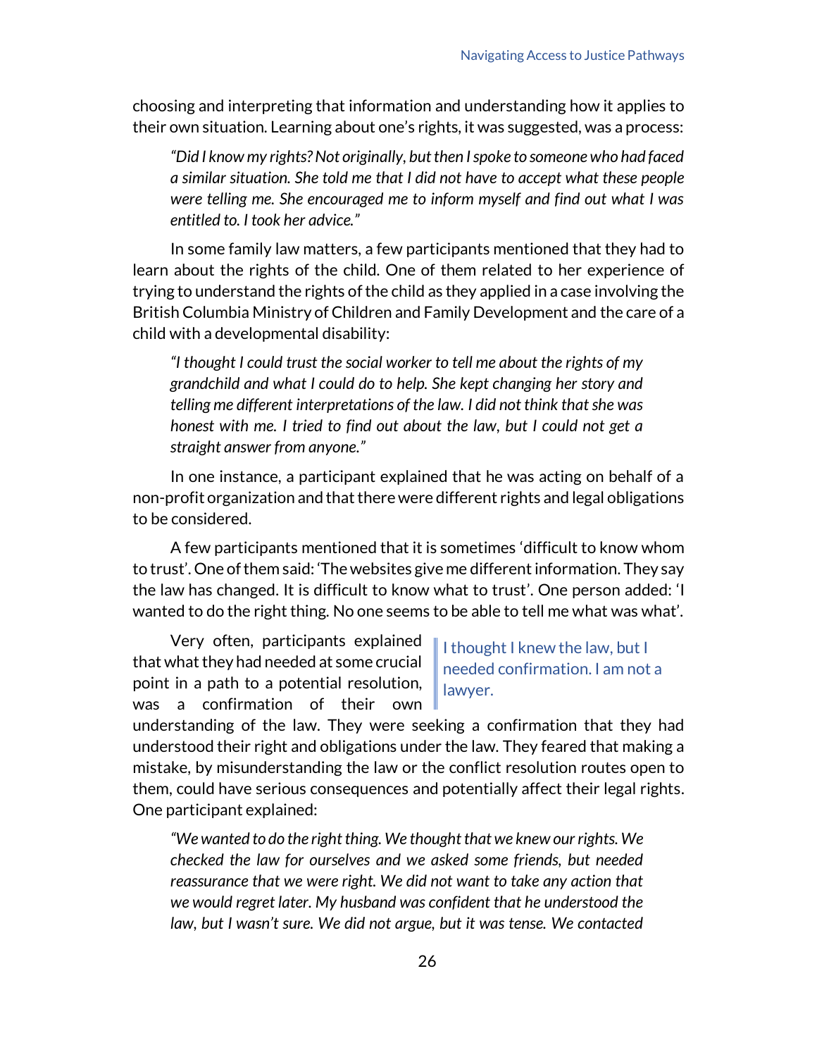choosing and interpreting that information and understanding how it applies to their own situation. Learning about one's rights, it was suggested, was a process:

> *"Did I know my rights? Not originally, but then I spoke to someone who had faced a similar situation. She told me that I did not have to accept what these people were telling me. She encouraged me to inform myself and find out what I was entitled to. I took her advice."*

In some family law matters, a few participants mentioned that they had to learn about the rights of the child. One of them related to her experience of trying to understand the rights of the child as they applied in a case involving the British Columbia Ministry of Children and Family Development and the care of a child with a developmental disability:

> *"I thought I could trust the social worker to tell me about the rights of my grandchild and what I could do to help. She kept changing her story and telling me different interpretations of the law. I did not think that she was honest with me. I tried to find out about the law, but I could not get a straight answer from anyone."*

In one instance, a participant explained that he was acting on behalf of a non-profit organization and that there were different rights and legal obligations to be considered.

A few participants mentioned that it is sometimes 'difficult to know whom to trust'. One of them said: 'The websites give me different information. They say the law has changed. It is difficult to know what to trust'. One person added: 'I wanted to do the right thing. No one seems to be able to tell me what was what'.

> I thought I knew the law, but I needed confirmation. I am not a lawyer.

Very often, participants explained that what they had needed at some crucial point in a path to a potential resolution, was a confirmation of their own understanding of the law. They were seeking a confirmation that they had understood their right and obligations under the law. They feared that making a mistake, by misunderstanding the law or the conflict resolution routes open to them, could have serious consequences and potentially affect their legal rights. One participant explained:

> *"We wanted to do the right thing. We thought that we knew our rights. We checked the law for ourselves and we asked some friends, but needed reassurance that we were right. We did not want to take any action that we would regret later. My husband was confident that he understood the law, but I wasn't sure. We did not argue, but it was tense. We contacted*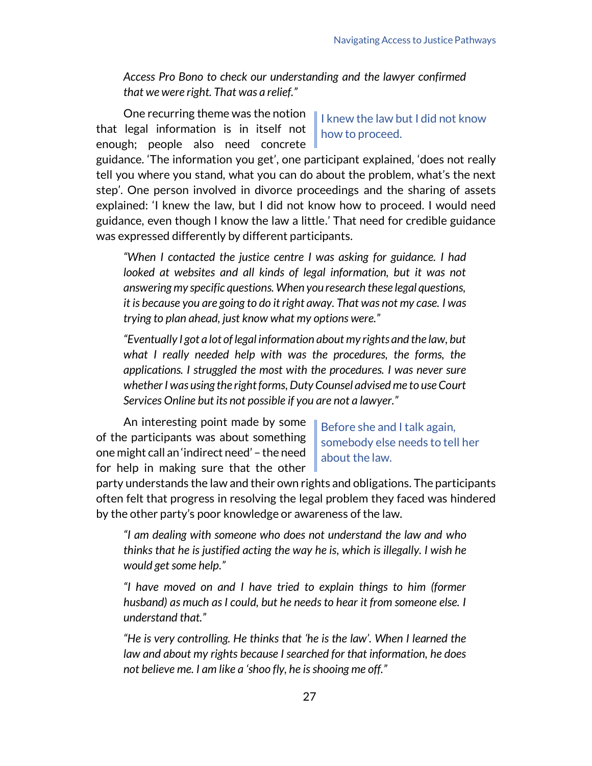*Access Pro Bono to check our understanding and the lawyer confirmed that we were right. That was a relief."*

> I knew the law but I did not know how to proceed.

One recurring theme was the notion that legal information is in itself not enough; people also need concrete guidance. 'The information you get', one participant explained, 'does not really tell you where you stand, what you can do about the problem, what's the next step'. One person involved in divorce proceedings and the sharing of assets explained: 'I knew the law, but I did not know how to proceed. I would need guidance, even though I know the law a little.' That need for credible guidance was expressed differently by different participants.

> *"When I contacted the justice centre I was asking for guidance. I had looked at websites and all kinds of legal information, but it was not answering my specific questions. When you research these legal questions, it is because you are going to do it right away. That was not my case. I was trying to plan ahead, just know what my options were."*

> *"Eventually I got a lot of legal information about my rights and the law, but what I really needed help with was the procedures, the forms, the applications. I struggled the most with the procedures. I was never sure whether I was using the right forms, Duty Counsel advised me to use Court Services Online but its not possible if you are not a lawyer."*

> Before she and I talk again, somebody else needs to tell her about the law.

An interesting point made by some of the participants was about something one might call an 'indirect need' – the need for help in making sure that the other party understands the law and their own rights and obligations. The participants often felt that progress in resolving the legal problem they faced was hindered by the other party's poor knowledge or awareness of the law.

> *"I am dealing with someone who does not understand the law and who thinks that he is justified acting the way he is, which is illegally. I wish he would get some help."*

> *"I have moved on and I have tried to explain things to him (former husband) as much as I could, but he needs to hear it from someone else. I understand that."*

> *"He is very controlling. He thinks that 'he is the law'. When I learned the law and about my rights because I searched for that information, he does not believe me. I am like a 'shoo fly, he is shooing me off."*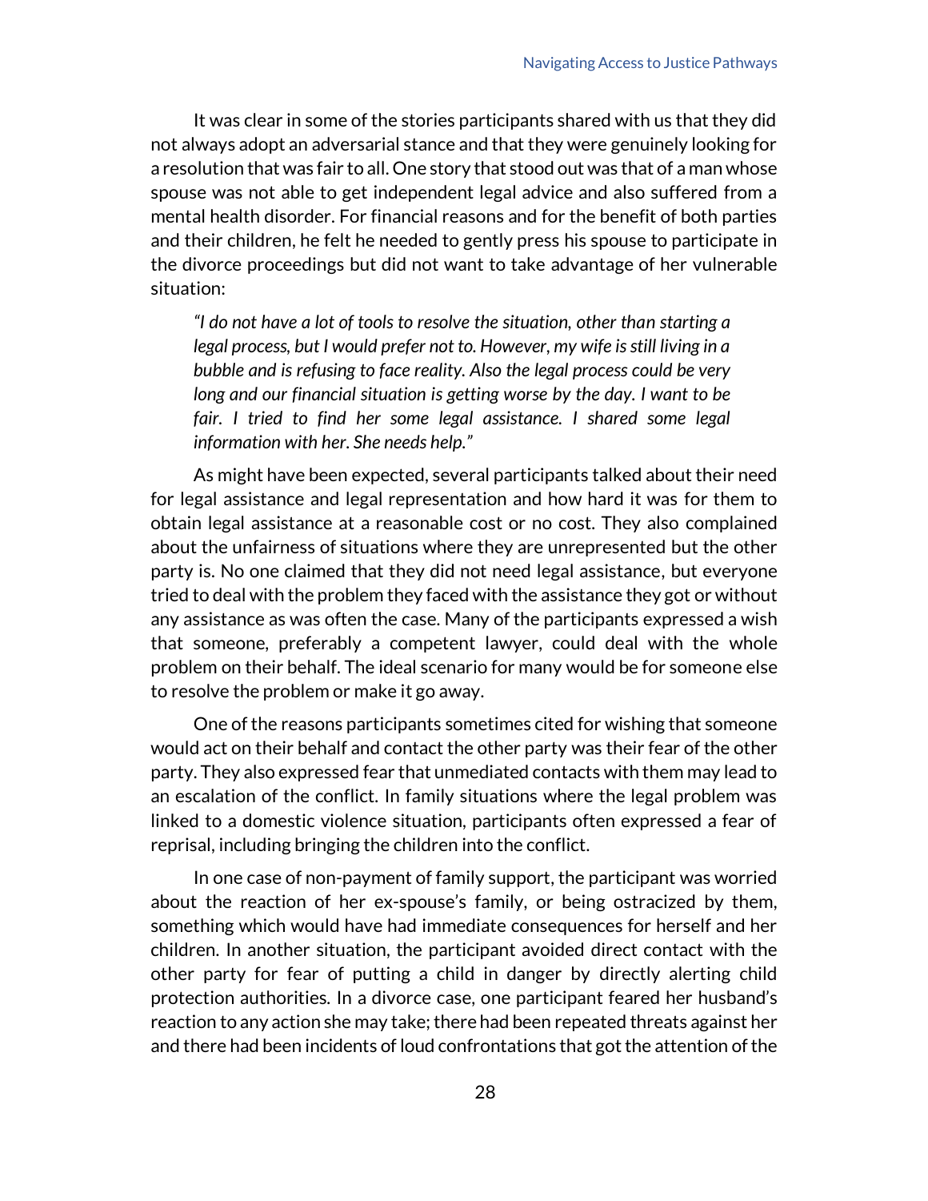It was clear in some of the stories participants shared with us that they did not always adopt an adversarial stance and that they were genuinely looking for a resolution that was fair to all. One story that stood out was that of a man whose spouse was not able to get independent legal advice and also suffered from a mental health disorder. For financial reasons and for the benefit of both parties and their children, he felt he needed to gently press his spouse to participate in the divorce proceedings but did not want to take advantage of her vulnerable situation:

> *"I do not have a lot of tools to resolve the situation, other than starting a legal process, but I would prefer not to. However, my wife is still living in a bubble and is refusing to face reality. Also the legal process could be very long and our financial situation is getting worse by the day. I want to be fair. I tried to find her some legal assistance. I shared some legal information with her. She needs help."*

As might have been expected, several participants talked about their need for legal assistance and legal representation and how hard it was for them to obtain legal assistance at a reasonable cost or no cost. They also complained about the unfairness of situations where they are unrepresented but the other party is. No one claimed that they did not need legal assistance, but everyone tried to deal with the problem they faced with the assistance they got or without any assistance as was often the case. Many of the participants expressed a wish that someone, preferably a competent lawyer, could deal with the whole problem on their behalf. The ideal scenario for many would be for someone else to resolve the problem or make it go away.

One of the reasons participants sometimes cited for wishing that someone would act on their behalf and contact the other party was their fear of the other party. They also expressed fear that unmediated contacts with them may lead to an escalation of the conflict. In family situations where the legal problem was linked to a domestic violence situation, participants often expressed a fear of reprisal, including bringing the children into the conflict.

In one case of non-payment of family support, the participant was worried about the reaction of her ex-spouse's family, or being ostracized by them, something which would have had immediate consequences for herself and her children. In another situation, the participant avoided direct contact with the other party for fear of putting a child in danger by directly alerting child protection authorities. In a divorce case, one participant feared her husband's reaction to any action she may take; there had been repeated threats against her and there had been incidents of loud confrontations that got the attention of the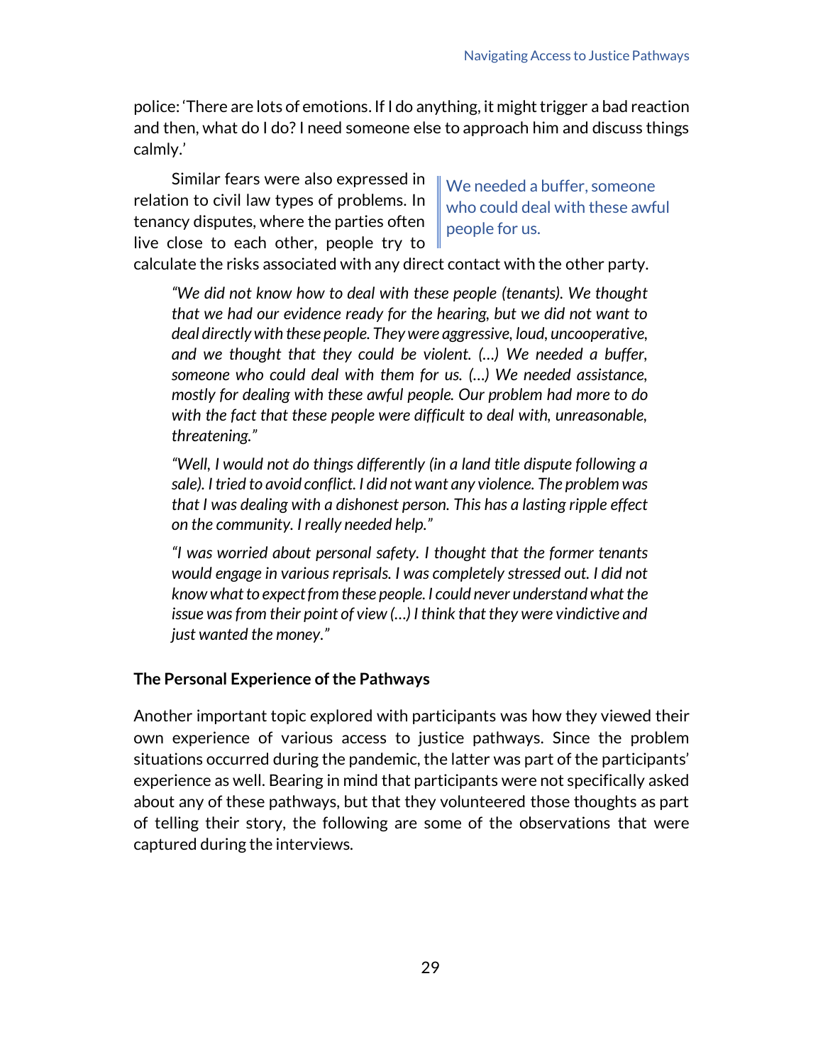police: 'There are lots of emotions. If I do anything, it might trigger a bad reaction and then, what do I do? I need someone else to approach him and discuss things calmly.'

Similar fears were also expressed in relation to civil law types of problems. In tenancy disputes, where the parties often live close to each other, people try to calculate the risks associated with any direct contact with the other party.

> We needed a buffer, someone who could deal with these awful people for us.

> *"We did not know how to deal with these people (tenants). We thought that we had our evidence ready for the hearing, but we did not want to deal directly with these people. They were aggressive, loud, uncooperative, and we thought that they could be violent. (…) We needed a buffer, someone who could deal with them for us. (…) We needed assistance, mostly for dealing with these awful people. Our problem had more to do with the fact that these people were difficult to deal with, unreasonable, threatening."*

> *"Well, I would not do things differently (in a land title dispute following a sale). I tried to avoid conflict. I did not want any violence. The problem was that I was dealing with a dishonest person. This has a lasting ripple effect on the community. I really needed help."*

> *"I was worried about personal safety. I thought that the former tenants would engage in various reprisals. I was completely stressed out. I did not know what to expect from these people. I could never understand what the issue was from their point of view (…) I think that they were vindictive and just wanted the money."*

**The Personal Experience of the Pathways**

Another important topic explored with participants was how they viewed their own experience of various access to justice pathways. Since the problem situations occurred during the pandemic, the latter was part of the participants' experience as well. Bearing in mind that participants were not specifically asked about any of these pathways, but that they volunteered those thoughts as part of telling their story, the following are some of the observations that were captured during the interviews.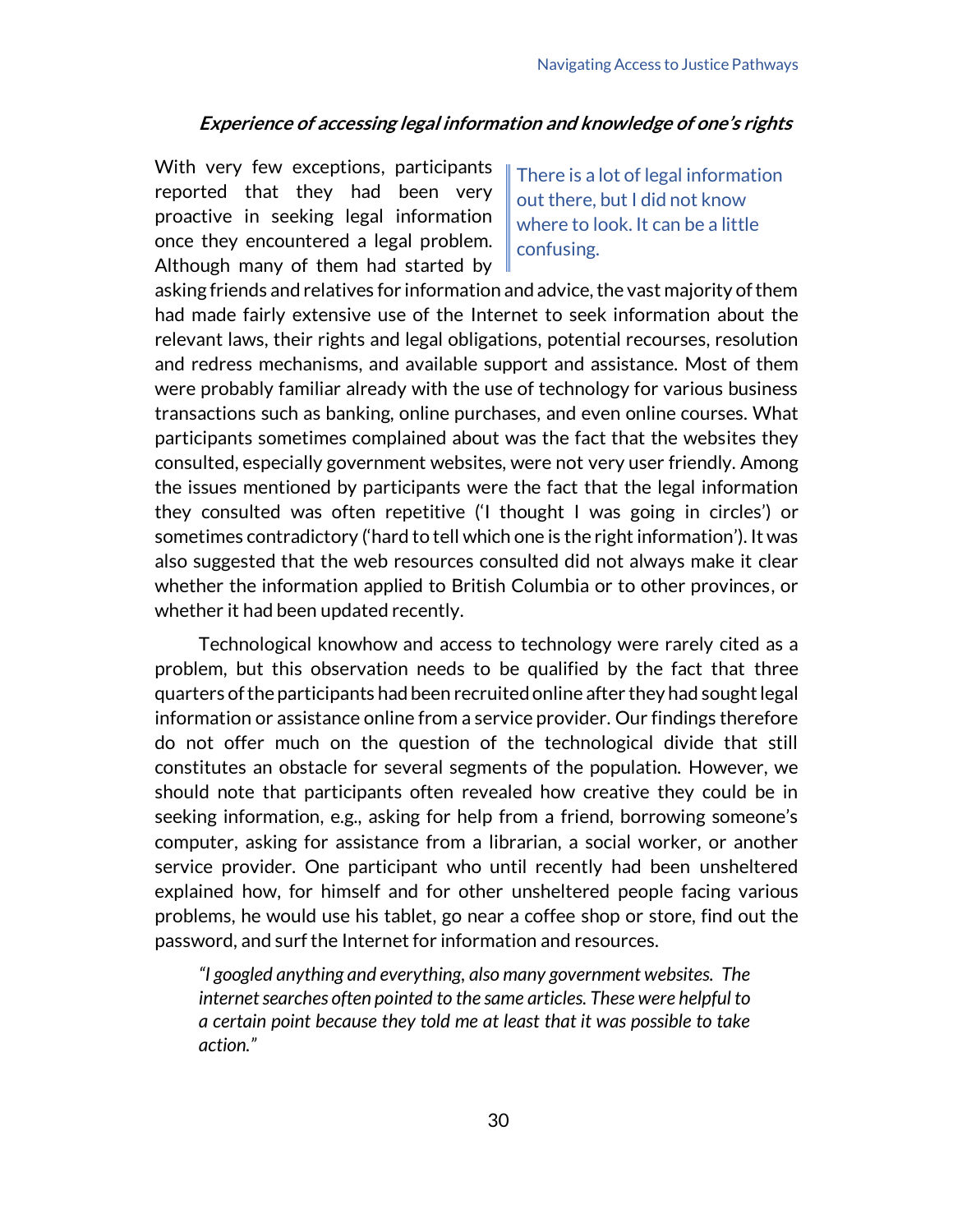### *Experience of accessing legal information and knowledge of one's rights*

> There is a lot of legal information out there, but I did not know where to look. It can be a little confusing.

With very few exceptions, participants reported that they had been very proactive in seeking legal information once they encountered a legal problem. Although many of them had started by asking friends and relatives for information and advice, the vast majority of them had made fairly extensive use of the Internet to seek information about the relevant laws, their rights and legal obligations, potential recourses, resolution and redress mechanisms, and available support and assistance. Most of them were probably familiar already with the use of technology for various business transactions such as banking, online purchases, and even online courses. What participants sometimes complained about was the fact that the websites they consulted, especially government websites, were not very user friendly. Among the issues mentioned by participants were the fact that the legal information they consulted was often repetitive ('I thought I was going in circles') or sometimes contradictory ('hard to tell which one is the right information'). It was also suggested that the web resources consulted did not always make it clear whether the information applied to British Columbia or to other provinces, or whether it had been updated recently.

Technological knowhow and access to technology were rarely cited as a problem, but this observation needs to be qualified by the fact that three quarters of the participants had been recruited online after they had sought legal information or assistance online from a service provider. Our findings therefore do not offer much on the question of the technological divide that still constitutes an obstacle for several segments of the population. However, we should note that participants often revealed how creative they could be in seeking information, e.g., asking for help from a friend, borrowing someone's computer, asking for assistance from a librarian, a social worker, or another service provider. One participant who until recently had been unsheltered explained how, for himself and for other unsheltered people facing various problems, he would use his tablet, go near a coffee shop or store, find out the password, and surf the Internet for information and resources.

> *"I googled anything and everything, also many government websites. The internet searches often pointed to the same articles. These were helpful to a certain point because they told me at least that it was possible to take action."*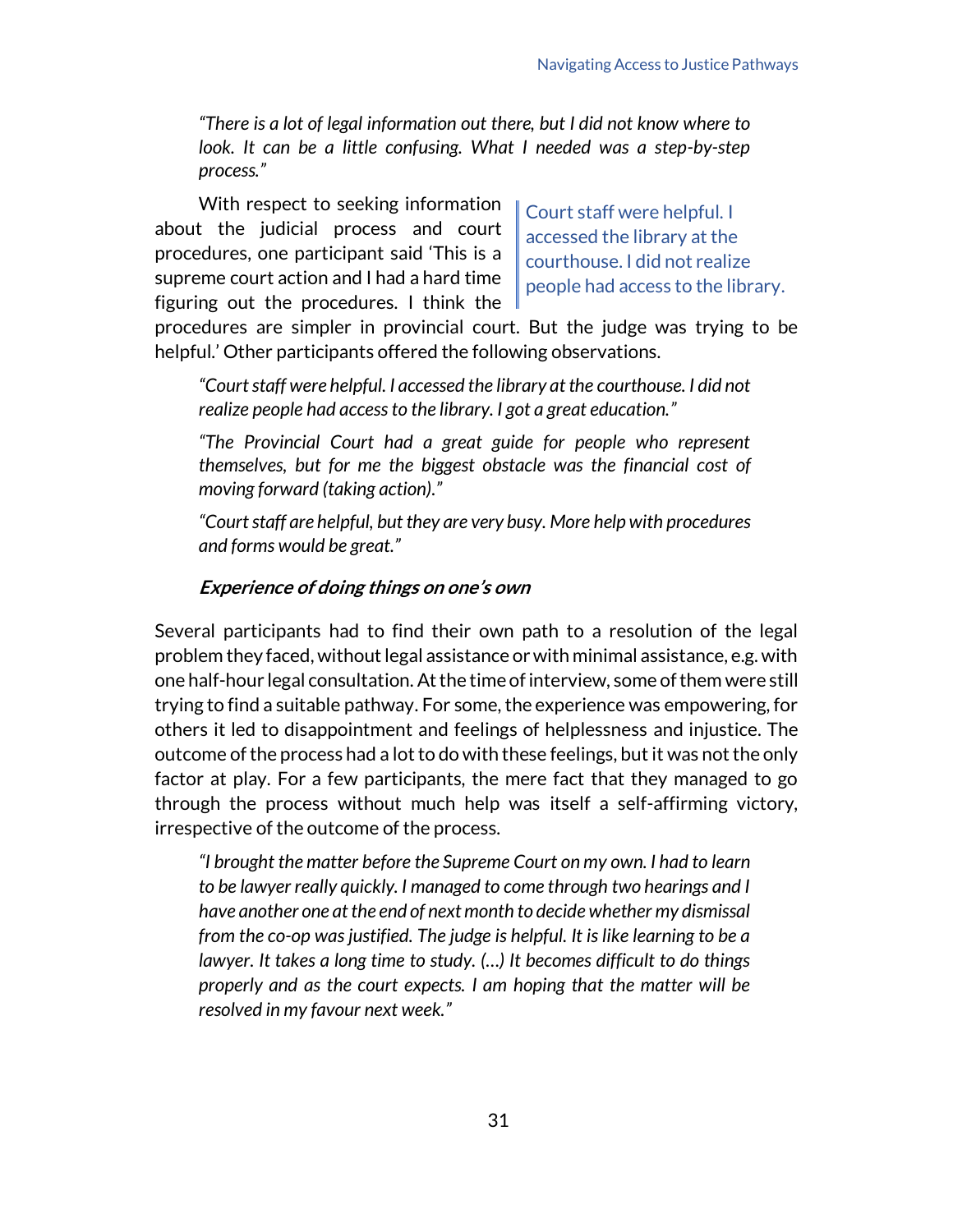*"There is a lot of legal information out there, but I did not know where to look. It can be a little confusing. What I needed was a step-by-step process."*

With respect to seeking information about the judicial process and court procedures, one participant said 'This is a supreme court action and I had a hard time figuring out the procedures. I think the procedures are simpler in provincial court. But the judge was trying to be helpful.' Other participants offered the following observations.

> Court staff were helpful. I accessed the library at the courthouse. I did not realize people had access to the library.

*"Court staff were helpful. I accessed the library at the courthouse. I did not realize people had access to the library. I got a great education."*

*"The Provincial Court had a great guide for people who represent themselves, but for me the biggest obstacle was the financial cost of moving forward (taking action)."*

*"Court staff are helpful, but they are very busy. More help with procedures and forms would be great."*

### ***Experience of doing things on one's own***

Several participants had to find their own path to a resolution of the legal problem they faced, without legal assistance or with minimal assistance, e.g. with one half-hour legal consultation. At the time of interview, some of them were still trying to find a suitable pathway. For some, the experience was empowering, for others it led to disappointment and feelings of helplessness and injustice. The outcome of the process had a lot to do with these feelings, but it was not the only factor at play. For a few participants, the mere fact that they managed to go through the process without much help was itself a self-affirming victory, irrespective of the outcome of the process.

*"I brought the matter before the Supreme Court on my own. I had to learn to be lawyer really quickly. I managed to come through two hearings and I have another one at the end of next month to decide whether my dismissal from the co-op was justified. The judge is helpful. It is like learning to be a lawyer. It takes a long time to study. (…) It becomes difficult to do things properly and as the court expects. I am hoping that the matter will be resolved in my favour next week."*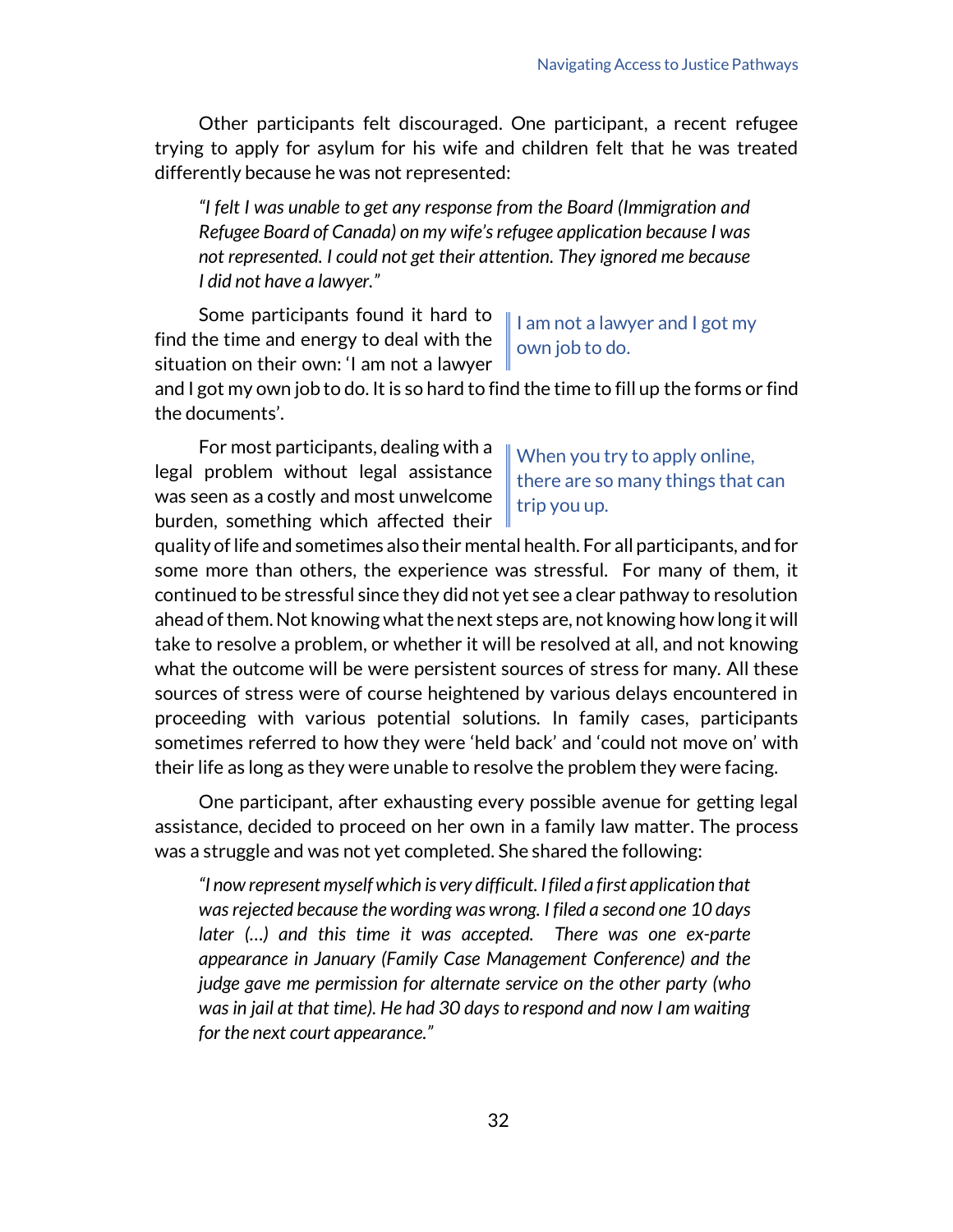Other participants felt discouraged. One participant, a recent refugee trying to apply for asylum for his wife and children felt that he was treated differently because he was not represented:

> *"I felt I was unable to get any response from the Board (Immigration and Refugee Board of Canada) on my wife's refugee application because I was not represented. I could not get their attention. They ignored me because I did not have a lawyer."*

Some participants found it hard to find the time and energy to deal with the situation on their own: 'I am not a lawyer and I got my own job to do. It is so hard to find the time to fill up the forms or find the documents'.

> I am not a lawyer and I got my own job to do.

For most participants, dealing with a legal problem without legal assistance was seen as a costly and most unwelcome burden, something which affected their quality of life and sometimes also their mental health. For all participants, and for some more than others, the experience was stressful. For many of them, it continued to be stressful since they did not yet see a clear pathway to resolution ahead of them. Not knowing what the next steps are, not knowing how long it will take to resolve a problem, or whether it will be resolved at all, and not knowing what the outcome will be were persistent sources of stress for many. All these sources of stress were of course heightened by various delays encountered in proceeding with various potential solutions. In family cases, participants sometimes referred to how they were 'held back' and 'could not move on' with their life as long as they were unable to resolve the problem they were facing.

> When you try to apply online, there are so many things that can trip you up.

One participant, after exhausting every possible avenue for getting legal assistance, decided to proceed on her own in a family law matter. The process was a struggle and was not yet completed. She shared the following:

> *"I now represent myself which is very difficult. I filed a first application that was rejected because the wording was wrong. I filed a second one 10 days later (…) and this time it was accepted. There was one ex-parte appearance in January (Family Case Management Conference) and the judge gave me permission for alternate service on the other party (who was in jail at that time). He had 30 days to respond and now I am waiting for the next court appearance."*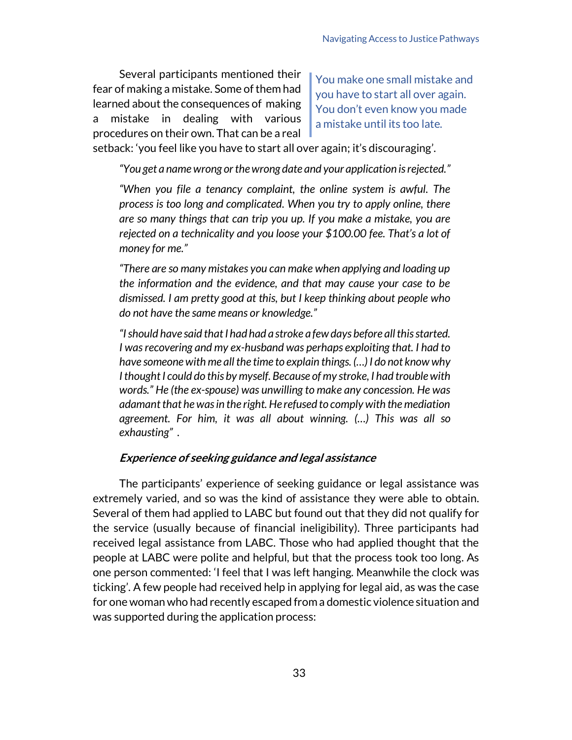Several participants mentioned their fear of making a mistake. Some of them had learned about the consequences of making a mistake in dealing with various procedures on their own. That can be a real setback: 'you feel like you have to start all over again; it's discouraging'.

> You make one small mistake and you have to start all over again. You don't even know you made a mistake until its too late.

*"You get a name wrong or the wrong date and your application is rejected."*

*"When you file a tenancy complaint, the online system is awful. The process is too long and complicated. When you try to apply online, there are so many things that can trip you up. If you make a mistake, you are rejected on a technicality and you loose your $100.00 fee. That's a lot of money for me."*

*"There are so many mistakes you can make when applying and loading up the information and the evidence, and that may cause your case to be dismissed. I am pretty good at this, but I keep thinking about people who do not have the same means or knowledge."*

*"I should have said that I had had a stroke a few days before all this started. I was recovering and my ex-husband was perhaps exploiting that. I had to have someone with me all the time to explain things. (…) I do not know why I thought I could do this by myself. Because of my stroke, I had trouble with words." He (the ex-spouse) was unwilling to make any concession. He was adamant that he was in the right. He refused to comply with the mediation agreement. For him, it was all about winning. (…) This was all so exhausting" .*

#### Experience of seeking guidance and legal assistance

The participants' experience of seeking guidance or legal assistance was extremely varied, and so was the kind of assistance they were able to obtain. Several of them had applied to LABC but found out that they did not qualify for the service (usually because of financial ineligibility). Three participants had received legal assistance from LABC. Those who had applied thought that the people at LABC were polite and helpful, but that the process took too long. As one person commented: 'I feel that I was left hanging. Meanwhile the clock was ticking'. A few people had received help in applying for legal aid, as was the case for one woman who had recently escaped from a domestic violence situation and was supported during the application process: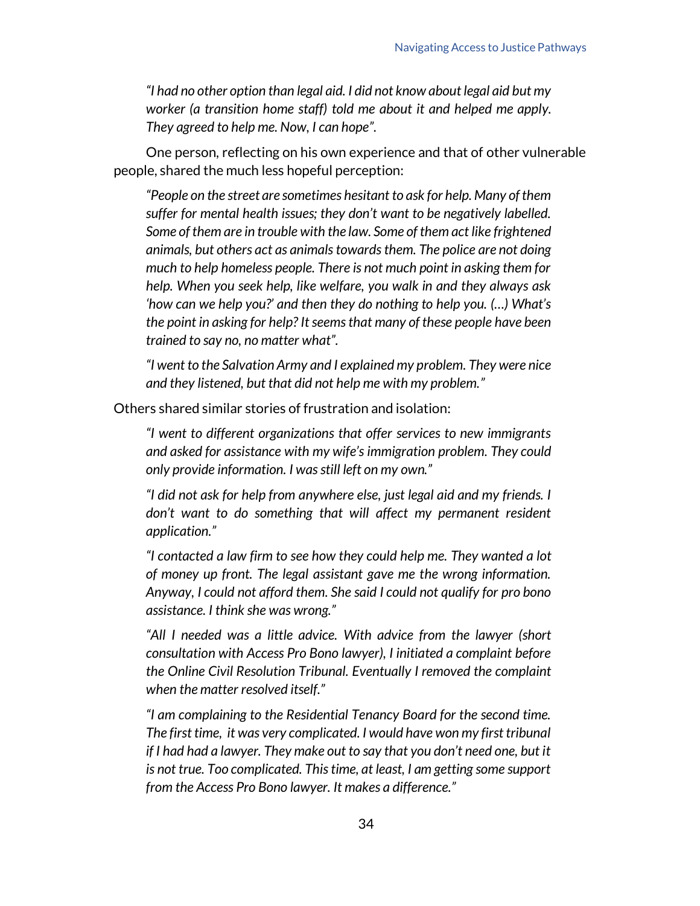*"I had no other option than legal aid. I did not know about legal aid but my worker (a transition home staff) told me about it and helped me apply. They agreed to help me. Now, I can hope".*

One person, reflecting on his own experience and that of other vulnerable people, shared the much less hopeful perception:

*"People on the street are sometimes hesitant to ask for help. Many of them suffer for mental health issues; they don't want to be negatively labelled. Some of them are in trouble with the law. Some of them act like frightened animals, but others act as animals towards them. The police are not doing much to help homeless people. There is not much point in asking them for help. When you seek help, like welfare, you walk in and they always ask 'how can we help you?' and then they do nothing to help you. (…) What's the point in asking for help? It seems that many of these people have been trained to say no, no matter what".*

*"I went to the Salvation Army and I explained my problem. They were nice and they listened, but that did not help me with my problem."*

Others shared similar stories of frustration and isolation:

*"I went to different organizations that offer services to new immigrants and asked for assistance with my wife's immigration problem. They could only provide information. I was still left on my own."*

*"I did not ask for help from anywhere else, just legal aid and my friends. I don't want to do something that will affect my permanent resident application."*

*"I contacted a law firm to see how they could help me. They wanted a lot of money up front. The legal assistant gave me the wrong information. Anyway, I could not afford them. She said I could not qualify for pro bono assistance. I think she was wrong."*

*"All I needed was a little advice. With advice from the lawyer (short consultation with Access Pro Bono lawyer), I initiated a complaint before the Online Civil Resolution Tribunal. Eventually I removed the complaint when the matter resolved itself."*

*"I am complaining to the Residential Tenancy Board for the second time. The first time, it was very complicated. I would have won my first tribunal if I had had a lawyer. They make out to say that you don't need one, but it is not true. Too complicated. This time, at least, I am getting some support from the Access Pro Bono lawyer. It makes a difference."*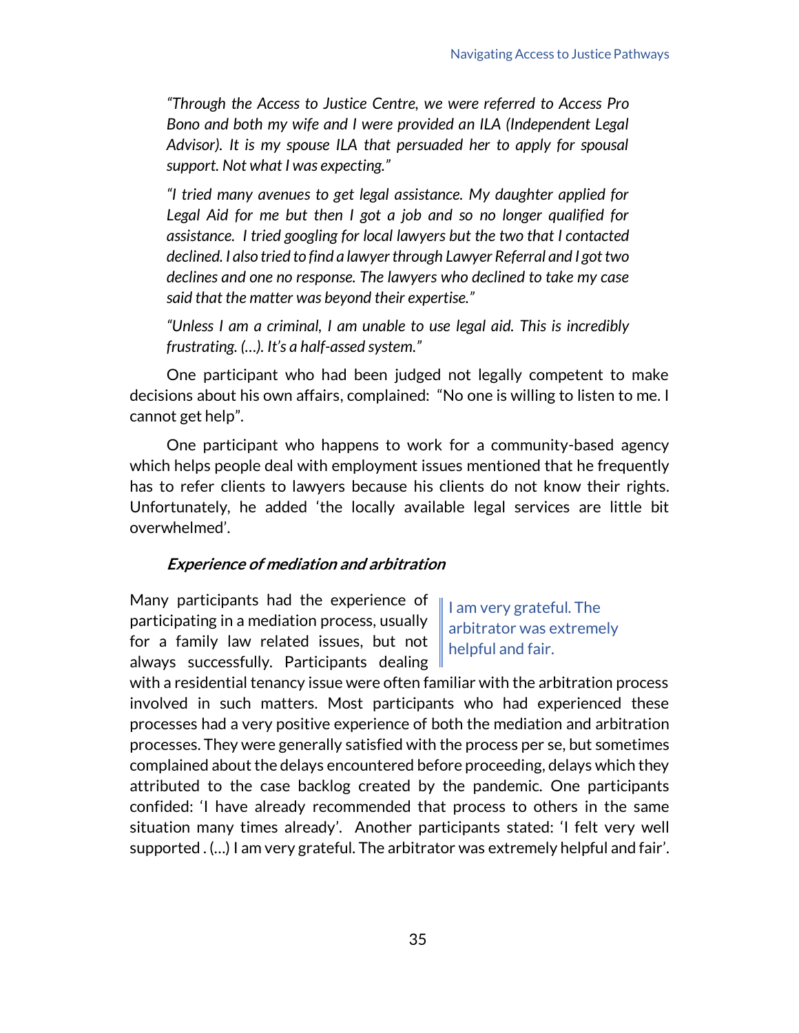*"Through the Access to Justice Centre, we were referred to Access Pro Bono and both my wife and I were provided an ILA (Independent Legal Advisor). It is my spouse ILA that persuaded her to apply for spousal support. Not what I was expecting."*

*"I tried many avenues to get legal assistance. My daughter applied for Legal Aid for me but then I got a job and so no longer qualified for assistance. I tried googling for local lawyers but the two that I contacted declined. I also tried to find a lawyer through Lawyer Referral and I got two declines and one no response. The lawyers who declined to take my case said that the matter was beyond their expertise."*

*"Unless I am a criminal, I am unable to use legal aid. This is incredibly frustrating. (…). It's a half-assed system."*

One participant who had been judged not legally competent to make decisions about his own affairs, complained: "No one is willing to listen to me. I cannot get help".

One participant who happens to work for a community-based agency which helps people deal with employment issues mentioned that he frequently has to refer clients to lawyers because his clients do not know their rights. Unfortunately, he added 'the locally available legal services are little bit overwhelmed'.

#### *Experience of mediation and arbitration*

> I am very grateful. The arbitrator was extremely helpful and fair.

Many participants had the experience of participating in a mediation process, usually for a family law related issues, but not always successfully. Participants dealing with a residential tenancy issue were often familiar with the arbitration process involved in such matters. Most participants who had experienced these processes had a very positive experience of both the mediation and arbitration processes. They were generally satisfied with the process per se, but sometimes complained about the delays encountered before proceeding, delays which they attributed to the case backlog created by the pandemic. One participants confided: 'I have already recommended that process to others in the same situation many times already'. Another participants stated: 'I felt very well supported . (…) I am very grateful. The arbitrator was extremely helpful and fair'.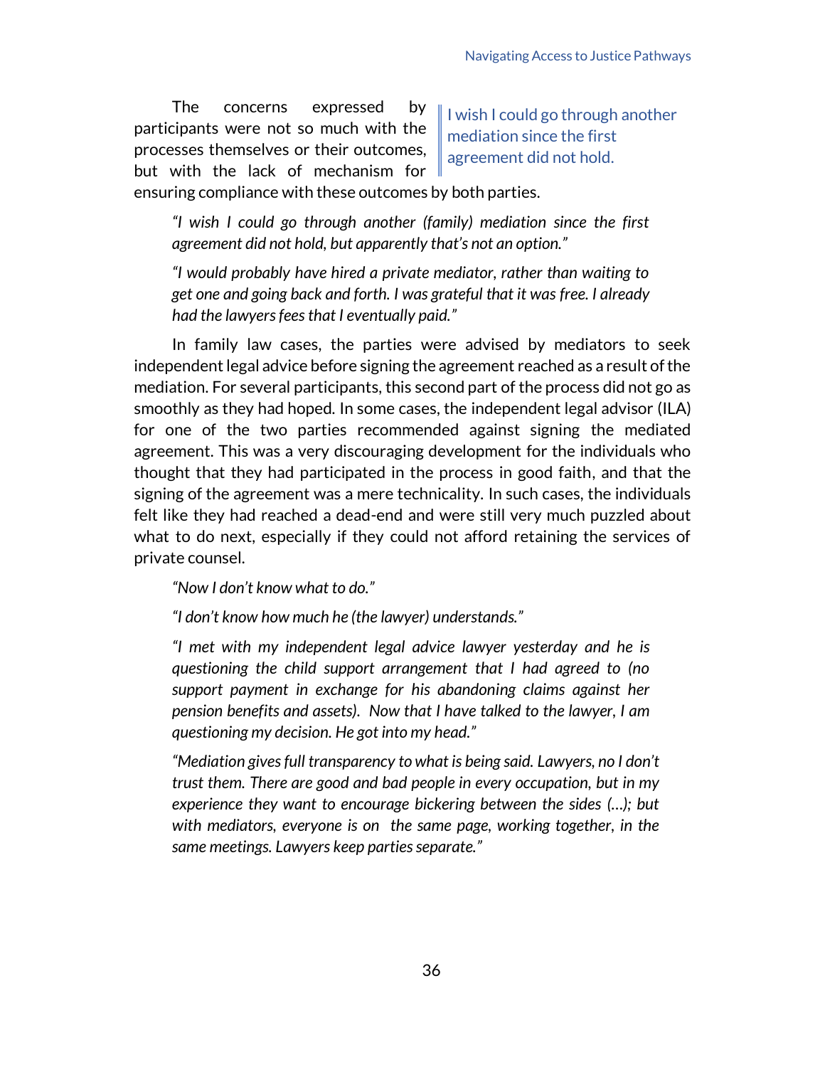> I wish I could go through another mediation since the first agreement did not hold.

The concerns expressed by participants were not so much with the processes themselves or their outcomes, but with the lack of mechanism for ensuring compliance with these outcomes by both parties.

> *"I wish I could go through another (family) mediation since the first agreement did not hold, but apparently that's not an option."*
>
> *"I would probably have hired a private mediator, rather than waiting to get one and going back and forth. I was grateful that it was free. I already had the lawyers fees that I eventually paid."*

In family law cases, the parties were advised by mediators to seek independent legal advice before signing the agreement reached as a result of the mediation. For several participants, this second part of the process did not go as smoothly as they had hoped. In some cases, the independent legal advisor (ILA) for one of the two parties recommended against signing the mediated agreement. This was a very discouraging development for the individuals who thought that they had participated in the process in good faith, and that the signing of the agreement was a mere technicality. In such cases, the individuals felt like they had reached a dead-end and were still very much puzzled about what to do next, especially if they could not afford retaining the services of private counsel.

> *"Now I don't know what to do."*
>
> *"I don't know how much he (the lawyer) understands."*
>
> *"I met with my independent legal advice lawyer yesterday and he is questioning the child support arrangement that I had agreed to (no support payment in exchange for his abandoning claims against her pension benefits and assets). Now that I have talked to the lawyer, I am questioning my decision. He got into my head."*
>
> *"Mediation gives full transparency to what is being said. Lawyers, no I don't trust them. There are good and bad people in every occupation, but in my experience they want to encourage bickering between the sides (…); but with mediators, everyone is on the same page, working together, in the same meetings. Lawyers keep parties separate."*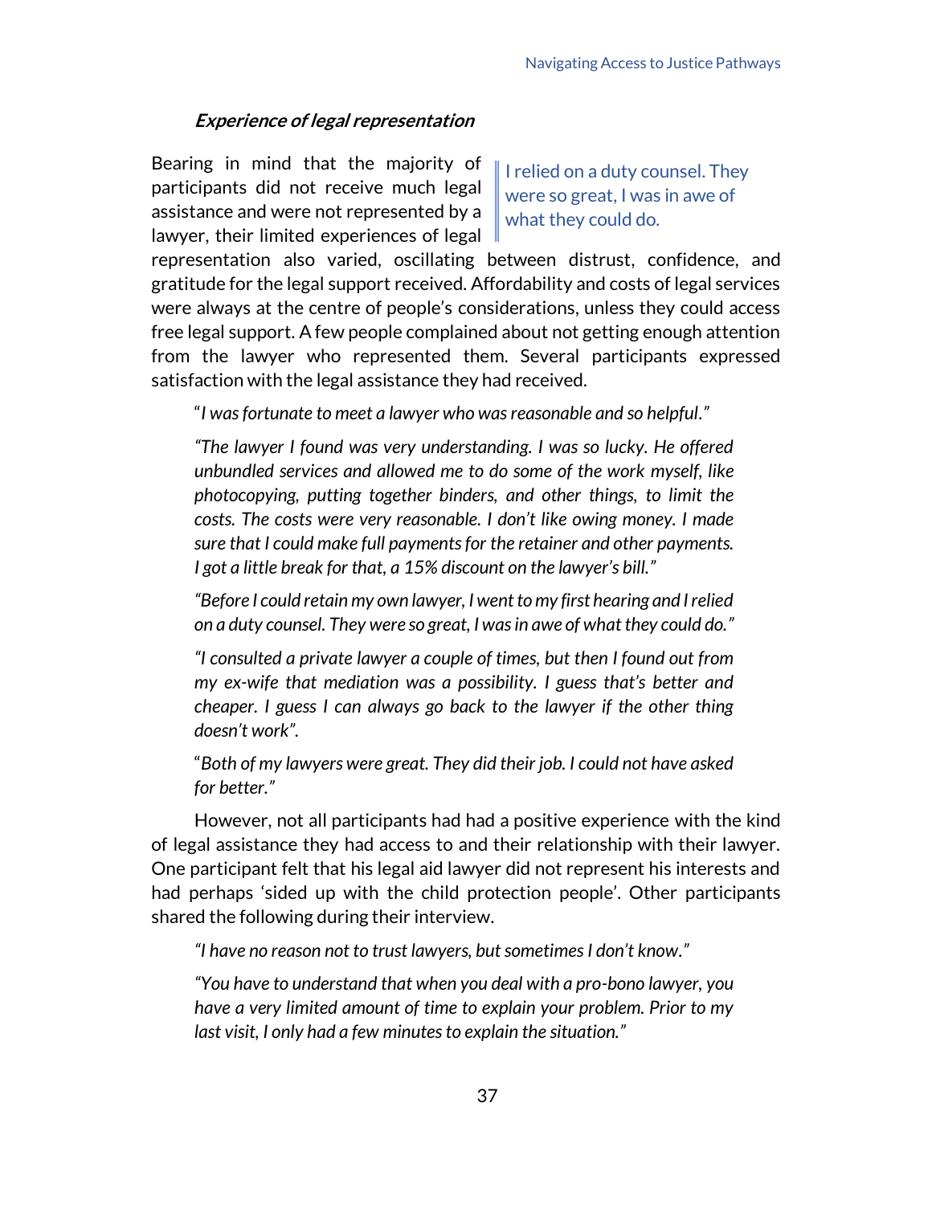### *Experience of legal representation*

> I relied on a duty counsel. They were so great, I was in awe of what they could do.

Bearing in mind that the majority of participants did not receive much legal assistance and were not represented by a lawyer, their limited experiences of legal representation also varied, oscillating between distrust, confidence, and gratitude for the legal support received. Affordability and costs of legal services were always at the centre of people's considerations, unless they could access free legal support. A few people complained about not getting enough attention from the lawyer who represented them. Several participants expressed satisfaction with the legal assistance they had received.

> "*I was fortunate to meet a lawyer who was reasonable and so helpful*."
>
> *"The lawyer I found was very understanding. I was so lucky. He offered unbundled services and allowed me to do some of the work myself, like photocopying, putting together binders, and other things, to limit the costs. The costs were very reasonable. I don't like owing money. I made sure that I could make full payments for the retainer and other payments. I got a little break for that, a 15% discount on the lawyer's bill."*
>
> *"Before I could retain my own lawyer, I went to my first hearing and I relied on a duty counsel. They were so great, I was in awe of what they could do."*
>
> *"I consulted a private lawyer a couple of times, but then I found out from my ex-wife that mediation was a possibility. I guess that's better and cheaper. I guess I can always go back to the lawyer if the other thing doesn't work".*
>
> "*Both of my lawyers were great. They did their job. I could not have asked for better."*

However, not all participants had had a positive experience with the kind of legal assistance they had access to and their relationship with their lawyer. One participant felt that his legal aid lawyer did not represent his interests and had perhaps 'sided up with the child protection people'. Other participants shared the following during their interview.

> *"I have no reason not to trust lawyers, but sometimes I don't know."*
>
> *"You have to understand that when you deal with a pro-bono lawyer, you have a very limited amount of time to explain your problem. Prior to my last visit, I only had a few minutes to explain the situation."*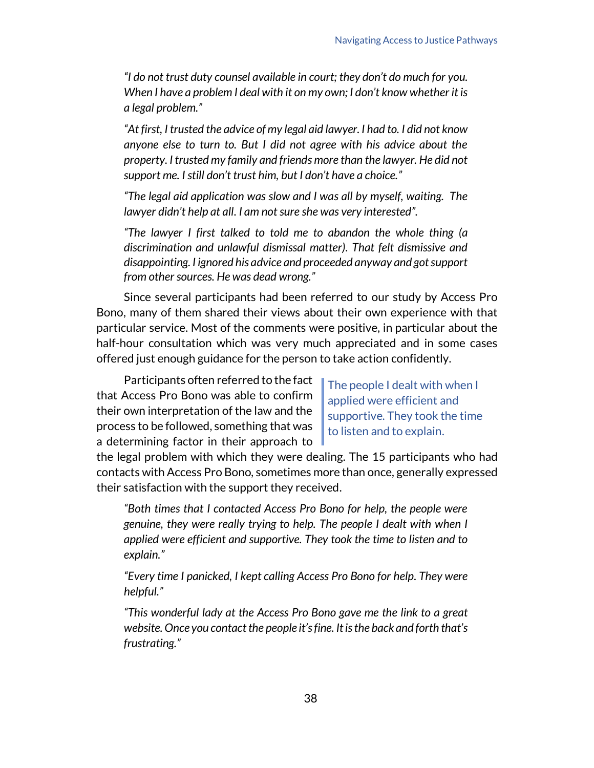*"I do not trust duty counsel available in court; they don't do much for you. When I have a problem I deal with it on my own; I don't know whether it is a legal problem."*

*"At first, I trusted the advice of my legal aid lawyer. I had to. I did not know anyone else to turn to. But I did not agree with his advice about the property. I trusted my family and friends more than the lawyer. He did not support me. I still don't trust him, but I don't have a choice."*

*"The legal aid application was slow and I was all by myself, waiting. The lawyer didn't help at all. I am not sure she was very interested".*

*"The lawyer I first talked to told me to abandon the whole thing (a discrimination and unlawful dismissal matter). That felt dismissive and disappointing. I ignored his advice and proceeded anyway and got support from other sources. He was dead wrong."*

Since several participants had been referred to our study by Access Pro Bono, many of them shared their views about their own experience with that particular service. Most of the comments were positive, in particular about the half-hour consultation which was very much appreciated and in some cases offered just enough guidance for the person to take action confidently.

Participants often referred to the fact that Access Pro Bono was able to confirm their own interpretation of the law and the process to be followed, something that was a determining factor in their approach to the legal problem with which they were dealing. The 15 participants who had contacts with Access Pro Bono, sometimes more than once, generally expressed their satisfaction with the support they received.

> The people I dealt with when I applied were efficient and supportive. They took the time to listen and to explain.

*"Both times that I contacted Access Pro Bono for help, the people were genuine, they were really trying to help. The people I dealt with when I applied were efficient and supportive. They took the time to listen and to explain."*

*"Every time I panicked, I kept calling Access Pro Bono for help. They were helpful."*

*"This wonderful lady at the Access Pro Bono gave me the link to a great website. Once you contact the people it's fine. It is the back and forth that's frustrating."*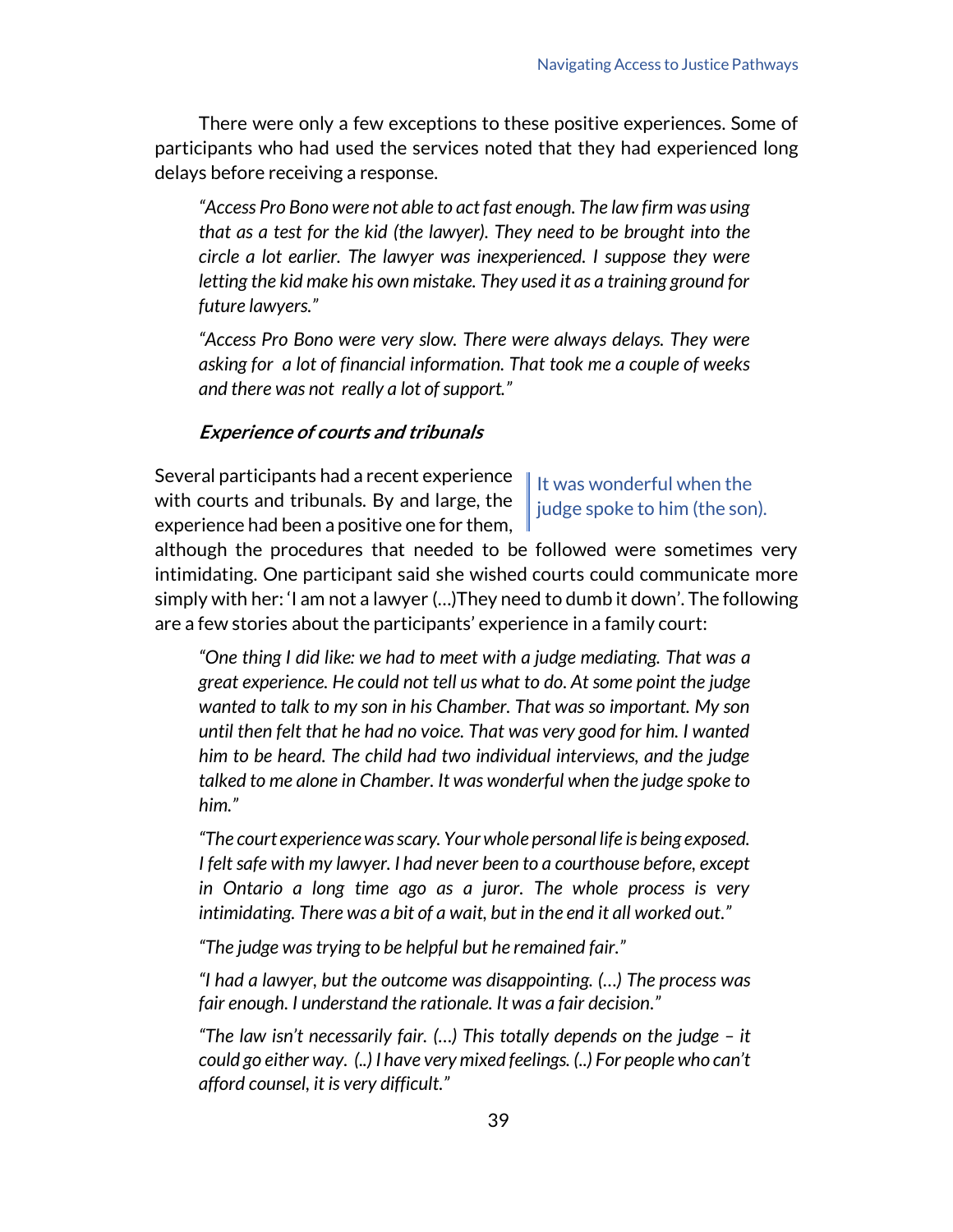There were only a few exceptions to these positive experiences. Some of participants who had used the services noted that they had experienced long delays before receiving a response.

> *"Access Pro Bono were not able to act fast enough. The law firm was using that as a test for the kid (the lawyer). They need to be brought into the circle a lot earlier. The lawyer was inexperienced. I suppose they were letting the kid make his own mistake. They used it as a training ground for future lawyers."*

> *"Access Pro Bono were very slow. There were always delays. They were asking for a lot of financial information. That took me a couple of weeks and there was not really a lot of support."*

### *Experience of courts and tribunals*

Several participants had a recent experience with courts and tribunals. By and large, the experience had been a positive one for them, although the procedures that needed to be followed were sometimes very intimidating. One participant said she wished courts could communicate more simply with her: 'I am not a lawyer (…)They need to dumb it down'. The following are a few stories about the participants' experience in a family court:

> It was wonderful when the judge spoke to him (the son).

> *"One thing I did like: we had to meet with a judge mediating. That was a great experience. He could not tell us what to do. At some point the judge wanted to talk to my son in his Chamber. That was so important. My son until then felt that he had no voice. That was very good for him. I wanted him to be heard. The child had two individual interviews, and the judge talked to me alone in Chamber. It was wonderful when the judge spoke to him."*

> *"The court experience was scary. Your whole personal life is being exposed. I felt safe with my lawyer. I had never been to a courthouse before, except in Ontario a long time ago as a juror. The whole process is very intimidating. There was a bit of a wait, but in the end it all worked out."*

> *"The judge was trying to be helpful but he remained fair."*

> *"I had a lawyer, but the outcome was disappointing. (…) The process was fair enough. I understand the rationale. It was a fair decision."*

> *"The law isn't necessarily fair. (…) This totally depends on the judge – it could go either way. (..) I have very mixed feelings. (..) For people who can't afford counsel, it is very difficult."*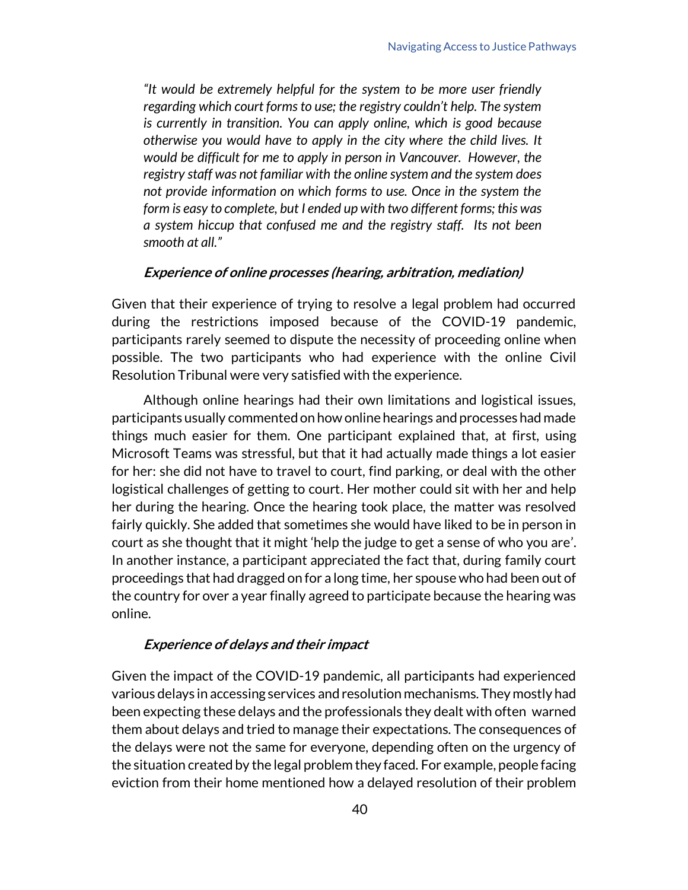*"It would be extremely helpful for the system to be more user friendly regarding which court forms to use; the registry couldn't help. The system is currently in transition. You can apply online, which is good because otherwise you would have to apply in the city where the child lives. It would be difficult for me to apply in person in Vancouver. However, the registry staff was not familiar with the online system and the system does not provide information on which forms to use. Once in the system the form is easy to complete, but I ended up with two different forms; this was a system hiccup that confused me and the registry staff. Its not been smooth at all."*

#### *Experience of online processes (hearing, arbitration, mediation)*

Given that their experience of trying to resolve a legal problem had occurred during the restrictions imposed because of the COVID-19 pandemic, participants rarely seemed to dispute the necessity of proceeding online when possible. The two participants who had experience with the online Civil Resolution Tribunal were very satisfied with the experience.

Although online hearings had their own limitations and logistical issues, participants usually commented on how online hearings and processes had made things much easier for them. One participant explained that, at first, using Microsoft Teams was stressful, but that it had actually made things a lot easier for her: she did not have to travel to court, find parking, or deal with the other logistical challenges of getting to court. Her mother could sit with her and help her during the hearing. Once the hearing took place, the matter was resolved fairly quickly. She added that sometimes she would have liked to be in person in court as she thought that it might 'help the judge to get a sense of who you are'. In another instance, a participant appreciated the fact that, during family court proceedings that had dragged on for a long time, her spouse who had been out of the country for over a year finally agreed to participate because the hearing was online.

#### *Experience of delays and their impact*

Given the impact of the COVID-19 pandemic, all participants had experienced various delays in accessing services and resolution mechanisms. They mostly had been expecting these delays and the professionals they dealt with often warned them about delays and tried to manage their expectations. The consequences of the delays were not the same for everyone, depending often on the urgency of the situation created by the legal problem they faced. For example, people facing eviction from their home mentioned how a delayed resolution of their problem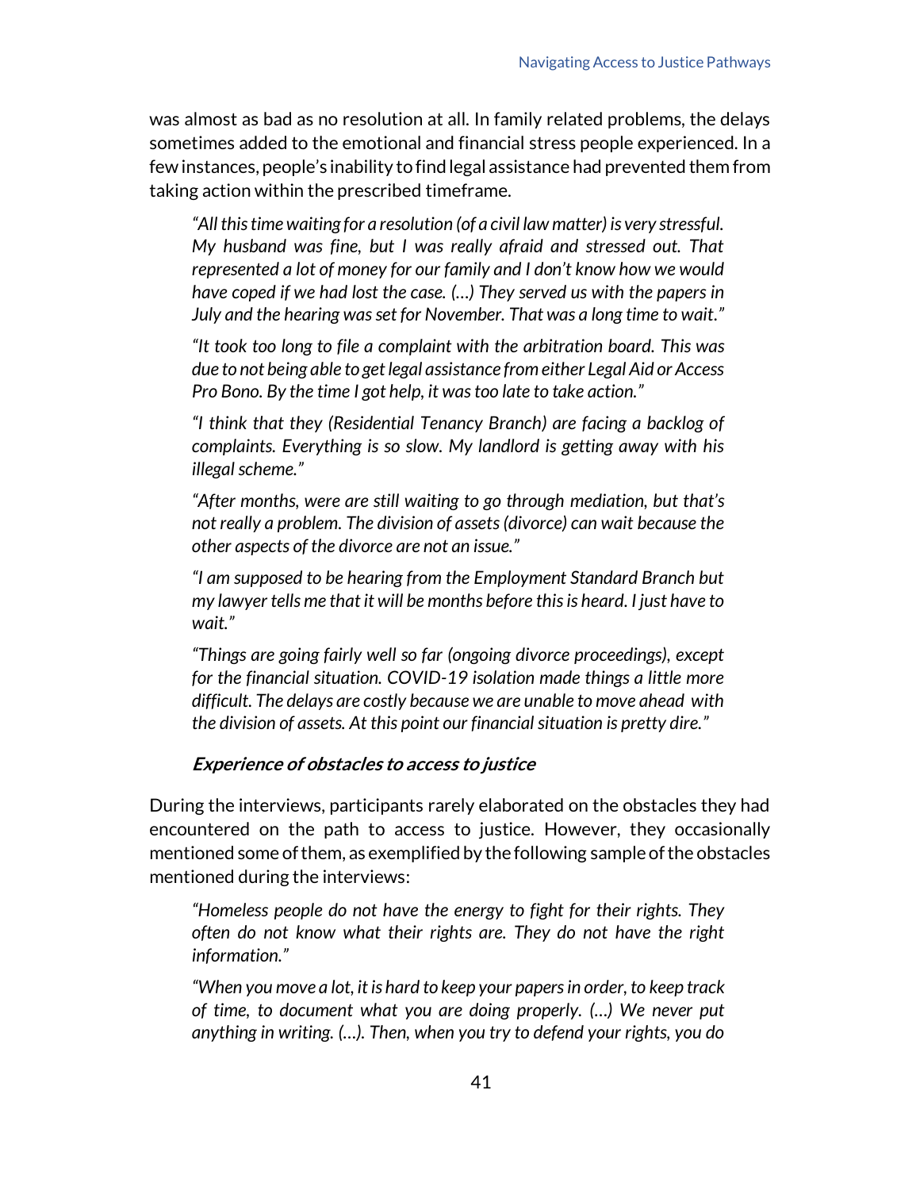was almost as bad as no resolution at all. In family related problems, the delays sometimes added to the emotional and financial stress people experienced. In a few instances, people's inability to find legal assistance had prevented them from taking action within the prescribed timeframe.

> *"All this time waiting for a resolution (of a civil law matter) is very stressful. My husband was fine, but I was really afraid and stressed out. That represented a lot of money for our family and I don't know how we would have coped if we had lost the case. (…) They served us with the papers in July and the hearing was set for November. That was a long time to wait."*

> *"It took too long to file a complaint with the arbitration board. This was due to not being able to get legal assistance from either Legal Aid or Access Pro Bono. By the time I got help, it was too late to take action."*

> *"I think that they (Residential Tenancy Branch) are facing a backlog of complaints. Everything is so slow. My landlord is getting away with his illegal scheme."*

> *"After months, were are still waiting to go through mediation, but that's not really a problem. The division of assets (divorce) can wait because the other aspects of the divorce are not an issue."*

> *"I am supposed to be hearing from the Employment Standard Branch but my lawyer tells me that it will be months before this is heard. I just have to wait."*

> *"Things are going fairly well so far (ongoing divorce proceedings), except for the financial situation. COVID-19 isolation made things a little more difficult. The delays are costly because we are unable to move ahead with the division of assets. At this point our financial situation is pretty dire."*

#### *Experience of obstacles to access to justice*

During the interviews, participants rarely elaborated on the obstacles they had encountered on the path to access to justice. However, they occasionally mentioned some of them, as exemplified by the following sample of the obstacles mentioned during the interviews:

> *"Homeless people do not have the energy to fight for their rights. They often do not know what their rights are. They do not have the right information."*

> *"When you move a lot, it is hard to keep your papers in order, to keep track of time, to document what you are doing properly. (…) We never put anything in writing. (…). Then, when you try to defend your rights, you do*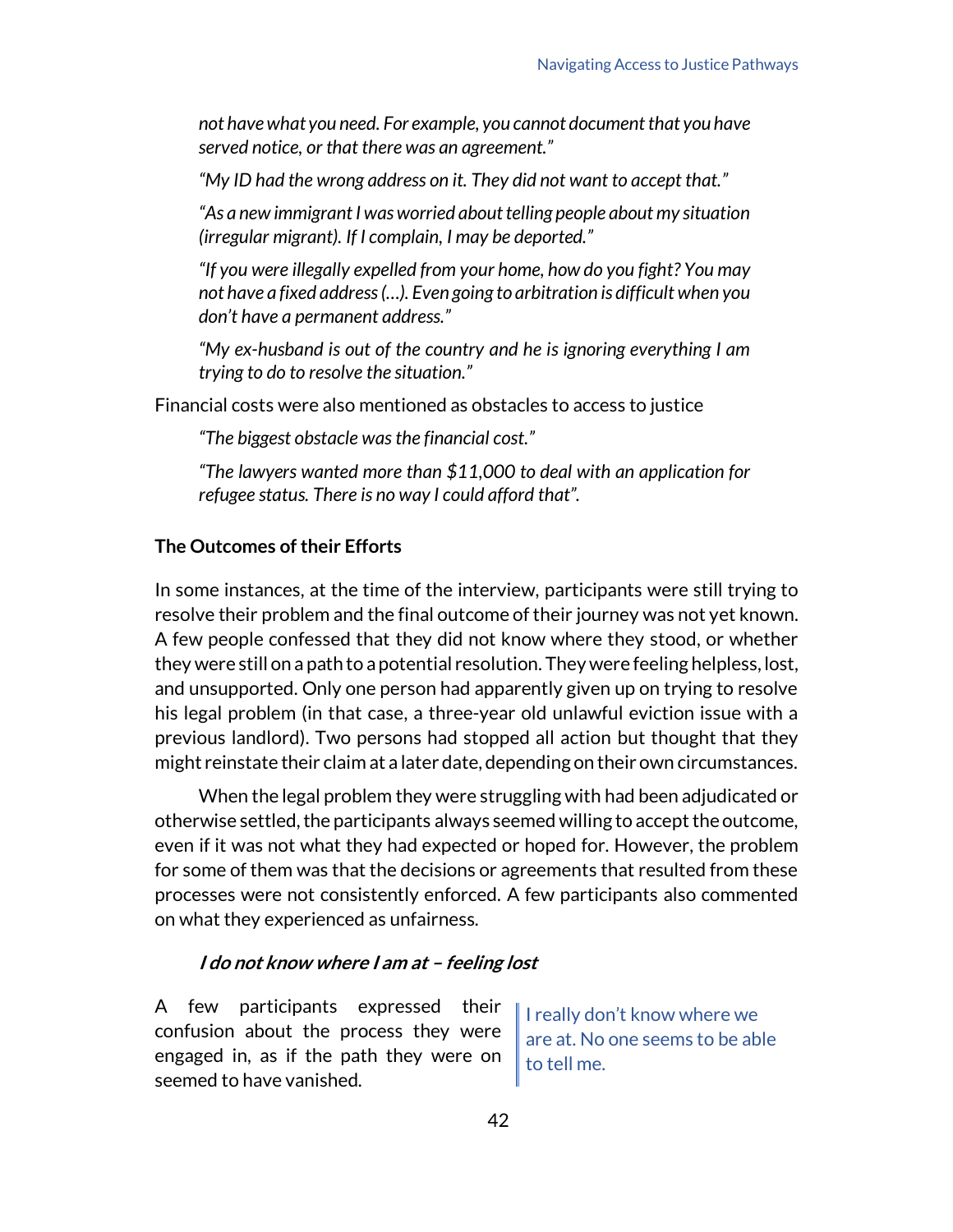*not have what you need. For example, you cannot document that you have served notice, or that there was an agreement."*

*"My ID had the wrong address on it. They did not want to accept that."*

*"As a new immigrant I was worried about telling people about my situation (irregular migrant). If I complain, I may be deported."*

*"If you were illegally expelled from your home, how do you fight? You may not have a fixed address (…). Even going to arbitration is difficult when you don't have a permanent address."*

*"My ex-husband is out of the country and he is ignoring everything I am trying to do to resolve the situation."*

Financial costs were also mentioned as obstacles to access to justice

*"The biggest obstacle was the financial cost."*

*"The lawyers wanted more than $11,000 to deal with an application for refugee status. There is no way I could afford that".*

**The Outcomes of their Efforts**

In some instances, at the time of the interview, participants were still trying to resolve their problem and the final outcome of their journey was not yet known. A few people confessed that they did not know where they stood, or whether they were still on a path to a potential resolution. They were feeling helpless, lost, and unsupported. Only one person had apparently given up on trying to resolve his legal problem (in that case, a three-year old unlawful eviction issue with a previous landlord). Two persons had stopped all action but thought that they might reinstate their claim at a later date, depending on their own circumstances.

When the legal problem they were struggling with had been adjudicated or otherwise settled, the participants always seemed willing to accept the outcome, even if it was not what they had expected or hoped for. However, the problem for some of them was that the decisions or agreements that resulted from these processes were not consistently enforced. A few participants also commented on what they experienced as unfairness.

***I do not know where I am at – feeling lost***

A few participants expressed their confusion about the process they were engaged in, as if the path they were on seemed to have vanished.

> I really don't know where we are at. No one seems to be able to tell me.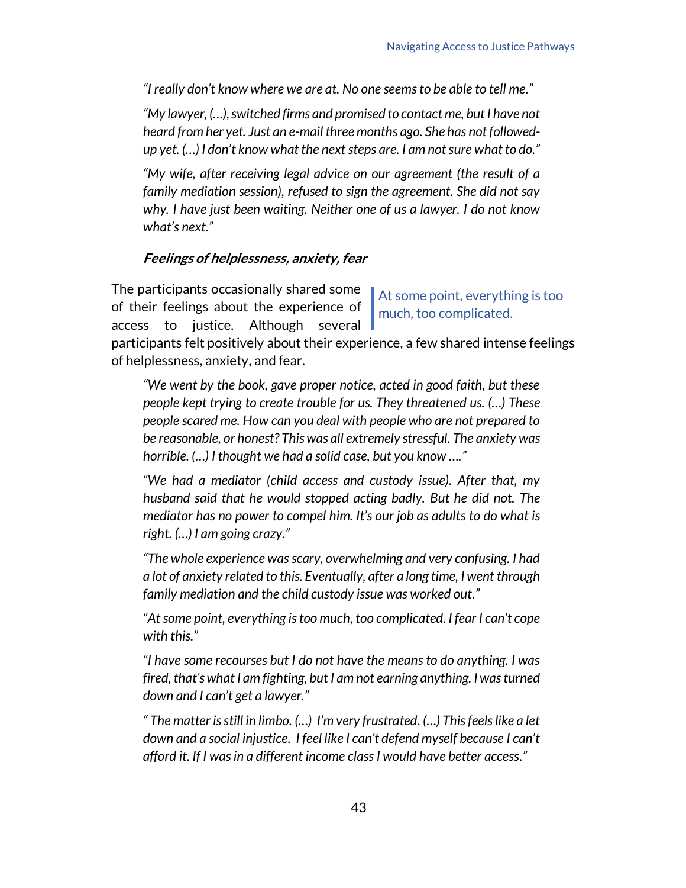*"I really don't know where we are at. No one seems to be able to tell me."*

*"My lawyer, (…), switched firms and promised to contact me, but I have not heard from her yet. Just an e-mail three months ago. She has not followed-up yet. (…) I don't know what the next steps are. I am not sure what to do."*

*"My wife, after receiving legal advice on our agreement (the result of a family mediation session), refused to sign the agreement. She did not say why. I have just been waiting. Neither one of us a lawyer. I do not know what's next."*

#### ***Feelings of helplessness, anxiety, fear***

> At some point, everything is too much, too complicated.

The participants occasionally shared some of their feelings about the experience of access to justice. Although several participants felt positively about their experience, a few shared intense feelings of helplessness, anxiety, and fear.

*"We went by the book, gave proper notice, acted in good faith, but these people kept trying to create trouble for us. They threatened us. (…) These people scared me. How can you deal with people who are not prepared to be reasonable, or honest? This was all extremely stressful. The anxiety was horrible. (…) I thought we had a solid case, but you know …."*

*"We had a mediator (child access and custody issue). After that, my husband said that he would stopped acting badly. But he did not. The mediator has no power to compel him. It's our job as adults to do what is right. (…) I am going crazy."*

*"The whole experience was scary, overwhelming and very confusing. I had a lot of anxiety related to this. Eventually, after a long time, I went through family mediation and the child custody issue was worked out."*

*"At some point, everything is too much, too complicated. I fear I can't cope with this."*

*"I have some recourses but I do not have the means to do anything. I was fired, that's what I am fighting, but I am not earning anything. I was turned down and I can't get a lawyer."*

*" The matter is still in limbo. (…) I'm very frustrated. (…) This feels like a let down and a social injustice. I feel like I can't defend myself because I can't afford it. If I was in a different income class I would have better access."*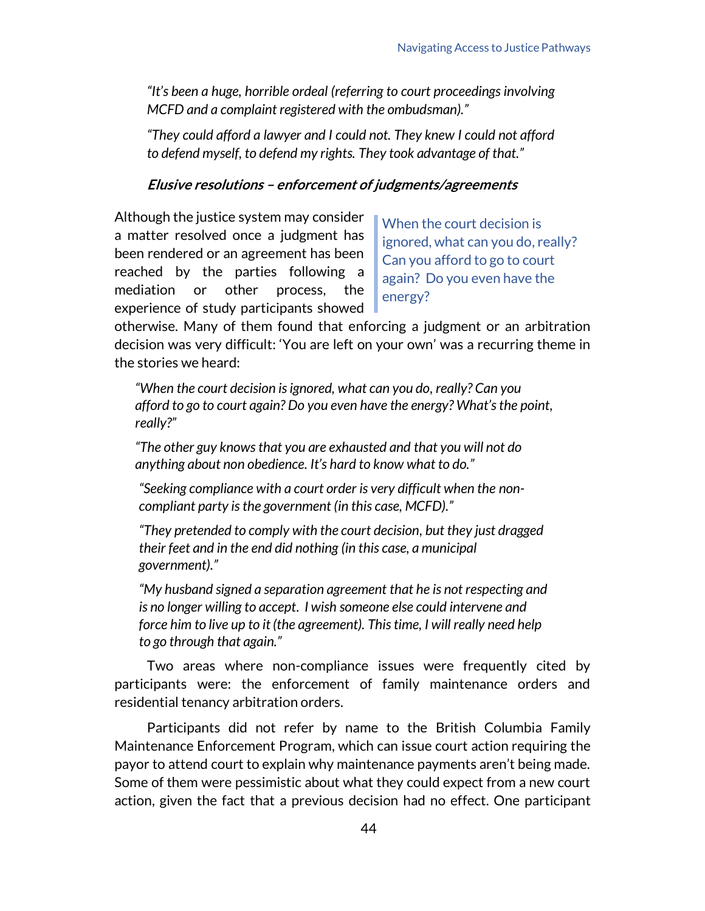*"It's been a huge, horrible ordeal (referring to court proceedings involving MCFD and a complaint registered with the ombudsman)."*

*"They could afford a lawyer and I could not. They knew I could not afford to defend myself, to defend my rights. They took advantage of that."*

### *Elusive resolutions – enforcement of judgments/agreements*

> When the court decision is ignored, what can you do, really? Can you afford to go to court again? Do you even have the energy?

Although the justice system may consider a matter resolved once a judgment has been rendered or an agreement has been reached by the parties following a mediation or other process, the experience of study participants showed otherwise. Many of them found that enforcing a judgment or an arbitration decision was very difficult: 'You are left on your own' was a recurring theme in the stories we heard:

*"When the court decision is ignored, what can you do, really? Can you afford to go to court again? Do you even have the energy? What's the point, really?"*

*"The other guy knows that you are exhausted and that you will not do anything about non obedience. It's hard to know what to do."*

*"Seeking compliance with a court order is very difficult when the non-compliant party is the government (in this case, MCFD)."*

*"They pretended to comply with the court decision, but they just dragged their feet and in the end did nothing (in this case, a municipal government)."*

*"My husband signed a separation agreement that he is not respecting and is no longer willing to accept. I wish someone else could intervene and force him to live up to it (the agreement). This time, I will really need help to go through that again."*

Two areas where non-compliance issues were frequently cited by participants were: the enforcement of family maintenance orders and residential tenancy arbitration orders.

Participants did not refer by name to the British Columbia Family Maintenance Enforcement Program, which can issue court action requiring the payor to attend court to explain why maintenance payments aren't being made. Some of them were pessimistic about what they could expect from a new court action, given the fact that a previous decision had no effect. One participant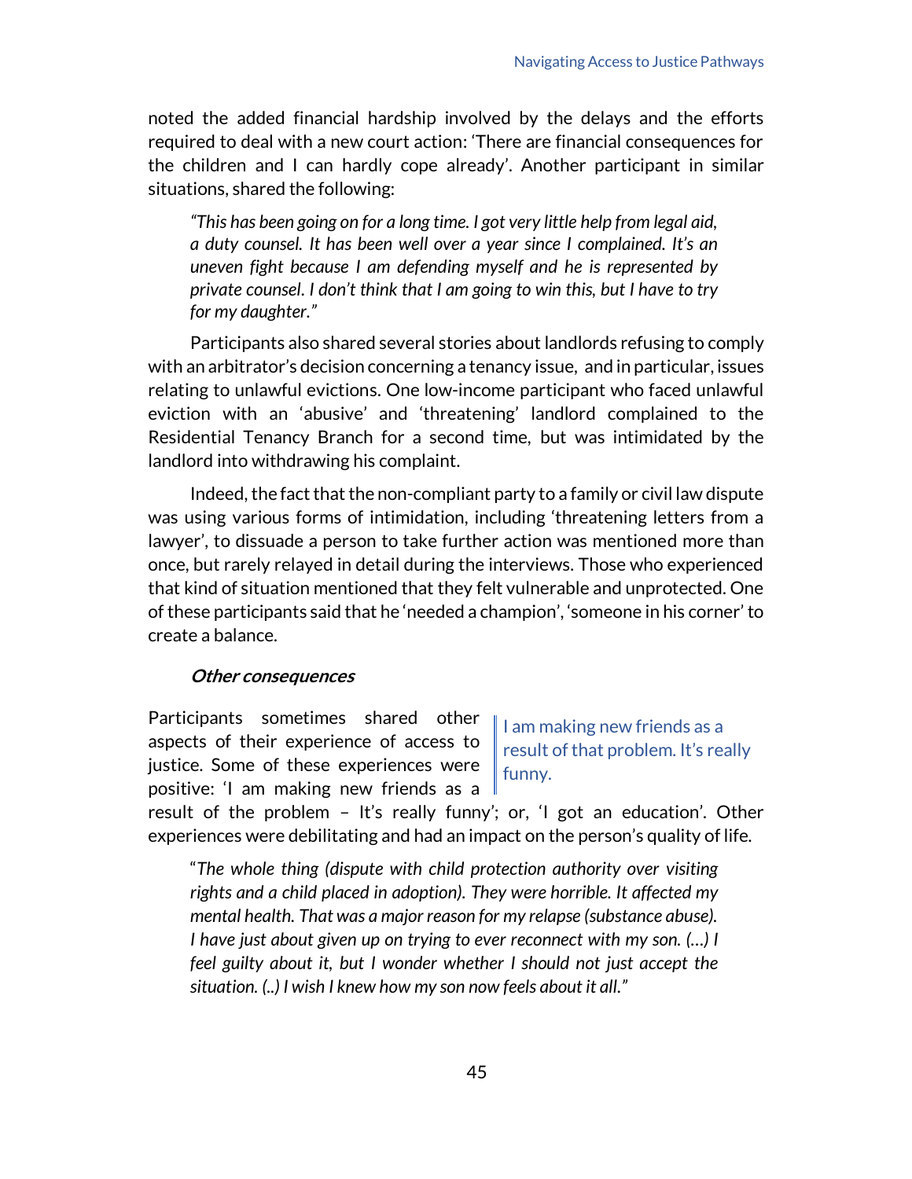noted the added financial hardship involved by the delays and the efforts required to deal with a new court action: 'There are financial consequences for the children and I can hardly cope already'. Another participant in similar situations, shared the following:

> *"This has been going on for a long time. I got very little help from legal aid, a duty counsel. It has been well over a year since I complained. It's an uneven fight because I am defending myself and he is represented by private counsel. I don't think that I am going to win this, but I have to try for my daughter."*

Participants also shared several stories about landlords refusing to comply with an arbitrator's decision concerning a tenancy issue, and in particular, issues relating to unlawful evictions. One low-income participant who faced unlawful eviction with an 'abusive' and 'threatening' landlord complained to the Residential Tenancy Branch for a second time, but was intimidated by the landlord into withdrawing his complaint.

Indeed, the fact that the non-compliant party to a family or civil law dispute was using various forms of intimidation, including 'threatening letters from a lawyer', to dissuade a person to take further action was mentioned more than once, but rarely relayed in detail during the interviews. Those who experienced that kind of situation mentioned that they felt vulnerable and unprotected. One of these participants said that he 'needed a champion', 'someone in his corner' to create a balance.

### *Other consequences*

> I am making new friends as a result of that problem. It's really funny.

Participants sometimes shared other aspects of their experience of access to justice. Some of these experiences were positive: 'I am making new friends as a result of the problem – It's really funny'; or, 'I got an education'. Other experiences were debilitating and had an impact on the person's quality of life.

> "*The whole thing (dispute with child protection authority over visiting rights and a child placed in adoption). They were horrible. It affected my mental health. That was a major reason for my relapse (substance abuse). I have just about given up on trying to ever reconnect with my son. (…) I feel guilty about it, but I wonder whether I should not just accept the situation. (..) I wish I knew how my son now feels about it all."*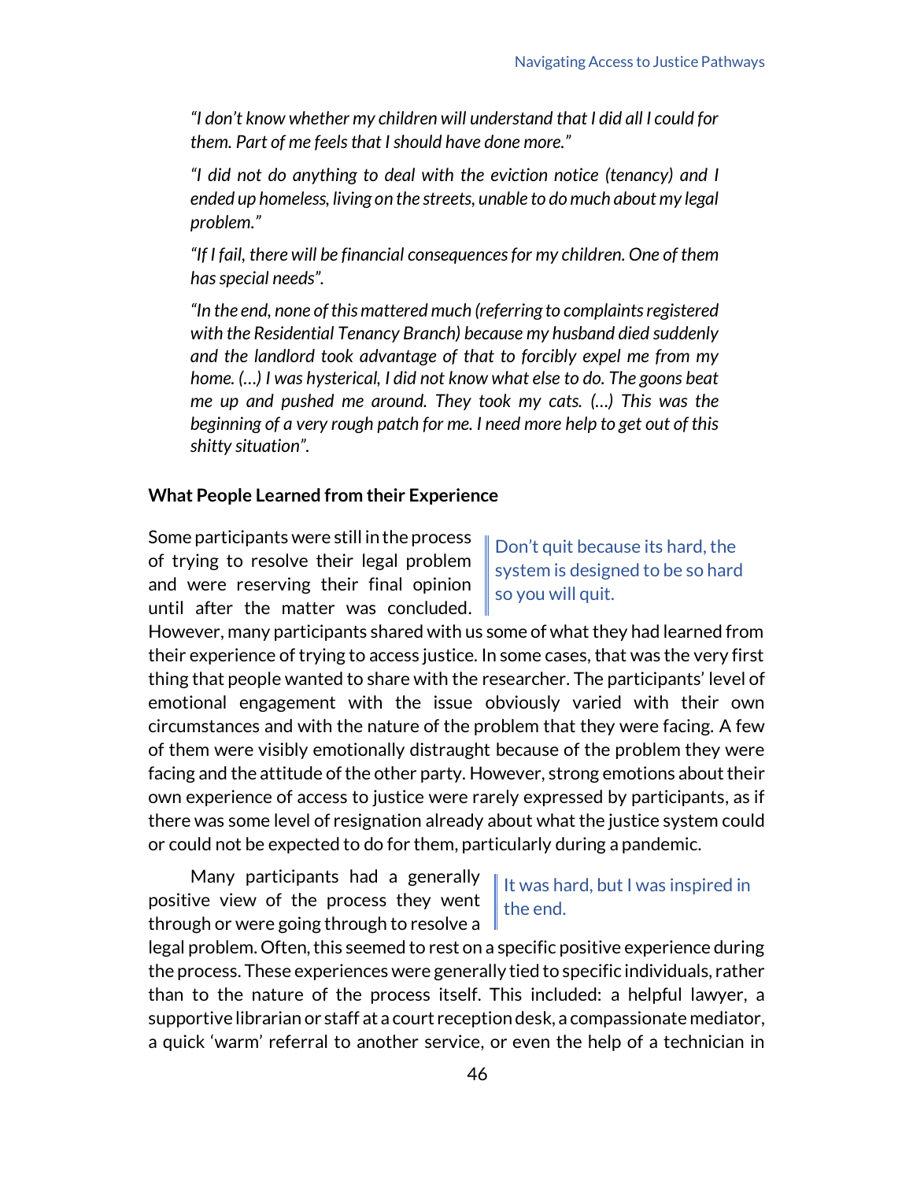*"I don't know whether my children will understand that I did all I could for them. Part of me feels that I should have done more."*

*"I did not do anything to deal with the eviction notice (tenancy) and I ended up homeless, living on the streets, unable to do much about my legal problem."*

*"If I fail, there will be financial consequences for my children. One of them has special needs".*

*"In the end, none of this mattered much (referring to complaints registered with the Residential Tenancy Branch) because my husband died suddenly and the landlord took advantage of that to forcibly expel me from my home. (…) I was hysterical, I did not know what else to do. The goons beat me up and pushed me around. They took my cats. (…) This was the beginning of a very rough patch for me. I need more help to get out of this shitty situation".*

**What People Learned from their Experience**

> Don't quit because its hard, the system is designed to be so hard so you will quit.

Some participants were still in the process of trying to resolve their legal problem and were reserving their final opinion until after the matter was concluded. However, many participants shared with us some of what they had learned from their experience of trying to access justice. In some cases, that was the very first thing that people wanted to share with the researcher. The participants' level of emotional engagement with the issue obviously varied with their own circumstances and with the nature of the problem that they were facing. A few of them were visibly emotionally distraught because of the problem they were facing and the attitude of the other party. However, strong emotions about their own experience of access to justice were rarely expressed by participants, as if there was some level of resignation already about what the justice system could or could not be expected to do for them, particularly during a pandemic.

> It was hard, but I was inspired in the end.

Many participants had a generally positive view of the process they went through or were going through to resolve a legal problem. Often, this seemed to rest on a specific positive experience during the process. These experiences were generally tied to specific individuals, rather than to the nature of the process itself. This included: a helpful lawyer, a supportive librarian or staff at a court reception desk, a compassionate mediator, a quick 'warm' referral to another service, or even the help of a technician in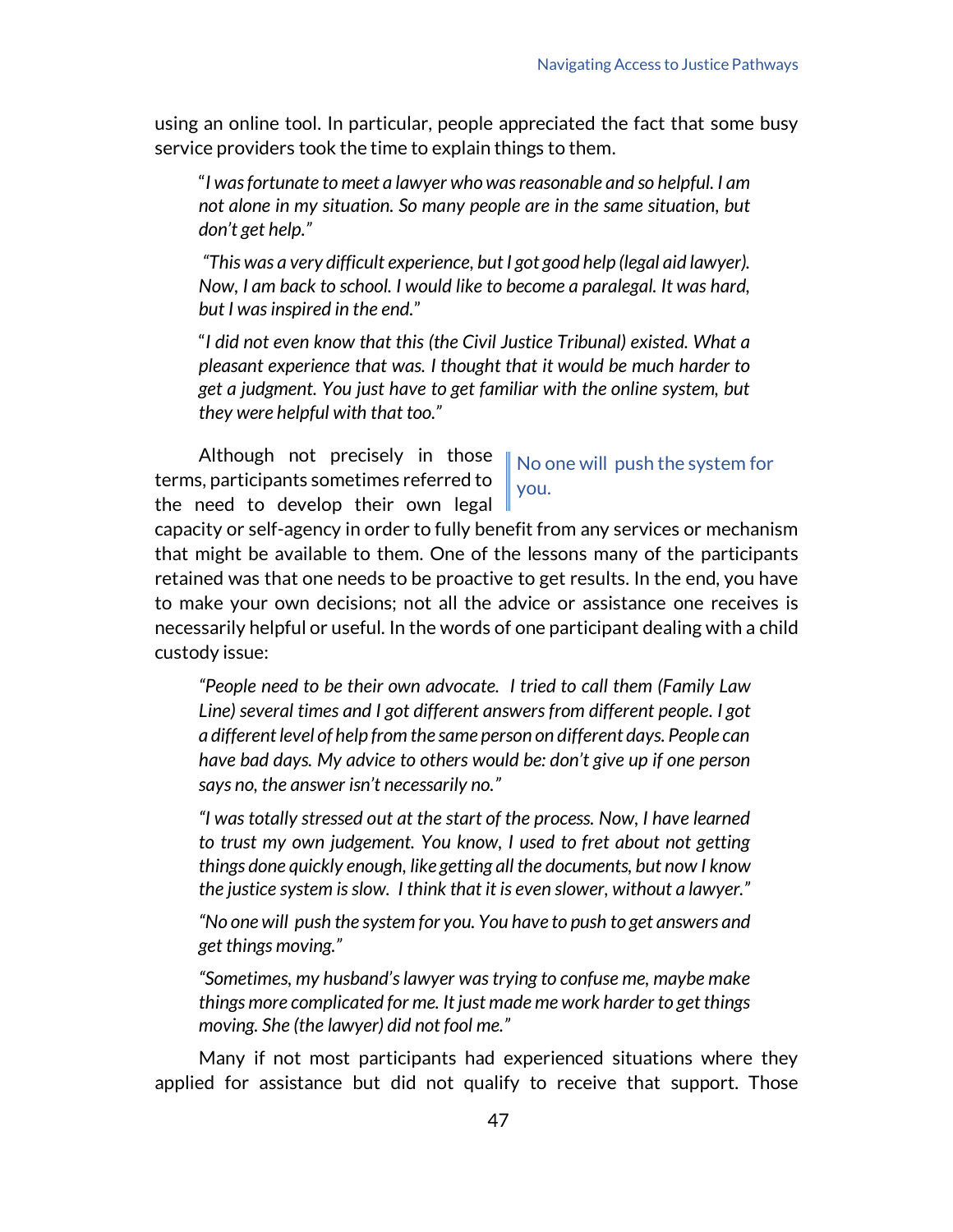using an online tool. In particular, people appreciated the fact that some busy service providers took the time to explain things to them.

> "*I was fortunate to meet a lawyer who was reasonable and so helpful. I am not alone in my situation. So many people are in the same situation, but don't get help.*"

> *"This was a very difficult experience, but I got good help (legal aid lawyer). Now, I am back to school. I would like to become a paralegal. It was hard, but I was inspired in the end."*

> "*I did not even know that this (the Civil Justice Tribunal) existed. What a pleasant experience that was. I thought that it would be much harder to get a judgment. You just have to get familiar with the online system, but they were helpful with that too.*"

> No one will push the system for you.

Although not precisely in those terms, participants sometimes referred to the need to develop their own legal capacity or self-agency in order to fully benefit from any services or mechanism that might be available to them. One of the lessons many of the participants retained was that one needs to be proactive to get results. In the end, you have to make your own decisions; not all the advice or assistance one receives is necessarily helpful or useful. In the words of one participant dealing with a child custody issue:

> *"People need to be their own advocate. I tried to call them (Family Law Line) several times and I got different answers from different people. I got a different level of help from the same person on different days. People can have bad days. My advice to others would be: don't give up if one person says no, the answer isn't necessarily no."*

> *"I was totally stressed out at the start of the process. Now, I have learned to trust my own judgement. You know, I used to fret about not getting things done quickly enough, like getting all the documents, but now I know the justice system is slow. I think that it is even slower, without a lawyer."*

> *"No one will push the system for you. You have to push to get answers and get things moving."*

> *"Sometimes, my husband's lawyer was trying to confuse me, maybe make things more complicated for me. It just made me work harder to get things moving. She (the lawyer) did not fool me."*

Many if not most participants had experienced situations where they applied for assistance but did not qualify to receive that support. Those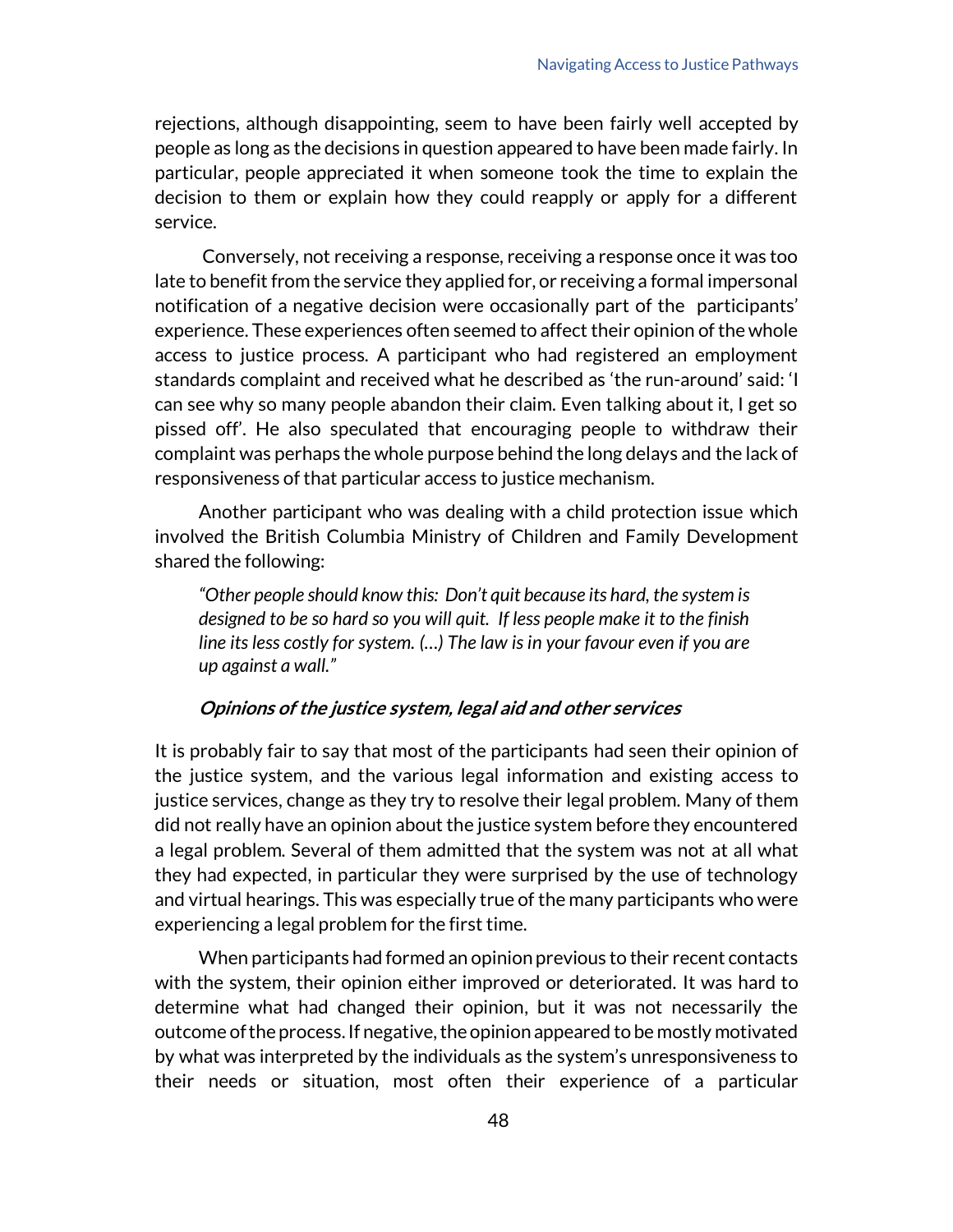rejections, although disappointing, seem to have been fairly well accepted by people as long as the decisions in question appeared to have been made fairly. In particular, people appreciated it when someone took the time to explain the decision to them or explain how they could reapply or apply for a different service.

Conversely, not receiving a response, receiving a response once it was too late to benefit from the service they applied for, or receiving a formal impersonal notification of a negative decision were occasionally part of the participants' experience. These experiences often seemed to affect their opinion of the whole access to justice process. A participant who had registered an employment standards complaint and received what he described as 'the run-around' said: 'I can see why so many people abandon their claim. Even talking about it, I get so pissed off'. He also speculated that encouraging people to withdraw their complaint was perhaps the whole purpose behind the long delays and the lack of responsiveness of that particular access to justice mechanism.

Another participant who was dealing with a child protection issue which involved the British Columbia Ministry of Children and Family Development shared the following:

> *"Other people should know this: Don't quit because its hard, the system is designed to be so hard so you will quit. If less people make it to the finish line its less costly for system. (…) The law is in your favour even if you are up against a wall."*

#### *Opinions of the justice system, legal aid and other services*

It is probably fair to say that most of the participants had seen their opinion of the justice system, and the various legal information and existing access to justice services, change as they try to resolve their legal problem. Many of them did not really have an opinion about the justice system before they encountered a legal problem. Several of them admitted that the system was not at all what they had expected, in particular they were surprised by the use of technology and virtual hearings. This was especially true of the many participants who were experiencing a legal problem for the first time.

When participants had formed an opinion previous to their recent contacts with the system, their opinion either improved or deteriorated. It was hard to determine what had changed their opinion, but it was not necessarily the outcome of the process. If negative, the opinion appeared to be mostly motivated by what was interpreted by the individuals as the system's unresponsiveness to their needs or situation, most often their experience of a particular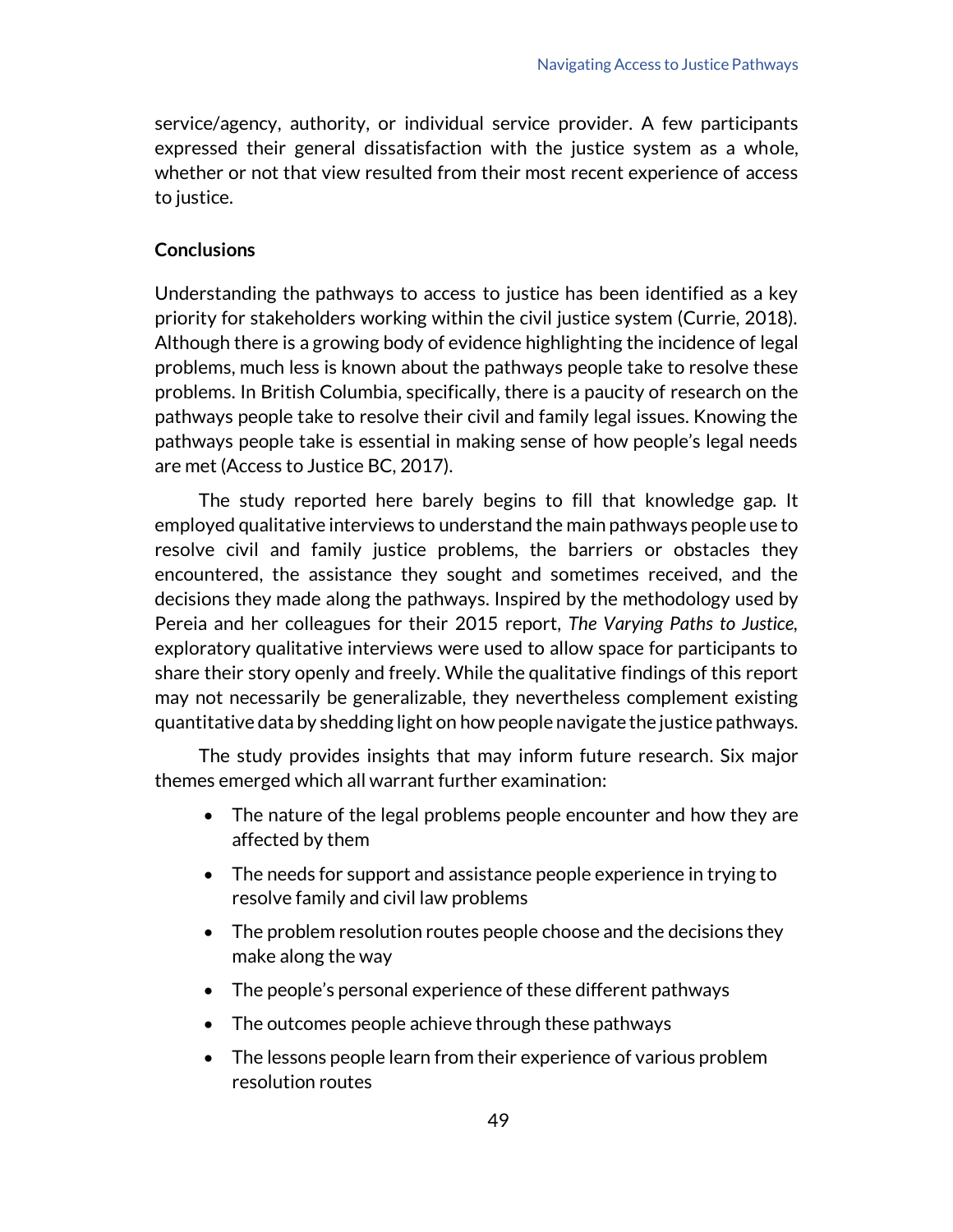service/agency, authority, or individual service provider. A few participants expressed their general dissatisfaction with the justice system as a whole, whether or not that view resulted from their most recent experience of access to justice.

## Conclusions

Understanding the pathways to access to justice has been identified as a key priority for stakeholders working within the civil justice system (Currie, 2018). Although there is a growing body of evidence highlighting the incidence of legal problems, much less is known about the pathways people take to resolve these problems. In British Columbia, specifically, there is a paucity of research on the pathways people take to resolve their civil and family legal issues. Knowing the pathways people take is essential in making sense of how people's legal needs are met (Access to Justice BC, 2017).

The study reported here barely begins to fill that knowledge gap. It employed qualitative interviews to understand the main pathways people use to resolve civil and family justice problems, the barriers or obstacles they encountered, the assistance they sought and sometimes received, and the decisions they made along the pathways. Inspired by the methodology used by Pereia and her colleagues for their 2015 report, *The Varying Paths to Justice*, exploratory qualitative interviews were used to allow space for participants to share their story openly and freely. While the qualitative findings of this report may not necessarily be generalizable, they nevertheless complement existing quantitative data by shedding light on how people navigate the justice pathways.

The study provides insights that may inform future research. Six major themes emerged which all warrant further examination:

- The nature of the legal problems people encounter and how they are affected by them
- The needs for support and assistance people experience in trying to resolve family and civil law problems
- The problem resolution routes people choose and the decisions they make along the way
- The people's personal experience of these different pathways
- The outcomes people achieve through these pathways
- The lessons people learn from their experience of various problem resolution routes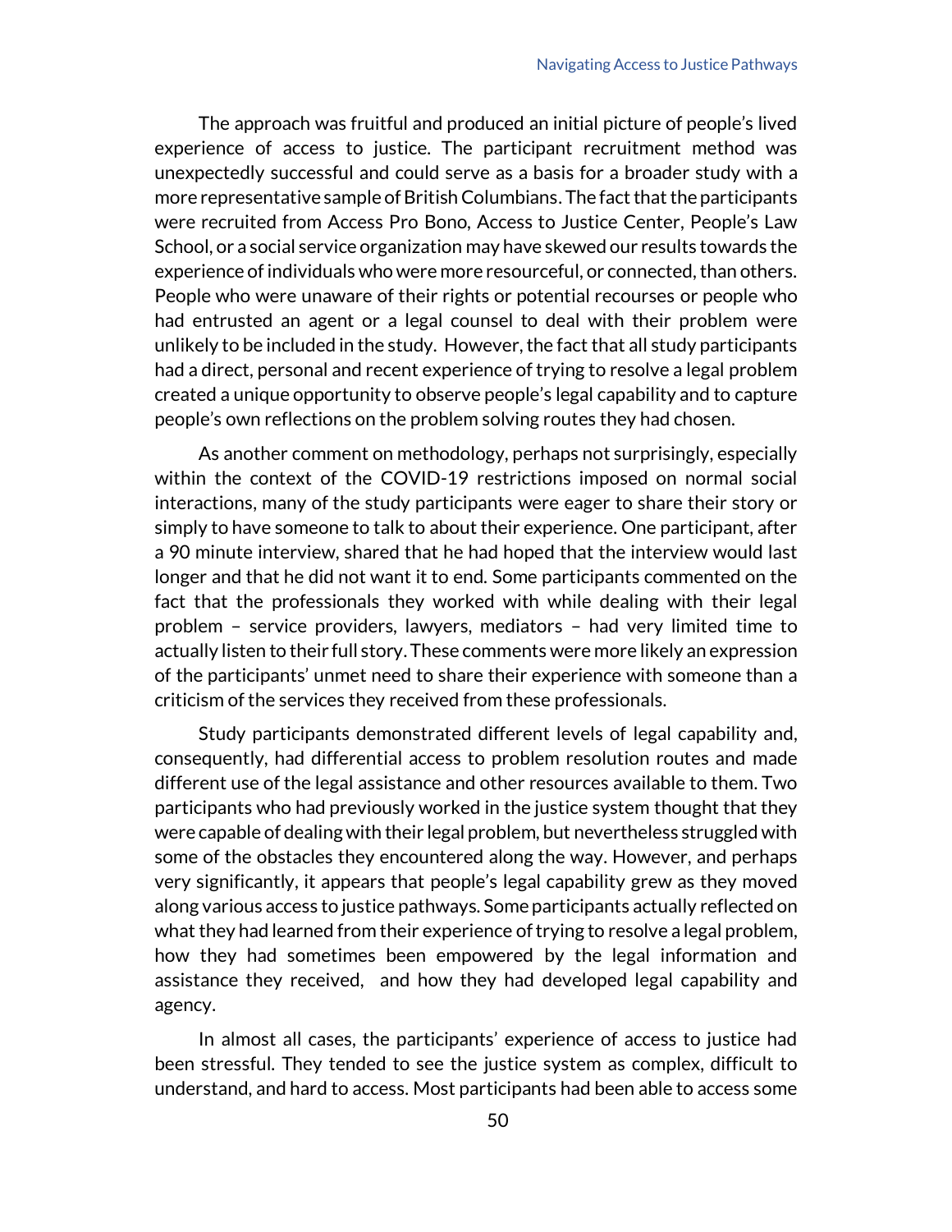The approach was fruitful and produced an initial picture of people's lived experience of access to justice. The participant recruitment method was unexpectedly successful and could serve as a basis for a broader study with a more representative sample of British Columbians. The fact that the participants were recruited from Access Pro Bono, Access to Justice Center, People's Law School, or a social service organization may have skewed our results towards the experience of individuals who were more resourceful, or connected, than others. People who were unaware of their rights or potential recourses or people who had entrusted an agent or a legal counsel to deal with their problem were unlikely to be included in the study. However, the fact that all study participants had a direct, personal and recent experience of trying to resolve a legal problem created a unique opportunity to observe people's legal capability and to capture people's own reflections on the problem solving routes they had chosen.

As another comment on methodology, perhaps not surprisingly, especially within the context of the COVID-19 restrictions imposed on normal social interactions, many of the study participants were eager to share their story or simply to have someone to talk to about their experience. One participant, after a 90 minute interview, shared that he had hoped that the interview would last longer and that he did not want it to end. Some participants commented on the fact that the professionals they worked with while dealing with their legal problem – service providers, lawyers, mediators – had very limited time to actually listen to their full story. These comments were more likely an expression of the participants' unmet need to share their experience with someone than a criticism of the services they received from these professionals.

Study participants demonstrated different levels of legal capability and, consequently, had differential access to problem resolution routes and made different use of the legal assistance and other resources available to them. Two participants who had previously worked in the justice system thought that they were capable of dealing with their legal problem, but nevertheless struggled with some of the obstacles they encountered along the way. However, and perhaps very significantly, it appears that people's legal capability grew as they moved along various access to justice pathways. Some participants actually reflected on what they had learned from their experience of trying to resolve a legal problem, how they had sometimes been empowered by the legal information and assistance they received, and how they had developed legal capability and agency.

In almost all cases, the participants' experience of access to justice had been stressful. They tended to see the justice system as complex, difficult to understand, and hard to access. Most participants had been able to access some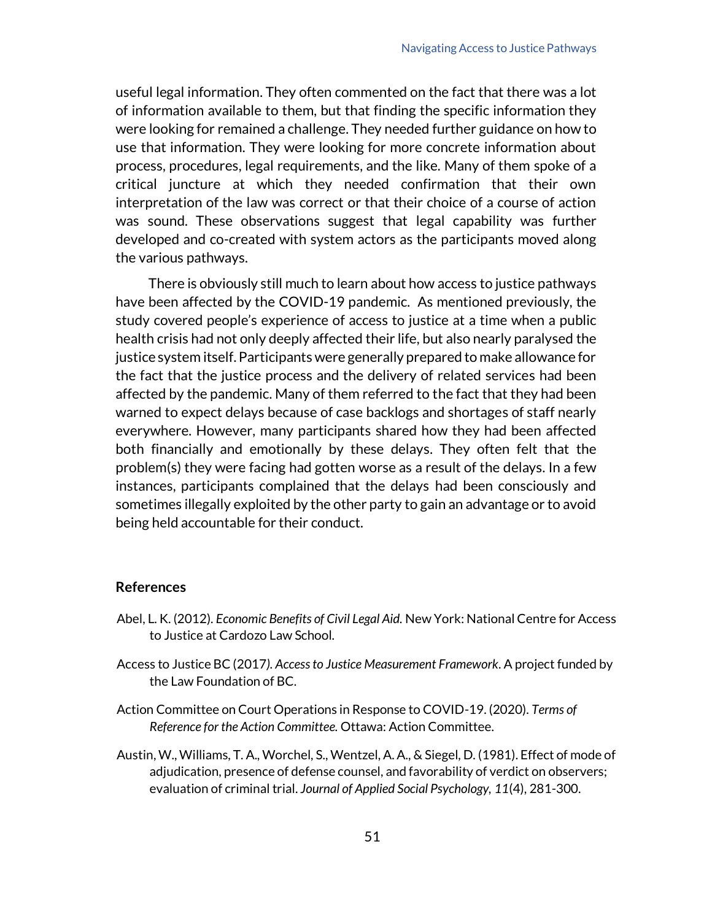useful legal information. They often commented on the fact that there was a lot of information available to them, but that finding the specific information they were looking for remained a challenge. They needed further guidance on how to use that information. They were looking for more concrete information about process, procedures, legal requirements, and the like. Many of them spoke of a critical juncture at which they needed confirmation that their own interpretation of the law was correct or that their choice of a course of action was sound. These observations suggest that legal capability was further developed and co-created with system actors as the participants moved along the various pathways.

There is obviously still much to learn about how access to justice pathways have been affected by the COVID-19 pandemic. As mentioned previously, the study covered people's experience of access to justice at a time when a public health crisis had not only deeply affected their life, but also nearly paralysed the justice system itself. Participants were generally prepared to make allowance for the fact that the justice process and the delivery of related services had been affected by the pandemic. Many of them referred to the fact that they had been warned to expect delays because of case backlogs and shortages of staff nearly everywhere. However, many participants shared how they had been affected both financially and emotionally by these delays. They often felt that the problem(s) they were facing had gotten worse as a result of the delays. In a few instances, participants complained that the delays had been consciously and sometimes illegally exploited by the other party to gain an advantage or to avoid being held accountable for their conduct.

## References

Abel, L. K. (2012). *Economic Benefits of Civil Legal Aid.* New York: National Centre for Access to Justice at Cardozo Law School.

Access to Justice BC (2017*). Access to Justice Measurement Framework*. A project funded by the Law Foundation of BC.

Action Committee on Court Operations in Response to COVID-19. (2020). *Terms of Reference for the Action Committee.* Ottawa: Action Committee.

Austin, W., Williams, T. A., Worchel, S., Wentzel, A. A., & Siegel, D. (1981). Effect of mode of adjudication, presence of defense counsel, and favorability of verdict on observers; evaluation of criminal trial. *Journal of Applied Social Psychology, 11*(4), 281-300.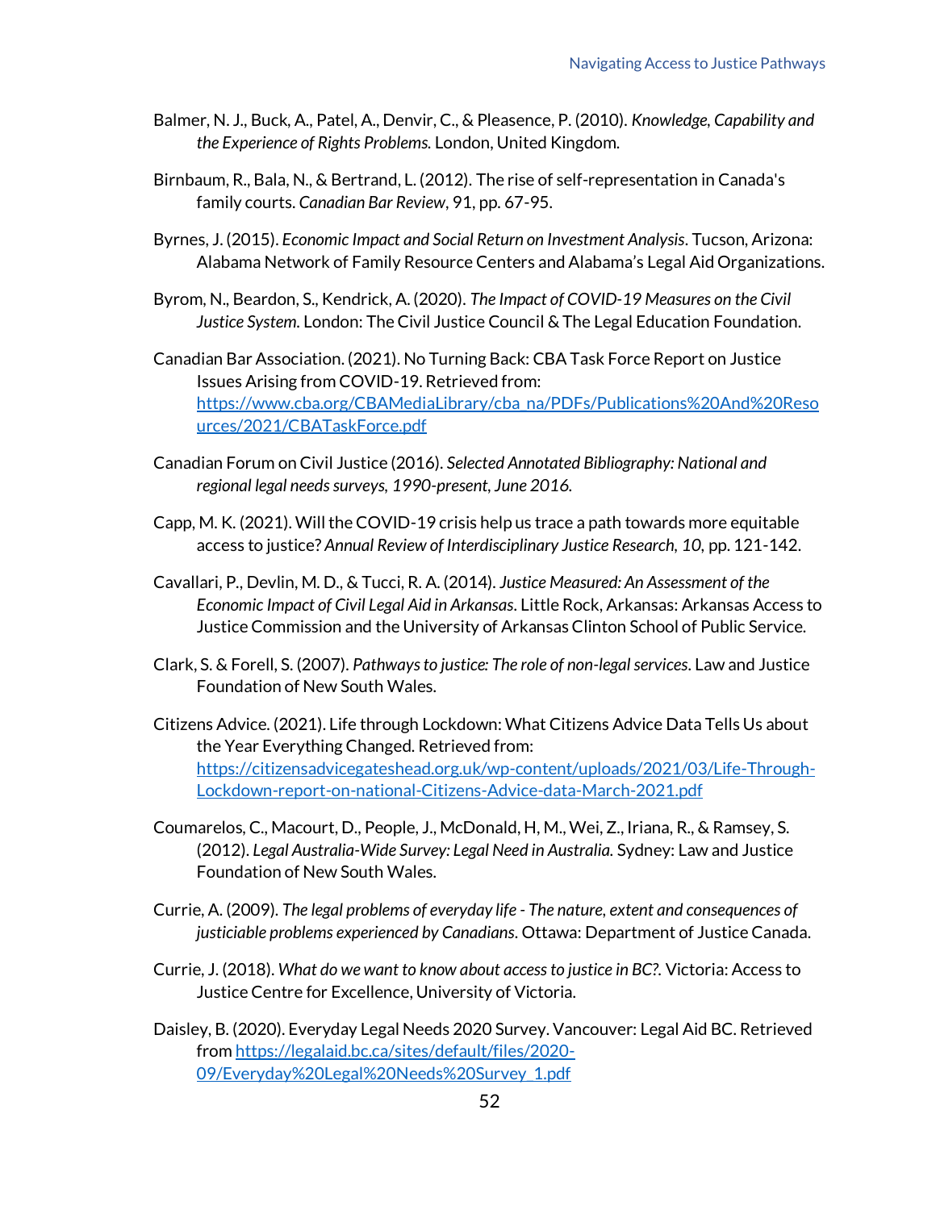Balmer, N. J., Buck, A., Patel, A., Denvir, C., & Pleasence, P. (2010). *Knowledge, Capability and the Experience of Rights Problems.* London, United Kingdom.

Birnbaum, R., Bala, N., & Bertrand, L. (2012). The rise of self-representation in Canada's family courts. *Canadian Bar Review*, 91, pp. 67-95.

Byrnes, J. (2015). *Economic Impact and Social Return on Investment Analysis*. Tucson, Arizona: Alabama Network of Family Resource Centers and Alabama's Legal Aid Organizations.

Byrom, N., Beardon, S., Kendrick, A. (2020). *The Impact of COVID-19 Measures on the Civil Justice System.* London: The Civil Justice Council & The Legal Education Foundation.

Canadian Bar Association. (2021). No Turning Back: CBA Task Force Report on Justice Issues Arising from COVID-19. Retrieved from: https://www.cba.org/CBAMediaLibrary/cba_na/PDFs/Publications%20And%20Resources/2021/CBATaskForce.pdf

Canadian Forum on Civil Justice (2016). *Selected Annotated Bibliography: National and regional legal needs surveys, 1990-present, June 2016.*

Capp, M. K. (2021). Will the COVID-19 crisis help us trace a path towards more equitable access to justice? *Annual Review of Interdisciplinary Justice Research, 10,* pp. 121-142.

Cavallari, P., Devlin, M. D., & Tucci, R. A. (2014). *Justice Measured: An Assessment of the Economic Impact of Civil Legal Aid in Arkansas*. Little Rock, Arkansas: Arkansas Access to Justice Commission and the University of Arkansas Clinton School of Public Service.

Clark, S. & Forell, S. (2007). *Pathways to justice: The role of non-legal services*. Law and Justice Foundation of New South Wales.

Citizens Advice. (2021). Life through Lockdown: What Citizens Advice Data Tells Us about the Year Everything Changed. Retrieved from: https://citizensadvicegateshead.org.uk/wp-content/uploads/2021/03/Life-Through-Lockdown-report-on-national-Citizens-Advice-data-March-2021.pdf

Coumarelos, C., Macourt, D., People, J., McDonald, H, M., Wei, Z., Iriana, R., & Ramsey, S. (2012). *Legal Australia-Wide Survey: Legal Need in Australia.* Sydney: Law and Justice Foundation of New South Wales.

Currie, A. (2009). *The legal problems of everyday life - The nature, extent and consequences of justiciable problems experienced by Canadians*. Ottawa: Department of Justice Canada.

Currie, J. (2018). *What do we want to know about access to justice in BC?.* Victoria: Access to Justice Centre for Excellence, University of Victoria.

Daisley, B. (2020). Everyday Legal Needs 2020 Survey. Vancouver: Legal Aid BC. Retrieved from https://legalaid.bc.ca/sites/default/files/2020-09/Everyday%20Legal%20Needs%20Survey_1.pdf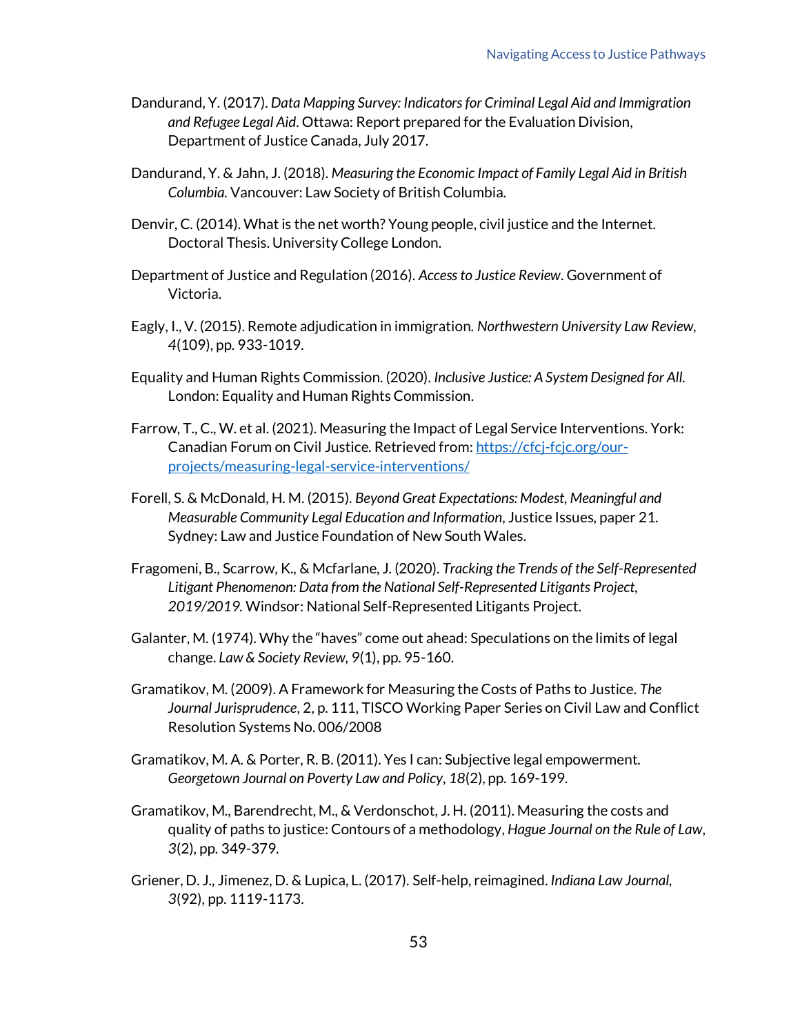Dandurand, Y. (2017). *Data Mapping Survey: Indicators for Criminal Legal Aid and Immigration and Refugee Legal Aid*. Ottawa: Report prepared for the Evaluation Division, Department of Justice Canada, July 2017.

Dandurand, Y. & Jahn, J. (2018). *Measuring the Economic Impact of Family Legal Aid in British Columbia.* Vancouver: Law Society of British Columbia.

Denvir, C. (2014). What is the net worth? Young people, civil justice and the Internet. Doctoral Thesis. University College London.

Department of Justice and Regulation (2016). *Access to Justice Review*. Government of Victoria.

Eagly, I., V. (2015). Remote adjudication in immigration. *Northwestern University Law Review*, *4*(109), pp. 933-1019.

Equality and Human Rights Commission. (2020). *Inclusive Justice: A System Designed for All.* London: Equality and Human Rights Commission.

Farrow, T., C., W. et al. (2021). Measuring the Impact of Legal Service Interventions. York: Canadian Forum on Civil Justice. Retrieved from: [https://cfcj-fcjc.org/our-projects/measuring-legal-service-interventions/](https://cfcj-fcjc.org/our-projects/measuring-legal-service-interventions/)

Forell, S. & McDonald, H. M. (2015). *Beyond Great Expectations: Modest, Meaningful and Measurable Community Legal Education and Information*, Justice Issues, paper 21. Sydney: Law and Justice Foundation of New South Wales.

Fragomeni, B., Scarrow, K., & Mcfarlane, J. (2020). *Tracking the Trends of the Self-Represented Litigant Phenomenon: Data from the National Self-Represented Litigants Project, 2019/2019.* Windsor: National Self-Represented Litigants Project.

Galanter, M. (1974). Why the "haves" come out ahead: Speculations on the limits of legal change. *Law & Society Review*, *9*(1), pp. 95-160.

Gramatikov, M. (2009). A Framework for Measuring the Costs of Paths to Justice. *The Journal Jurisprudence*, 2, p. 111, TISCO Working Paper Series on Civil Law and Conflict Resolution Systems No. 006/2008

Gramatikov, M. A. & Porter, R. B. (2011). Yes I can: Subjective legal empowerment. *Georgetown Journal on Poverty Law and Policy*, *18*(2), pp. 169-199.

Gramatikov, M., Barendrecht, M., & Verdonschot, J. H. (2011). Measuring the costs and quality of paths to justice: Contours of a methodology, *Hague Journal on the Rule of Law*, *3*(2), pp. 349-379.

Griener, D. J., Jimenez, D. & Lupica, L. (2017). Self-help, reimagined. *Indiana Law Journal*, *3*(92), pp. 1119-1173.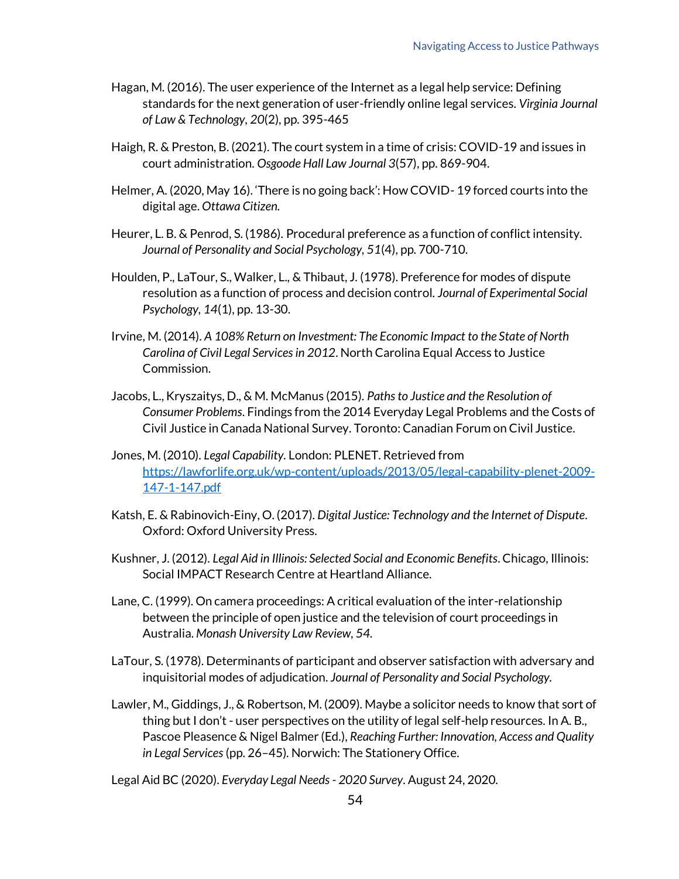Hagan, M. (2016). The user experience of the Internet as a legal help service: Defining standards for the next generation of user-friendly online legal services. *Virginia Journal of Law & Technology*, *20*(2), pp. 395-465

Haigh, R. & Preston, B. (2021). The court system in a time of crisis: COVID-19 and issues in court administration. *Osgoode Hall Law Journal 3*(57), pp. 869-904.

Helmer, A. (2020, May 16). 'There is no going back': How COVID- 19 forced courts into the digital age. *Ottawa Citizen.*

Heurer, L. B. & Penrod, S. (1986). Procedural preference as a function of conflict intensity. *Journal of Personality and Social Psychology*, *51*(4), pp. 700-710.

Houlden, P., LaTour, S., Walker, L., & Thibaut, J. (1978). Preference for modes of dispute resolution as a function of process and decision control. *Journal of Experimental Social Psychology*, *14*(1), pp. 13-30.

Irvine, M. (2014). *A 108% Return on Investment: The Economic Impact to the State of North Carolina of Civil Legal Services in 2012*. North Carolina Equal Access to Justice Commission.

Jacobs, L., Kryszaitys, D., & M. McManus (2015). *Paths to Justice and the Resolution of Consumer Problems*. Findings from the 2014 Everyday Legal Problems and the Costs of Civil Justice in Canada National Survey. Toronto: Canadian Forum on Civil Justice.

Jones, M. (2010). *Legal Capability*. London: PLENET. Retrieved from https://lawforlife.org.uk/wp-content/uploads/2013/05/legal-capability-plenet-2009-147-1-147.pdf

Katsh, E. & Rabinovich-Einy, O. (2017). *Digital Justice: Technology and the Internet of Dispute*. Oxford: Oxford University Press.

Kushner, J. (2012). *Legal Aid in Illinois: Selected Social and Economic Benefits*. Chicago, Illinois: Social IMPACT Research Centre at Heartland Alliance.

Lane, C. (1999). On camera proceedings: A critical evaluation of the inter-relationship between the principle of open justice and the television of court proceedings in Australia. *Monash University Law Review*, *54*.

LaTour, S. (1978). Determinants of participant and observer satisfaction with adversary and inquisitorial modes of adjudication. *Journal of Personality and Social Psychology.*

Lawler, M., Giddings, J., & Robertson, M. (2009). Maybe a solicitor needs to know that sort of thing but I don't - user perspectives on the utility of legal self-help resources. In A. B., Pascoe Pleasence & Nigel Balmer (Ed.), *Reaching Further: Innovation, Access and Quality in Legal Services* (pp. 26–45). Norwich: The Stationery Office.

Legal Aid BC (2020). *Everyday Legal Needs - 2020 Survey*. August 24, 2020.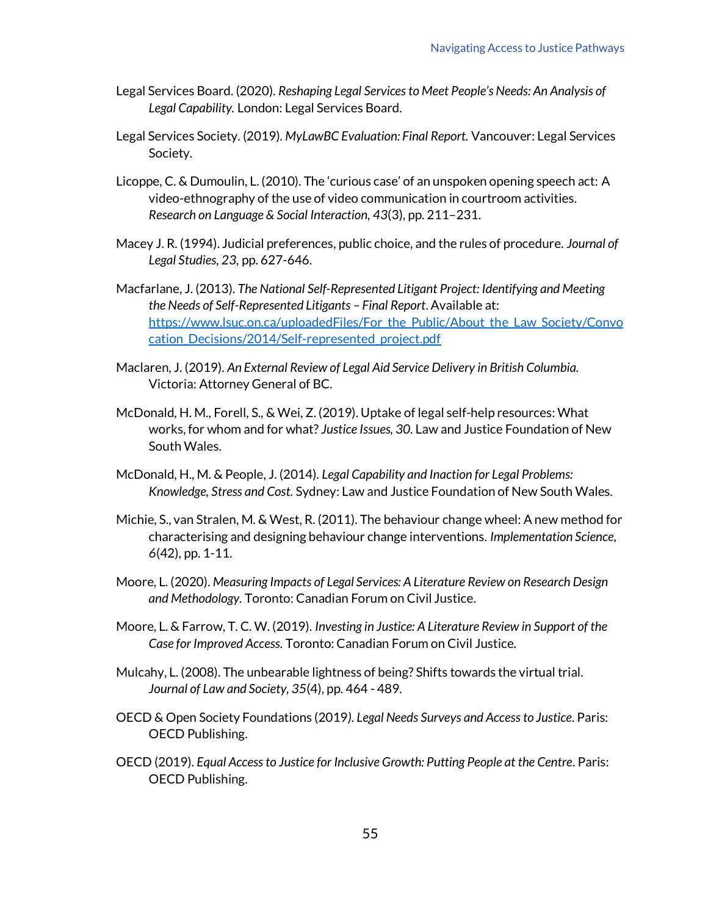Legal Services Board. (2020). *Reshaping Legal Services to Meet People's Needs: An Analysis of Legal Capability.* London: Legal Services Board.

Legal Services Society. (2019). *MyLawBC Evaluation: Final Report.* Vancouver: Legal Services Society.

Licoppe, C. & Dumoulin, L. (2010). The 'curious case' of an unspoken opening speech act: A video-ethnography of the use of video communication in courtroom activities. *Research on Language & Social Interaction*, *43*(3), pp. 211–231.

Macey J. R. (1994). Judicial preferences, public choice, and the rules of procedure. *Journal of Legal Studies*, *23*, pp. 627-646.

Macfarlane, J. (2013). *The National Self-Represented Litigant Project: Identifying and Meeting the Needs of Self-Represented Litigants – Final Report*. Available at: [https://www.lsuc.on.ca/uploadedFiles/For_the_Public/About_the_Law_Society/Convocation_Decisions/2014/Self-represented_project.pdf](https://www.lsuc.on.ca/uploadedFiles/For_the_Public/About_the_Law_Society/Convocation_Decisions/2014/Self-represented_project.pdf)

Maclaren, J. (2019). *An External Review of Legal Aid Service Delivery in British Columbia.* Victoria: Attorney General of BC.

McDonald, H. M., Forell, S., & Wei, Z. (2019). Uptake of legal self-help resources: What works, for whom and for what? *Justice Issues, 30.* Law and Justice Foundation of New South Wales.

McDonald, H., M. & People, J. (2014). *Legal Capability and Inaction for Legal Problems: Knowledge, Stress and Cost.* Sydney: Law and Justice Foundation of New South Wales.

Michie, S., van Stralen, M. & West, R. (2011). The behaviour change wheel: A new method for characterising and designing behaviour change interventions. *Implementation Science, 6*(42), pp. 1-11.

Moore, L. (2020). *Measuring Impacts of Legal Services: A Literature Review on Research Design and Methodology.* Toronto: Canadian Forum on Civil Justice.

Moore, L. & Farrow, T. C. W. (2019). *Investing in Justice: A Literature Review in Support of the Case for Improved Access.* Toronto: Canadian Forum on Civil Justice.

Mulcahy, L. (2008). The unbearable lightness of being? Shifts towards the virtual trial. *Journal of Law and Society*, *35*(4), pp. 464 - 489.

OECD & Open Society Foundations (2019). *Legal Needs Surveys and Access to Justice*. Paris: OECD Publishing.

OECD (2019). *Equal Access to Justice for Inclusive Growth: Putting People at the Centre*. Paris: OECD Publishing.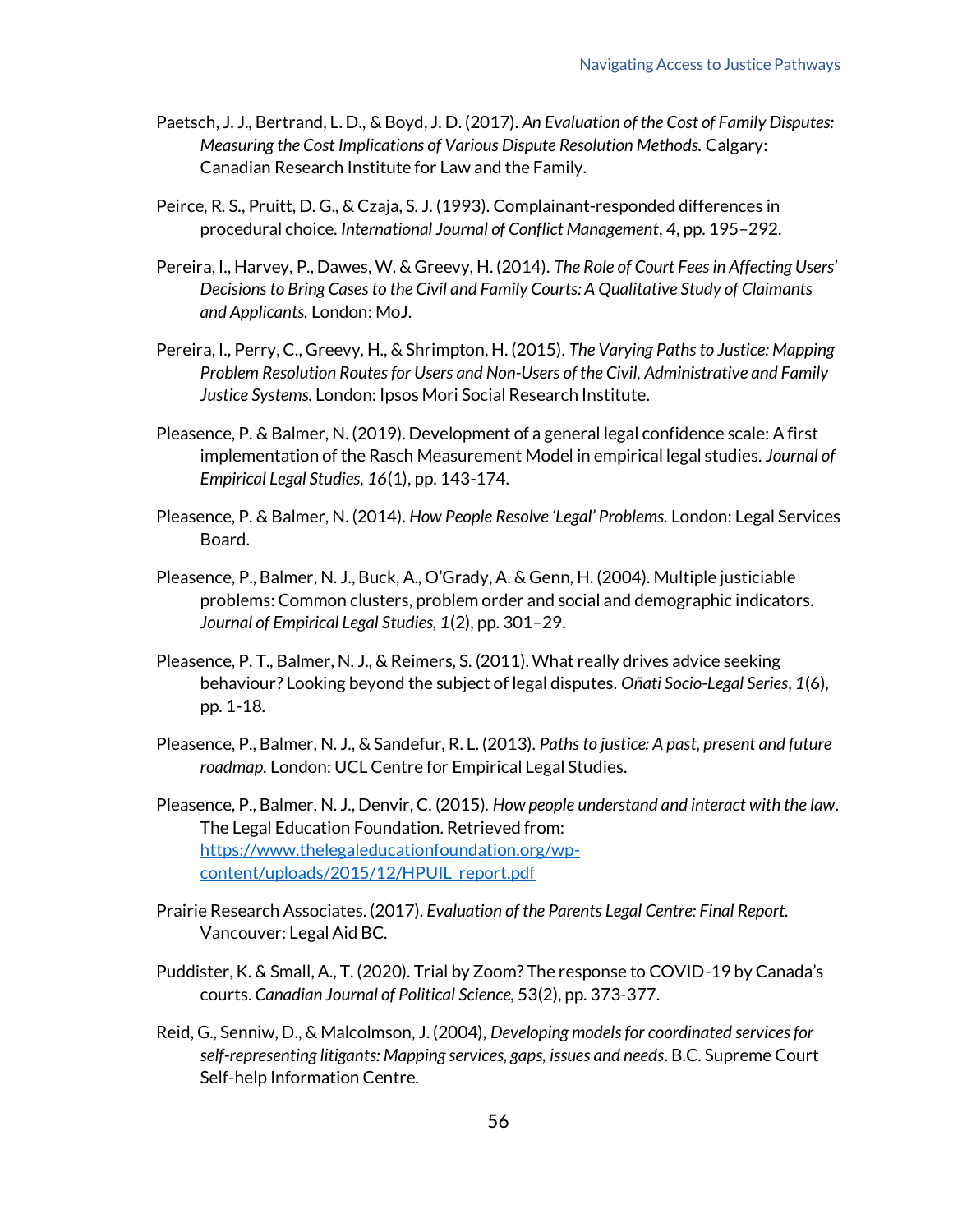Paetsch, J. J., Bertrand, L. D., & Boyd, J. D. (2017). *An Evaluation of the Cost of Family Disputes: Measuring the Cost Implications of Various Dispute Resolution Methods.* Calgary: Canadian Research Institute for Law and the Family.

Peirce, R. S., Pruitt, D. G., & Czaja, S. J. (1993). Complainant-responded differences in procedural choice. *International Journal of Conflict Management*, *4*, pp. 195–292.

Pereira, I., Harvey, P., Dawes, W. & Greevy, H. (2014). *The Role of Court Fees in Affecting Users' Decisions to Bring Cases to the Civil and Family Courts: A Qualitative Study of Claimants and Applicants.* London: MoJ.

Pereira, I., Perry, C., Greevy, H., & Shrimpton, H. (2015). *The Varying Paths to Justice: Mapping Problem Resolution Routes for Users and Non-Users of the Civil, Administrative and Family Justice Systems.* London: Ipsos Mori Social Research Institute.

Pleasence, P. & Balmer, N. (2019). Development of a general legal confidence scale: A first implementation of the Rasch Measurement Model in empirical legal studies. *Journal of Empirical Legal Studies, 16*(1), pp. 143-174.

Pleasence, P. & Balmer, N. (2014). *How People Resolve 'Legal' Problems.* London: Legal Services Board.

Pleasence, P., Balmer, N. J., Buck, A., O'Grady, A. & Genn, H. (2004). Multiple justiciable problems: Common clusters, problem order and social and demographic indicators. *Journal of Empirical Legal Studies, 1*(2), pp. 301–29.

Pleasence, P. T., Balmer, N. J., & Reimers, S. (2011). What really drives advice seeking behaviour? Looking beyond the subject of legal disputes. *Oñati Socio-Legal Series*, *1*(6), pp. 1-18.

Pleasence, P., Balmer, N. J., & Sandefur, R. L. (2013). *Paths to justice: A past, present and future roadmap.* London: UCL Centre for Empirical Legal Studies.

Pleasence, P., Balmer, N. J., Denvir, C. (2015). *How people understand and interact with the law*. The Legal Education Foundation. Retrieved from: [https://www.thelegaleducationfoundation.org/wp-content/uploads/2015/12/HPUIL_report.pdf](https://www.thelegaleducationfoundation.org/wp-content/uploads/2015/12/HPUIL_report.pdf)

Prairie Research Associates. (2017). *Evaluation of the Parents Legal Centre: Final Report.* Vancouver: Legal Aid BC.

Puddister, K. & Small, A., T. (2020). Trial by Zoom? The response to COVID-19 by Canada's courts. *Canadian Journal of Political Science*, 53(2), pp. 373-377.

Reid, G., Senniw, D., & Malcolmson, J. (2004), *Developing models for coordinated services for self-representing litigants: Mapping services, gaps, issues and needs*. B.C. Supreme Court Self-help Information Centre.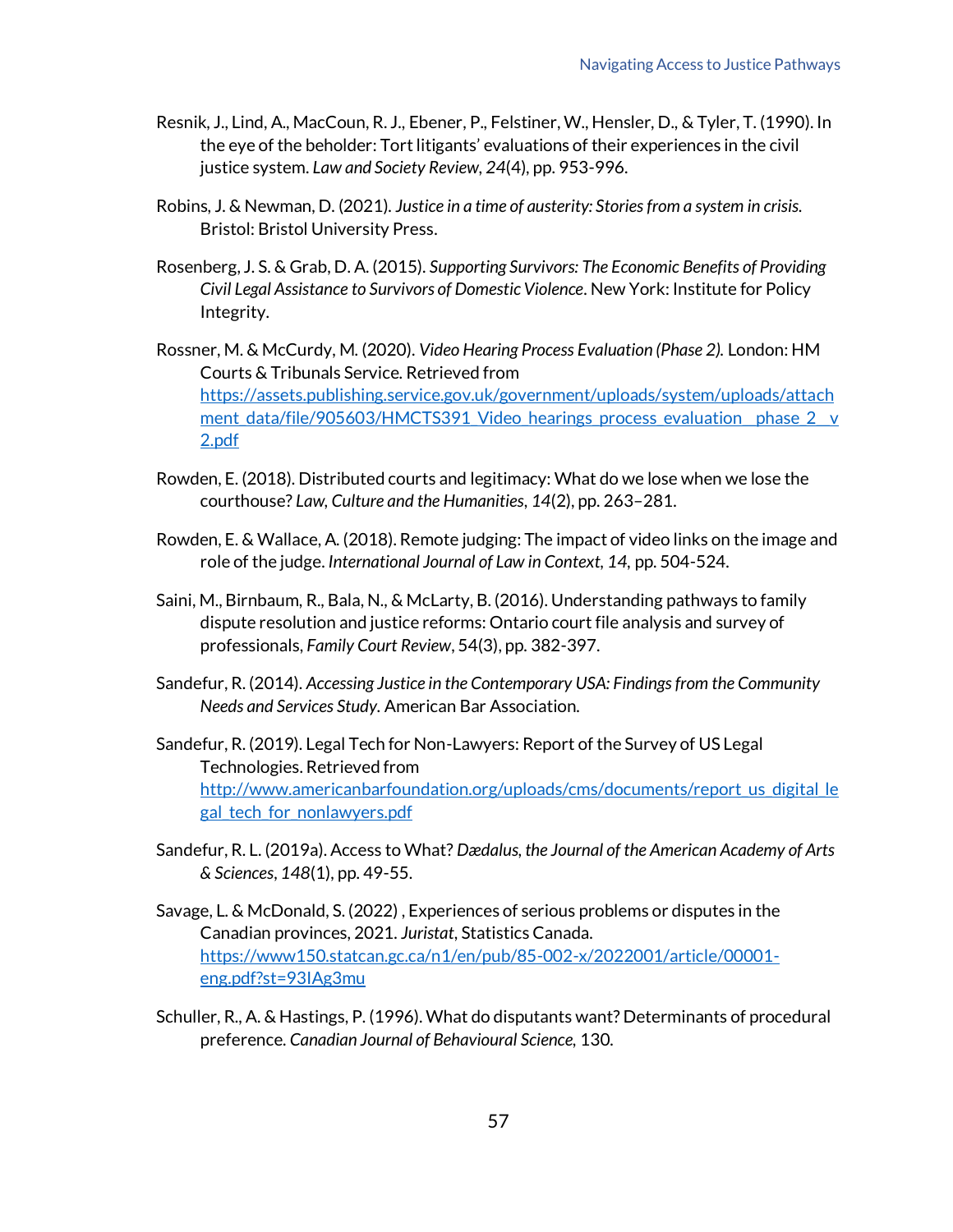Resnik, J., Lind, A., MacCoun, R. J., Ebener, P., Felstiner, W., Hensler, D., & Tyler, T. (1990). In the eye of the beholder: Tort litigants' evaluations of their experiences in the civil justice system. *Law and Society Review*, *24*(4), pp. 953-996.

Robins, J. & Newman, D. (2021). *Justice in a time of austerity: Stories from a system in crisis.* Bristol: Bristol University Press.

Rosenberg, J. S. & Grab, D. A. (2015). *Supporting Survivors: The Economic Benefits of Providing Civil Legal Assistance to Survivors of Domestic Violence*. New York: Institute for Policy Integrity.

Rossner, M. & McCurdy, M. (2020). *Video Hearing Process Evaluation (Phase 2).* London: HM Courts & Tribunals Service. Retrieved from [https://assets.publishing.service.gov.uk/government/uploads/system/uploads/attachment_data/file/905603/HMCTS391_Video_hearings_process_evaluation__phase_2__v2.pdf](https://assets.publishing.service.gov.uk/government/uploads/system/uploads/attachment_data/file/905603/HMCTS391_Video_hearings_process_evaluation__phase_2__v2.pdf)

Rowden, E. (2018). Distributed courts and legitimacy: What do we lose when we lose the courthouse? *Law, Culture and the Humanities*, *14*(2), pp. 263–281.

Rowden, E. & Wallace, A. (2018). Remote judging: The impact of video links on the image and role of the judge. *International Journal of Law in Context, 14*, pp. 504-524.

Saini, M., Birnbaum, R., Bala, N., & McLarty, B. (2016). Understanding pathways to family dispute resolution and justice reforms: Ontario court file analysis and survey of professionals, *Family Court Review*, 54(3), pp. 382-397.

Sandefur, R. (2014). *Accessing Justice in the Contemporary USA: Findings from the Community Needs and Services Study.* American Bar Association.

Sandefur, R. (2019). Legal Tech for Non-Lawyers: Report of the Survey of US Legal Technologies. Retrieved from [http://www.americanbarfoundation.org/uploads/cms/documents/report_us_digital_legal_tech_for_nonlawyers.pdf](http://www.americanbarfoundation.org/uploads/cms/documents/report_us_digital_legal_tech_for_nonlawyers.pdf)

Sandefur, R. L. (2019a). Access to What? *Dædalus, the Journal of the American Academy of Arts & Sciences*, *148*(1), pp. 49-55.

Savage, L. & McDonald, S. (2022) , Experiences of serious problems or disputes in the Canadian provinces, 2021. *Juristat*, Statistics Canada. [https://www150.statcan.gc.ca/n1/en/pub/85-002-x/2022001/article/00001-eng.pdf?st=93IAg3mu](https://www150.statcan.gc.ca/n1/en/pub/85-002-x/2022001/article/00001-eng.pdf?st=93IAg3mu)

Schuller, R., A. & Hastings, P. (1996). What do disputants want? Determinants of procedural preference. *Canadian Journal of Behavioural Science,* 130.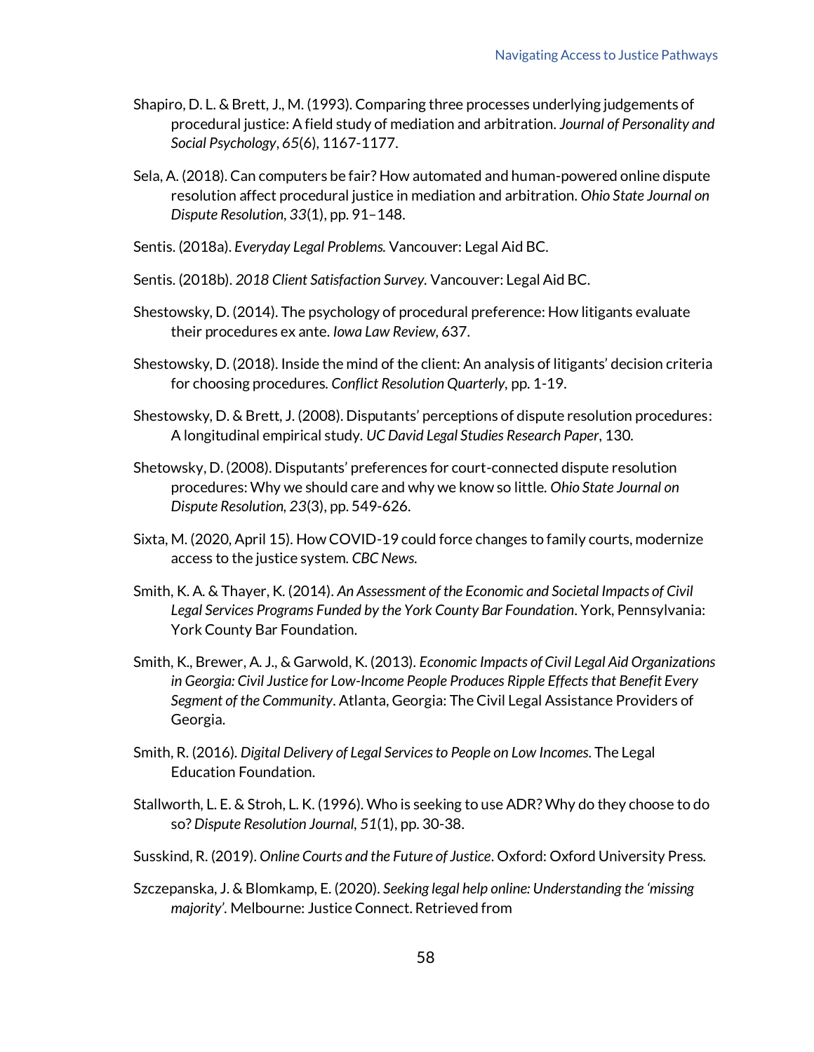Shapiro, D. L. & Brett, J., M. (1993). Comparing three processes underlying judgements of procedural justice: A field study of mediation and arbitration. *Journal of Personality and Social Psychology*, *65*(6), 1167-1177.

Sela, A. (2018). Can computers be fair? How automated and human-powered online dispute resolution affect procedural justice in mediation and arbitration. *Ohio State Journal on Dispute Resolution*, *33*(1), pp. 91–148.

Sentis. (2018a). *Everyday Legal Problems.* Vancouver: Legal Aid BC.

Sentis. (2018b). *2018 Client Satisfaction Survey.* Vancouver: Legal Aid BC.

Shestowsky, D. (2014). The psychology of procedural preference: How litigants evaluate their procedures ex ante. *Iowa Law Review*, 637.

Shestowsky, D. (2018). Inside the mind of the client: An analysis of litigants' decision criteria for choosing procedures. *Conflict Resolution Quarterly*, pp. 1-19.

Shestowsky, D. & Brett, J. (2008). Disputants' perceptions of dispute resolution procedures: A longitudinal empirical study. *UC David Legal Studies Research Paper*, 130.

Shetowsky, D. (2008). Disputants' preferences for court-connected dispute resolution procedures: Why we should care and why we know so little. *Ohio State Journal on Dispute Resolution*, *23*(3), pp. 549-626.

Sixta, M. (2020, April 15). How COVID-19 could force changes to family courts, modernize access to the justice system. *CBC News.*

Smith, K. A. & Thayer, K. (2014). *An Assessment of the Economic and Societal Impacts of Civil Legal Services Programs Funded by the York County Bar Foundation*. York, Pennsylvania: York County Bar Foundation.

Smith, K., Brewer, A. J., & Garwold, K. (2013). *Economic Impacts of Civil Legal Aid Organizations in Georgia: Civil Justice for Low-Income People Produces Ripple Effects that Benefit Every Segment of the Community*. Atlanta, Georgia: The Civil Legal Assistance Providers of Georgia.

Smith, R. (2016). *Digital Delivery of Legal Services to People on Low Incomes*. The Legal Education Foundation.

Stallworth, L. E. & Stroh, L. K. (1996). Who is seeking to use ADR? Why do they choose to do so? *Dispute Resolution Journal*, *51*(1), pp. 30-38.

Susskind, R. (2019). *Online Courts and the Future of Justice*. Oxford: Oxford University Press.

Szczepanska, J. & Blomkamp, E. (2020). *Seeking legal help online: Understanding the 'missing majority'*. Melbourne: Justice Connect. Retrieved from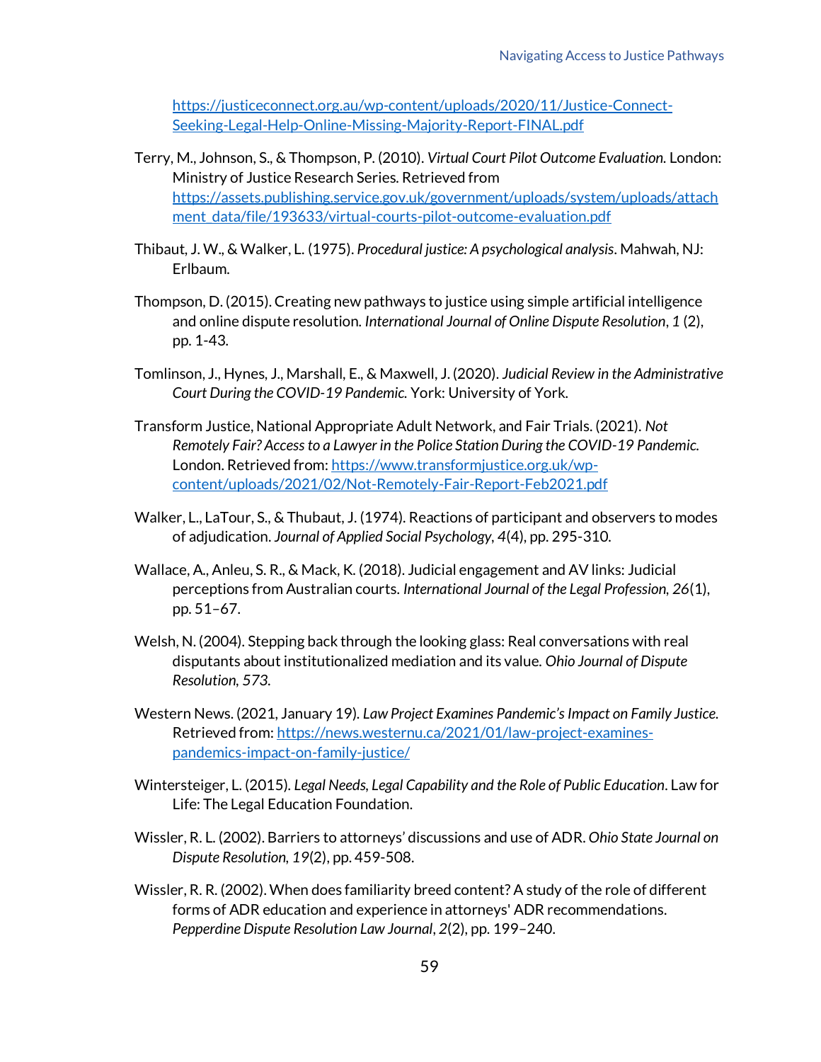https://justiceconnect.org.au/wp-content/uploads/2020/11/Justice-Connect-Seeking-Legal-Help-Online-Missing-Majority-Report-FINAL.pdf

Terry, M., Johnson, S., & Thompson, P. (2010). *Virtual Court Pilot Outcome Evaluation.* London: Ministry of Justice Research Series. Retrieved from https://assets.publishing.service.gov.uk/government/uploads/system/uploads/attachment_data/file/193633/virtual-courts-pilot-outcome-evaluation.pdf

Thibaut, J. W., & Walker, L. (1975). *Procedural justice: A psychological analysis*. Mahwah, NJ: Erlbaum.

Thompson, D. (2015). Creating new pathways to justice using simple artificial intelligence and online dispute resolution. *International Journal of Online Dispute Resolution*, *1* (2), pp. 1-43.

Tomlinson, J., Hynes, J., Marshall, E., & Maxwell, J. (2020). *Judicial Review in the Administrative Court During the COVID-19 Pandemic.* York: University of York.

Transform Justice, National Appropriate Adult Network, and Fair Trials. (2021). *Not Remotely Fair? Access to a Lawyer in the Police Station During the COVID-19 Pandemic.* London. Retrieved from: https://www.transformjustice.org.uk/wp-content/uploads/2021/02/Not-Remotely-Fair-Report-Feb2021.pdf

Walker, L., LaTour, S., & Thubaut, J. (1974). Reactions of participant and observers to modes of adjudication. *Journal of Applied Social Psychology*, *4*(4), pp. 295-310.

Wallace, A., Anleu, S. R., & Mack, K. (2018). Judicial engagement and AV links: Judicial perceptions from Australian courts. *International Journal of the Legal Profession, 26*(1), pp. 51–67.

Welsh, N. (2004). Stepping back through the looking glass: Real conversations with real disputants about institutionalized mediation and its value. *Ohio Journal of Dispute Resolution, 573.*

Western News. (2021, January 19). *Law Project Examines Pandemic's Impact on Family Justice.* Retrieved from: https://news.westernu.ca/2021/01/law-project-examines-pandemics-impact-on-family-justice/

Wintersteiger, L. (2015). *Legal Needs, Legal Capability and the Role of Public Education*. Law for Life: The Legal Education Foundation.

Wissler, R. L. (2002). Barriers to attorneys' discussions and use of ADR. *Ohio State Journal on Dispute Resolution, 19*(2), pp. 459-508.

Wissler, R. R. (2002). When does familiarity breed content? A study of the role of different forms of ADR education and experience in attorneys' ADR recommendations. *Pepperdine Dispute Resolution Law Journal*, *2*(2), pp. 199–240.